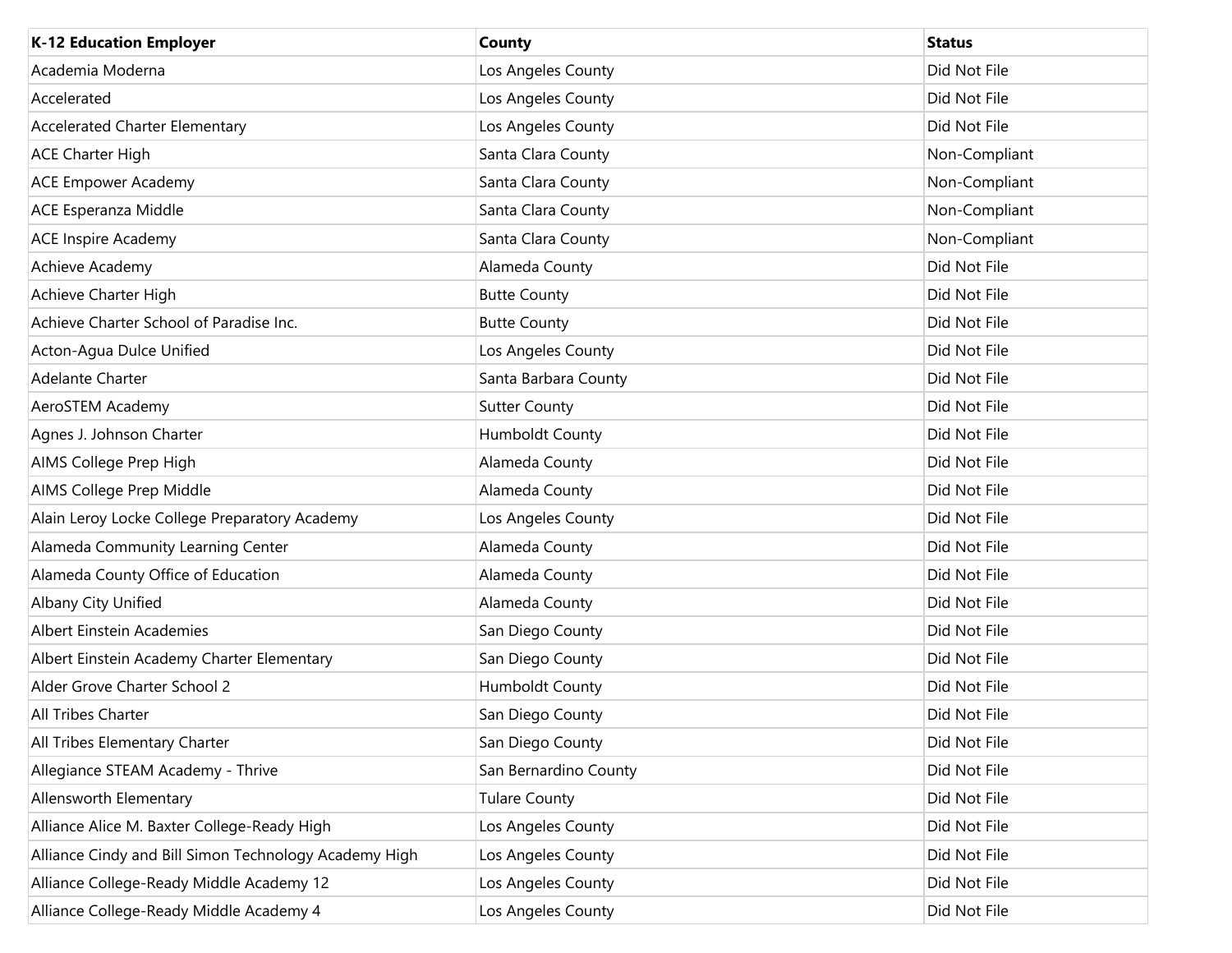| K-12 Education Employer | County | Status |
| --- | --- | --- |
| Academia Moderna | Los Angeles County | Did Not File |
| Accelerated | Los Angeles County | Did Not File |
| Accelerated Charter Elementary | Los Angeles County | Did Not File |
| ACE Charter High | Santa Clara County | Non-Compliant |
| ACE Empower Academy | Santa Clara County | Non-Compliant |
| ACE Esperanza Middle | Santa Clara County | Non-Compliant |
| ACE Inspire Academy | Santa Clara County | Non-Compliant |
| Achieve Academy | Alameda County | Did Not File |
| Achieve Charter High | Butte County | Did Not File |
| Achieve Charter School of Paradise Inc. | Butte County | Did Not File |
| Acton-Agua Dulce Unified | Los Angeles County | Did Not File |
| Adelante Charter | Santa Barbara County | Did Not File |
| AeroSTEM Academy | Sutter County | Did Not File |
| Agnes J. Johnson Charter | Humboldt County | Did Not File |
| AIMS College Prep High | Alameda County | Did Not File |
| AIMS College Prep Middle | Alameda County | Did Not File |
| Alain Leroy Locke College Preparatory Academy | Los Angeles County | Did Not File |
| Alameda Community Learning Center | Alameda County | Did Not File |
| Alameda County Office of Education | Alameda County | Did Not File |
| Albany City Unified | Alameda County | Did Not File |
| Albert Einstein Academies | San Diego County | Did Not File |
| Albert Einstein Academy Charter Elementary | San Diego County | Did Not File |
| Alder Grove Charter School 2 | Humboldt County | Did Not File |
| All Tribes Charter | San Diego County | Did Not File |
| All Tribes Elementary Charter | San Diego County | Did Not File |
| Allegiance STEAM Academy - Thrive | San Bernardino County | Did Not File |
| Allensworth Elementary | Tulare County | Did Not File |
| Alliance Alice M. Baxter College-Ready High | Los Angeles County | Did Not File |
| Alliance Cindy and Bill Simon Technology Academy High | Los Angeles County | Did Not File |
| Alliance College-Ready Middle Academy 12 | Los Angeles County | Did Not File |
| Alliance College-Ready Middle Academy 4 | Los Angeles County | Did Not File |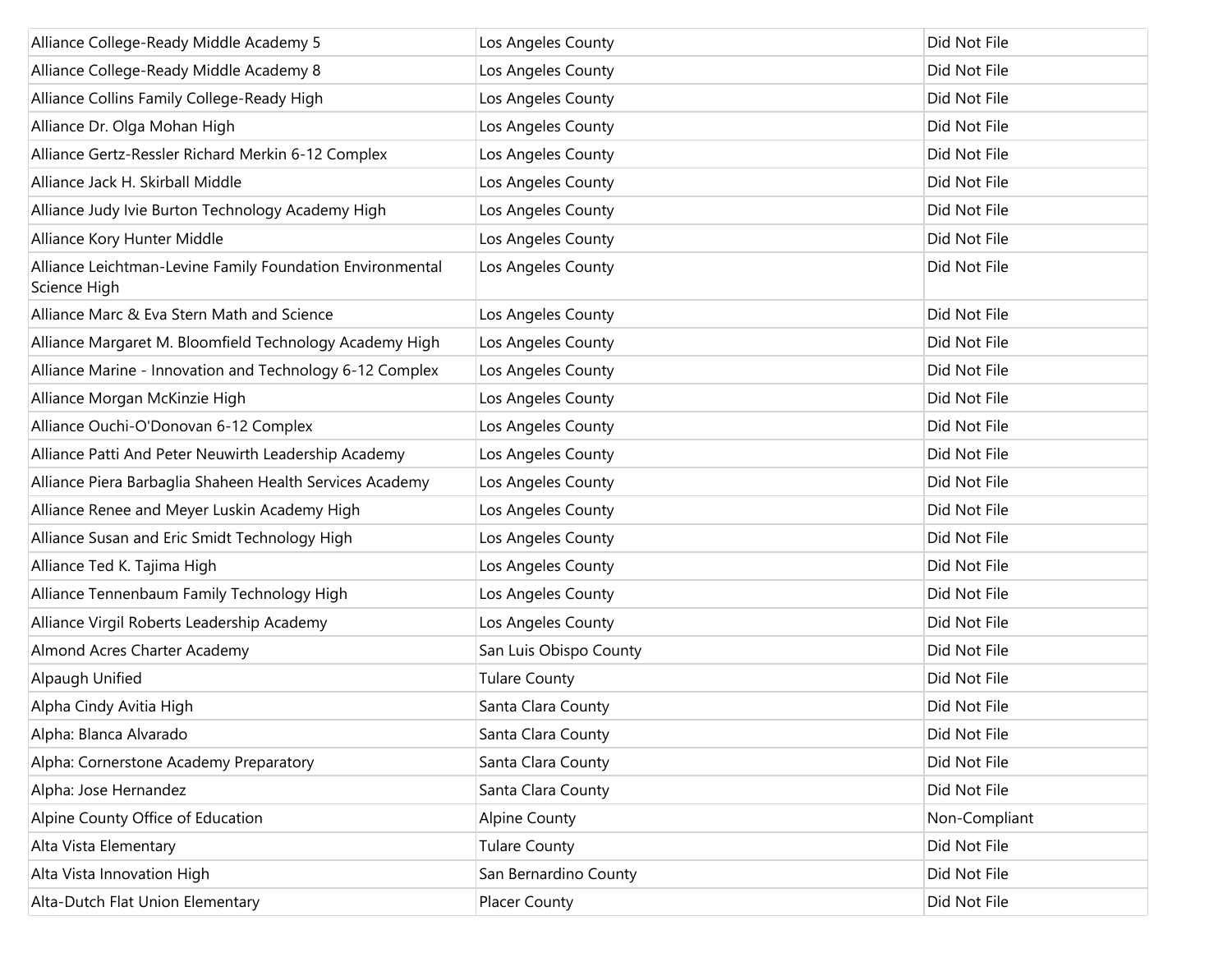| | | |
|---|---|---|
| Alliance College-Ready Middle Academy 5 | Los Angeles County | Did Not File |
| Alliance College-Ready Middle Academy 8 | Los Angeles County | Did Not File |
| Alliance Collins Family College-Ready High | Los Angeles County | Did Not File |
| Alliance Dr. Olga Mohan High | Los Angeles County | Did Not File |
| Alliance Gertz-Ressler Richard Merkin 6-12 Complex | Los Angeles County | Did Not File |
| Alliance Jack H. Skirball Middle | Los Angeles County | Did Not File |
| Alliance Judy Ivie Burton Technology Academy High | Los Angeles County | Did Not File |
| Alliance Kory Hunter Middle | Los Angeles County | Did Not File |
| Alliance Leichtman-Levine Family Foundation Environmental Science High | Los Angeles County | Did Not File |
| Alliance Marc & Eva Stern Math and Science | Los Angeles County | Did Not File |
| Alliance Margaret M. Bloomfield Technology Academy High | Los Angeles County | Did Not File |
| Alliance Marine - Innovation and Technology 6-12 Complex | Los Angeles County | Did Not File |
| Alliance Morgan McKinzie High | Los Angeles County | Did Not File |
| Alliance Ouchi-O'Donovan 6-12 Complex | Los Angeles County | Did Not File |
| Alliance Patti And Peter Neuwirth Leadership Academy | Los Angeles County | Did Not File |
| Alliance Piera Barbaglia Shaheen Health Services Academy | Los Angeles County | Did Not File |
| Alliance Renee and Meyer Luskin Academy High | Los Angeles County | Did Not File |
| Alliance Susan and Eric Smidt Technology High | Los Angeles County | Did Not File |
| Alliance Ted K. Tajima High | Los Angeles County | Did Not File |
| Alliance Tennenbaum Family Technology High | Los Angeles County | Did Not File |
| Alliance Virgil Roberts Leadership Academy | Los Angeles County | Did Not File |
| Almond Acres Charter Academy | San Luis Obispo County | Did Not File |
| Alpaugh Unified | Tulare County | Did Not File |
| Alpha Cindy Avitia High | Santa Clara County | Did Not File |
| Alpha: Blanca Alvarado | Santa Clara County | Did Not File |
| Alpha: Cornerstone Academy Preparatory | Santa Clara County | Did Not File |
| Alpha: Jose Hernandez | Santa Clara County | Did Not File |
| Alpine County Office of Education | Alpine County | Non-Compliant |
| Alta Vista Elementary | Tulare County | Did Not File |
| Alta Vista Innovation High | San Bernardino County | Did Not File |
| Alta-Dutch Flat Union Elementary | Placer County | Did Not File |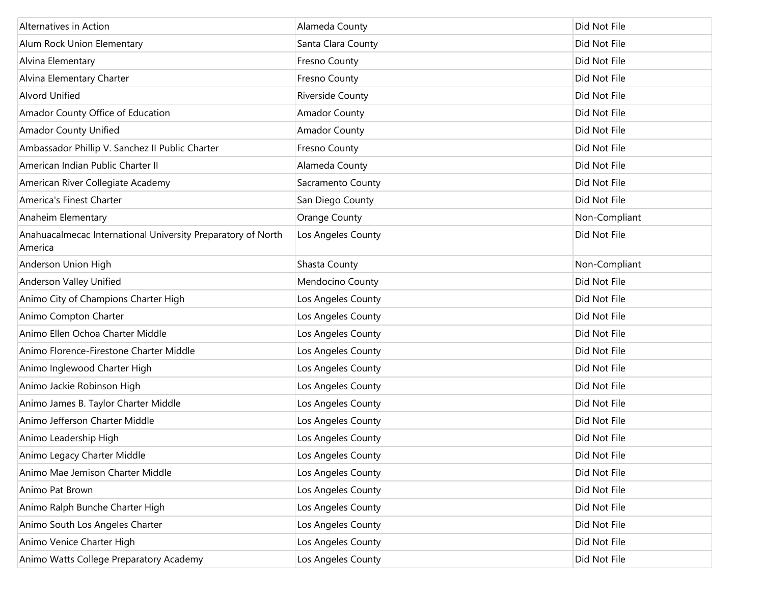| | | |
|---|---|---|
| Alternatives in Action | Alameda County | Did Not File |
| Alum Rock Union Elementary | Santa Clara County | Did Not File |
| Alvina Elementary | Fresno County | Did Not File |
| Alvina Elementary Charter | Fresno County | Did Not File |
| Alvord Unified | Riverside County | Did Not File |
| Amador County Office of Education | Amador County | Did Not File |
| Amador County Unified | Amador County | Did Not File |
| Ambassador Phillip V. Sanchez II Public Charter | Fresno County | Did Not File |
| American Indian Public Charter II | Alameda County | Did Not File |
| American River Collegiate Academy | Sacramento County | Did Not File |
| America's Finest Charter | San Diego County | Did Not File |
| Anaheim Elementary | Orange County | Non-Compliant |
| Anahuacalmecac International University Preparatory of North America | Los Angeles County | Did Not File |
| Anderson Union High | Shasta County | Non-Compliant |
| Anderson Valley Unified | Mendocino County | Did Not File |
| Animo City of Champions Charter High | Los Angeles County | Did Not File |
| Animo Compton Charter | Los Angeles County | Did Not File |
| Animo Ellen Ochoa Charter Middle | Los Angeles County | Did Not File |
| Animo Florence-Firestone Charter Middle | Los Angeles County | Did Not File |
| Animo Inglewood Charter High | Los Angeles County | Did Not File |
| Animo Jackie Robinson High | Los Angeles County | Did Not File |
| Animo James B. Taylor Charter Middle | Los Angeles County | Did Not File |
| Animo Jefferson Charter Middle | Los Angeles County | Did Not File |
| Animo Leadership High | Los Angeles County | Did Not File |
| Animo Legacy Charter Middle | Los Angeles County | Did Not File |
| Animo Mae Jemison Charter Middle | Los Angeles County | Did Not File |
| Animo Pat Brown | Los Angeles County | Did Not File |
| Animo Ralph Bunche Charter High | Los Angeles County | Did Not File |
| Animo South Los Angeles Charter | Los Angeles County | Did Not File |
| Animo Venice Charter High | Los Angeles County | Did Not File |
| Animo Watts College Preparatory Academy | Los Angeles County | Did Not File |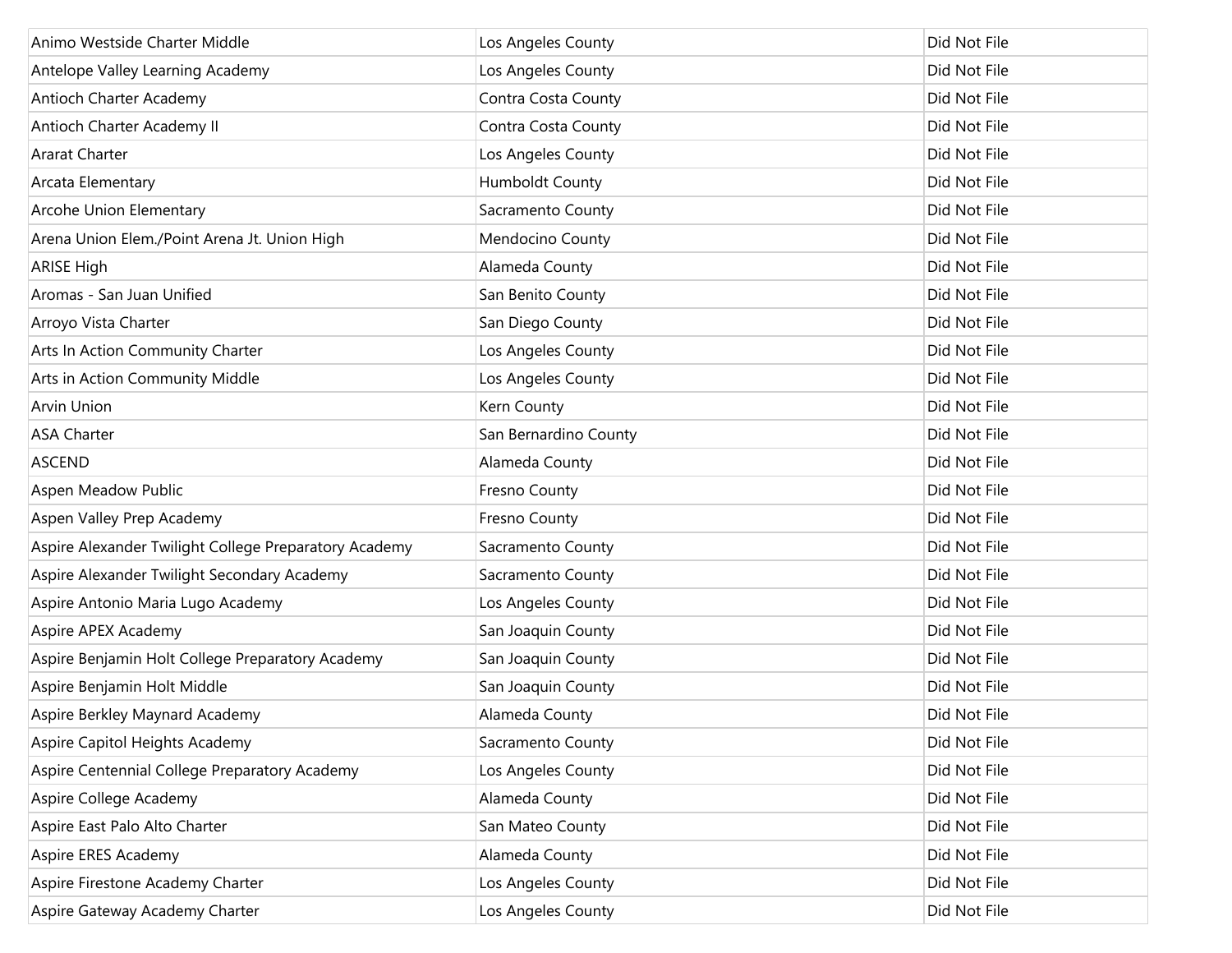| | | |
|---|---|---|
| Animo Westside Charter Middle | Los Angeles County | Did Not File |
| Antelope Valley Learning Academy | Los Angeles County | Did Not File |
| Antioch Charter Academy | Contra Costa County | Did Not File |
| Antioch Charter Academy II | Contra Costa County | Did Not File |
| Ararat Charter | Los Angeles County | Did Not File |
| Arcata Elementary | Humboldt County | Did Not File |
| Arcohe Union Elementary | Sacramento County | Did Not File |
| Arena Union Elem./Point Arena Jt. Union High | Mendocino County | Did Not File |
| ARISE High | Alameda County | Did Not File |
| Aromas - San Juan Unified | San Benito County | Did Not File |
| Arroyo Vista Charter | San Diego County | Did Not File |
| Arts In Action Community Charter | Los Angeles County | Did Not File |
| Arts in Action Community Middle | Los Angeles County | Did Not File |
| Arvin Union | Kern County | Did Not File |
| ASA Charter | San Bernardino County | Did Not File |
| ASCEND | Alameda County | Did Not File |
| Aspen Meadow Public | Fresno County | Did Not File |
| Aspen Valley Prep Academy | Fresno County | Did Not File |
| Aspire Alexander Twilight College Preparatory Academy | Sacramento County | Did Not File |
| Aspire Alexander Twilight Secondary Academy | Sacramento County | Did Not File |
| Aspire Antonio Maria Lugo Academy | Los Angeles County | Did Not File |
| Aspire APEX Academy | San Joaquin County | Did Not File |
| Aspire Benjamin Holt College Preparatory Academy | San Joaquin County | Did Not File |
| Aspire Benjamin Holt Middle | San Joaquin County | Did Not File |
| Aspire Berkley Maynard Academy | Alameda County | Did Not File |
| Aspire Capitol Heights Academy | Sacramento County | Did Not File |
| Aspire Centennial College Preparatory Academy | Los Angeles County | Did Not File |
| Aspire College Academy | Alameda County | Did Not File |
| Aspire East Palo Alto Charter | San Mateo County | Did Not File |
| Aspire ERES Academy | Alameda County | Did Not File |
| Aspire Firestone Academy Charter | Los Angeles County | Did Not File |
| Aspire Gateway Academy Charter | Los Angeles County | Did Not File |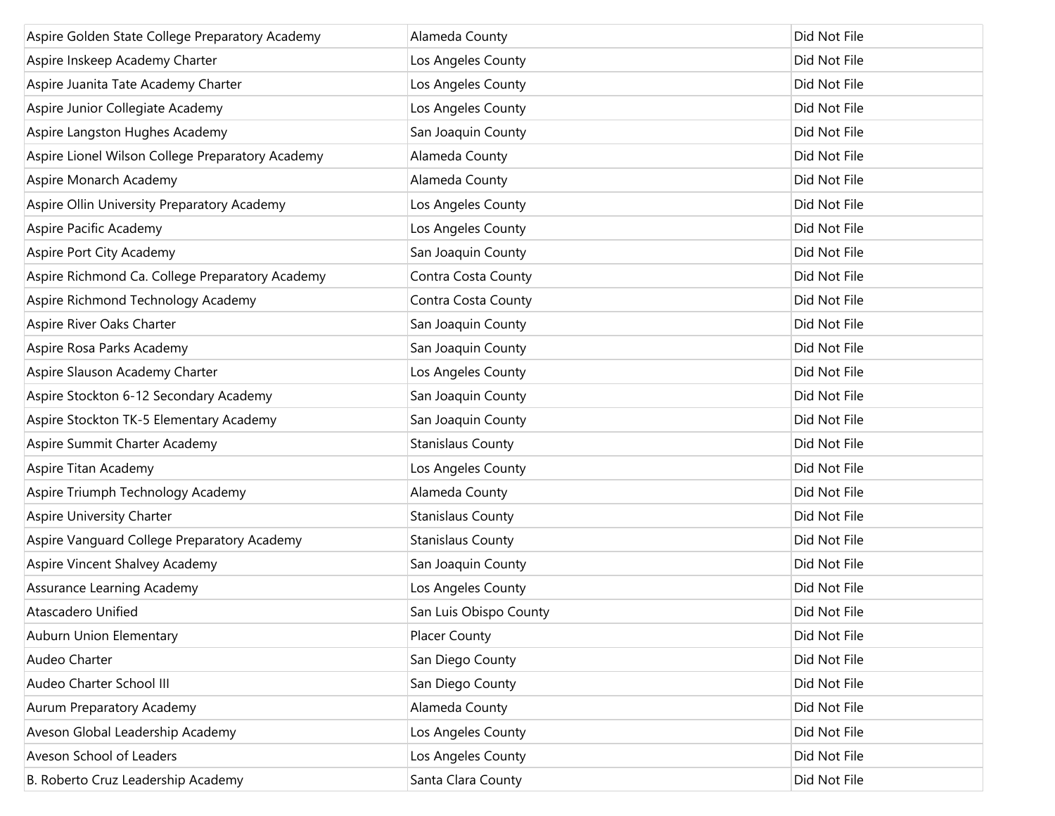| Aspire Golden State College Preparatory Academy | Alameda County | Did Not File |
|---|---|---|
| Aspire Inskeep Academy Charter | Los Angeles County | Did Not File |
| Aspire Juanita Tate Academy Charter | Los Angeles County | Did Not File |
| Aspire Junior Collegiate Academy | Los Angeles County | Did Not File |
| Aspire Langston Hughes Academy | San Joaquin County | Did Not File |
| Aspire Lionel Wilson College Preparatory Academy | Alameda County | Did Not File |
| Aspire Monarch Academy | Alameda County | Did Not File |
| Aspire Ollin University Preparatory Academy | Los Angeles County | Did Not File |
| Aspire Pacific Academy | Los Angeles County | Did Not File |
| Aspire Port City Academy | San Joaquin County | Did Not File |
| Aspire Richmond Ca. College Preparatory Academy | Contra Costa County | Did Not File |
| Aspire Richmond Technology Academy | Contra Costa County | Did Not File |
| Aspire River Oaks Charter | San Joaquin County | Did Not File |
| Aspire Rosa Parks Academy | San Joaquin County | Did Not File |
| Aspire Slauson Academy Charter | Los Angeles County | Did Not File |
| Aspire Stockton 6-12 Secondary Academy | San Joaquin County | Did Not File |
| Aspire Stockton TK-5 Elementary Academy | San Joaquin County | Did Not File |
| Aspire Summit Charter Academy | Stanislaus County | Did Not File |
| Aspire Titan Academy | Los Angeles County | Did Not File |
| Aspire Triumph Technology Academy | Alameda County | Did Not File |
| Aspire University Charter | Stanislaus County | Did Not File |
| Aspire Vanguard College Preparatory Academy | Stanislaus County | Did Not File |
| Aspire Vincent Shalvey Academy | San Joaquin County | Did Not File |
| Assurance Learning Academy | Los Angeles County | Did Not File |
| Atascadero Unified | San Luis Obispo County | Did Not File |
| Auburn Union Elementary | Placer County | Did Not File |
| Audeo Charter | San Diego County | Did Not File |
| Audeo Charter School III | San Diego County | Did Not File |
| Aurum Preparatory Academy | Alameda County | Did Not File |
| Aveson Global Leadership Academy | Los Angeles County | Did Not File |
| Aveson School of Leaders | Los Angeles County | Did Not File |
| B. Roberto Cruz Leadership Academy | Santa Clara County | Did Not File |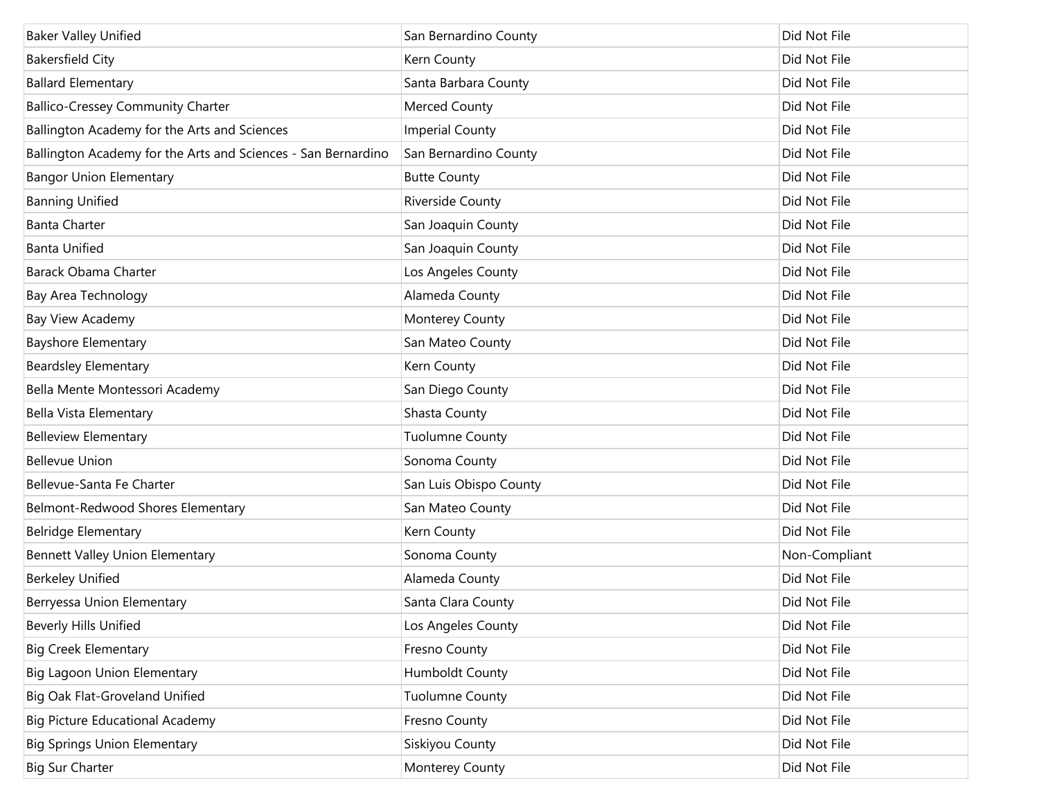| | | |
|---|---|---|
| Baker Valley Unified | San Bernardino County | Did Not File |
| Bakersfield City | Kern County | Did Not File |
| Ballard Elementary | Santa Barbara County | Did Not File |
| Ballico-Cressey Community Charter | Merced County | Did Not File |
| Ballington Academy for the Arts and Sciences | Imperial County | Did Not File |
| Ballington Academy for the Arts and Sciences - San Bernardino | San Bernardino County | Did Not File |
| Bangor Union Elementary | Butte County | Did Not File |
| Banning Unified | Riverside County | Did Not File |
| Banta Charter | San Joaquin County | Did Not File |
| Banta Unified | San Joaquin County | Did Not File |
| Barack Obama Charter | Los Angeles County | Did Not File |
| Bay Area Technology | Alameda County | Did Not File |
| Bay View Academy | Monterey County | Did Not File |
| Bayshore Elementary | San Mateo County | Did Not File |
| Beardsley Elementary | Kern County | Did Not File |
| Bella Mente Montessori Academy | San Diego County | Did Not File |
| Bella Vista Elementary | Shasta County | Did Not File |
| Belleview Elementary | Tuolumne County | Did Not File |
| Bellevue Union | Sonoma County | Did Not File |
| Bellevue-Santa Fe Charter | San Luis Obispo County | Did Not File |
| Belmont-Redwood Shores Elementary | San Mateo County | Did Not File |
| Belridge Elementary | Kern County | Did Not File |
| Bennett Valley Union Elementary | Sonoma County | Non-Compliant |
| Berkeley Unified | Alameda County | Did Not File |
| Berryessa Union Elementary | Santa Clara County | Did Not File |
| Beverly Hills Unified | Los Angeles County | Did Not File |
| Big Creek Elementary | Fresno County | Did Not File |
| Big Lagoon Union Elementary | Humboldt County | Did Not File |
| Big Oak Flat-Groveland Unified | Tuolumne County | Did Not File |
| Big Picture Educational Academy | Fresno County | Did Not File |
| Big Springs Union Elementary | Siskiyou County | Did Not File |
| Big Sur Charter | Monterey County | Did Not File |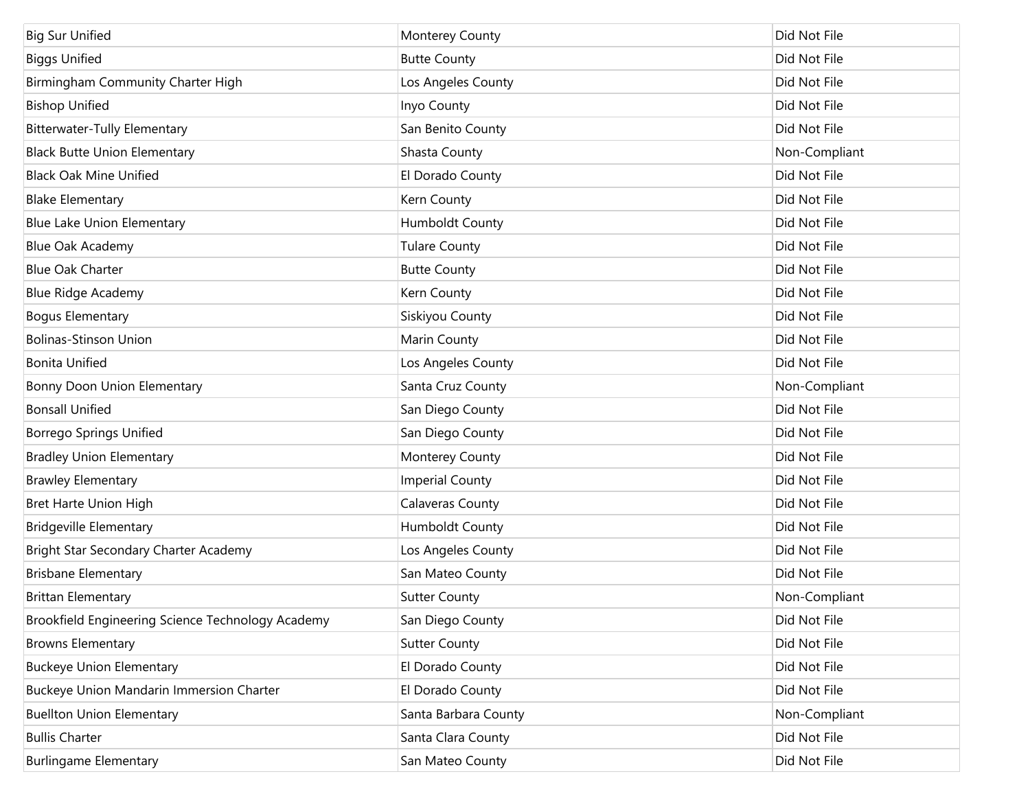| | | |
|---|---|---|
| Big Sur Unified | Monterey County | Did Not File |
| Biggs Unified | Butte County | Did Not File |
| Birmingham Community Charter High | Los Angeles County | Did Not File |
| Bishop Unified | Inyo County | Did Not File |
| Bitterwater-Tully Elementary | San Benito County | Did Not File |
| Black Butte Union Elementary | Shasta County | Non-Compliant |
| Black Oak Mine Unified | El Dorado County | Did Not File |
| Blake Elementary | Kern County | Did Not File |
| Blue Lake Union Elementary | Humboldt County | Did Not File |
| Blue Oak Academy | Tulare County | Did Not File |
| Blue Oak Charter | Butte County | Did Not File |
| Blue Ridge Academy | Kern County | Did Not File |
| Bogus Elementary | Siskiyou County | Did Not File |
| Bolinas-Stinson Union | Marin County | Did Not File |
| Bonita Unified | Los Angeles County | Did Not File |
| Bonny Doon Union Elementary | Santa Cruz County | Non-Compliant |
| Bonsall Unified | San Diego County | Did Not File |
| Borrego Springs Unified | San Diego County | Did Not File |
| Bradley Union Elementary | Monterey County | Did Not File |
| Brawley Elementary | Imperial County | Did Not File |
| Bret Harte Union High | Calaveras County | Did Not File |
| Bridgeville Elementary | Humboldt County | Did Not File |
| Bright Star Secondary Charter Academy | Los Angeles County | Did Not File |
| Brisbane Elementary | San Mateo County | Did Not File |
| Brittan Elementary | Sutter County | Non-Compliant |
| Brookfield Engineering Science Technology Academy | San Diego County | Did Not File |
| Browns Elementary | Sutter County | Did Not File |
| Buckeye Union Elementary | El Dorado County | Did Not File |
| Buckeye Union Mandarin Immersion Charter | El Dorado County | Did Not File |
| Buellton Union Elementary | Santa Barbara County | Non-Compliant |
| Bullis Charter | Santa Clara County | Did Not File |
| Burlingame Elementary | San Mateo County | Did Not File |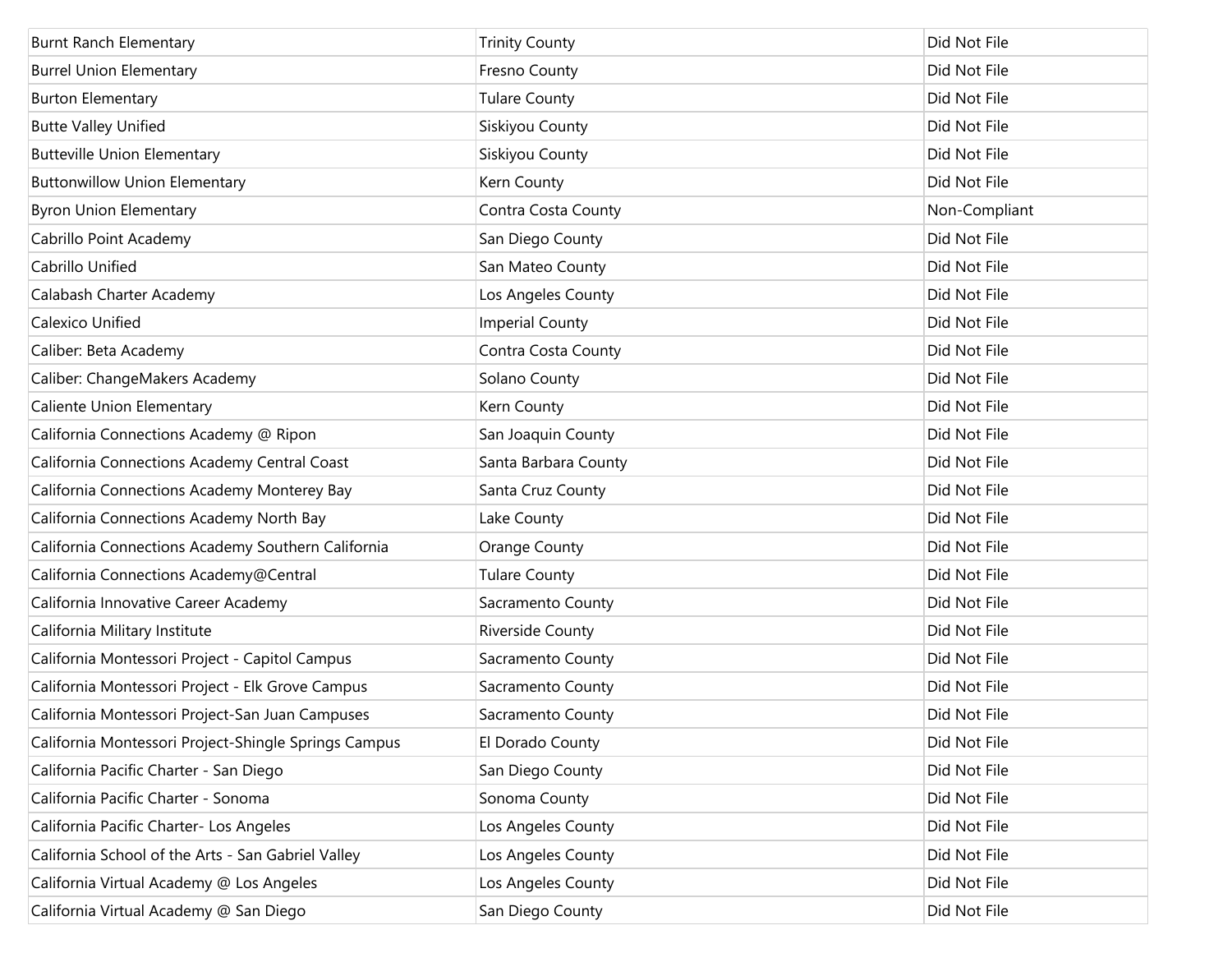| | | |
|---|---|---|
| Burnt Ranch Elementary | Trinity County | Did Not File |
| Burrel Union Elementary | Fresno County | Did Not File |
| Burton Elementary | Tulare County | Did Not File |
| Butte Valley Unified | Siskiyou County | Did Not File |
| Butteville Union Elementary | Siskiyou County | Did Not File |
| Buttonwillow Union Elementary | Kern County | Did Not File |
| Byron Union Elementary | Contra Costa County | Non-Compliant |
| Cabrillo Point Academy | San Diego County | Did Not File |
| Cabrillo Unified | San Mateo County | Did Not File |
| Calabash Charter Academy | Los Angeles County | Did Not File |
| Calexico Unified | Imperial County | Did Not File |
| Caliber: Beta Academy | Contra Costa County | Did Not File |
| Caliber: ChangeMakers Academy | Solano County | Did Not File |
| Caliente Union Elementary | Kern County | Did Not File |
| California Connections Academy @ Ripon | San Joaquin County | Did Not File |
| California Connections Academy Central Coast | Santa Barbara County | Did Not File |
| California Connections Academy Monterey Bay | Santa Cruz County | Did Not File |
| California Connections Academy North Bay | Lake County | Did Not File |
| California Connections Academy Southern California | Orange County | Did Not File |
| California Connections Academy@Central | Tulare County | Did Not File |
| California Innovative Career Academy | Sacramento County | Did Not File |
| California Military Institute | Riverside County | Did Not File |
| California Montessori Project - Capitol Campus | Sacramento County | Did Not File |
| California Montessori Project - Elk Grove Campus | Sacramento County | Did Not File |
| California Montessori Project-San Juan Campuses | Sacramento County | Did Not File |
| California Montessori Project-Shingle Springs Campus | El Dorado County | Did Not File |
| California Pacific Charter - San Diego | San Diego County | Did Not File |
| California Pacific Charter - Sonoma | Sonoma County | Did Not File |
| California Pacific Charter- Los Angeles | Los Angeles County | Did Not File |
| California School of the Arts - San Gabriel Valley | Los Angeles County | Did Not File |
| California Virtual Academy @ Los Angeles | Los Angeles County | Did Not File |
| California Virtual Academy @ San Diego | San Diego County | Did Not File |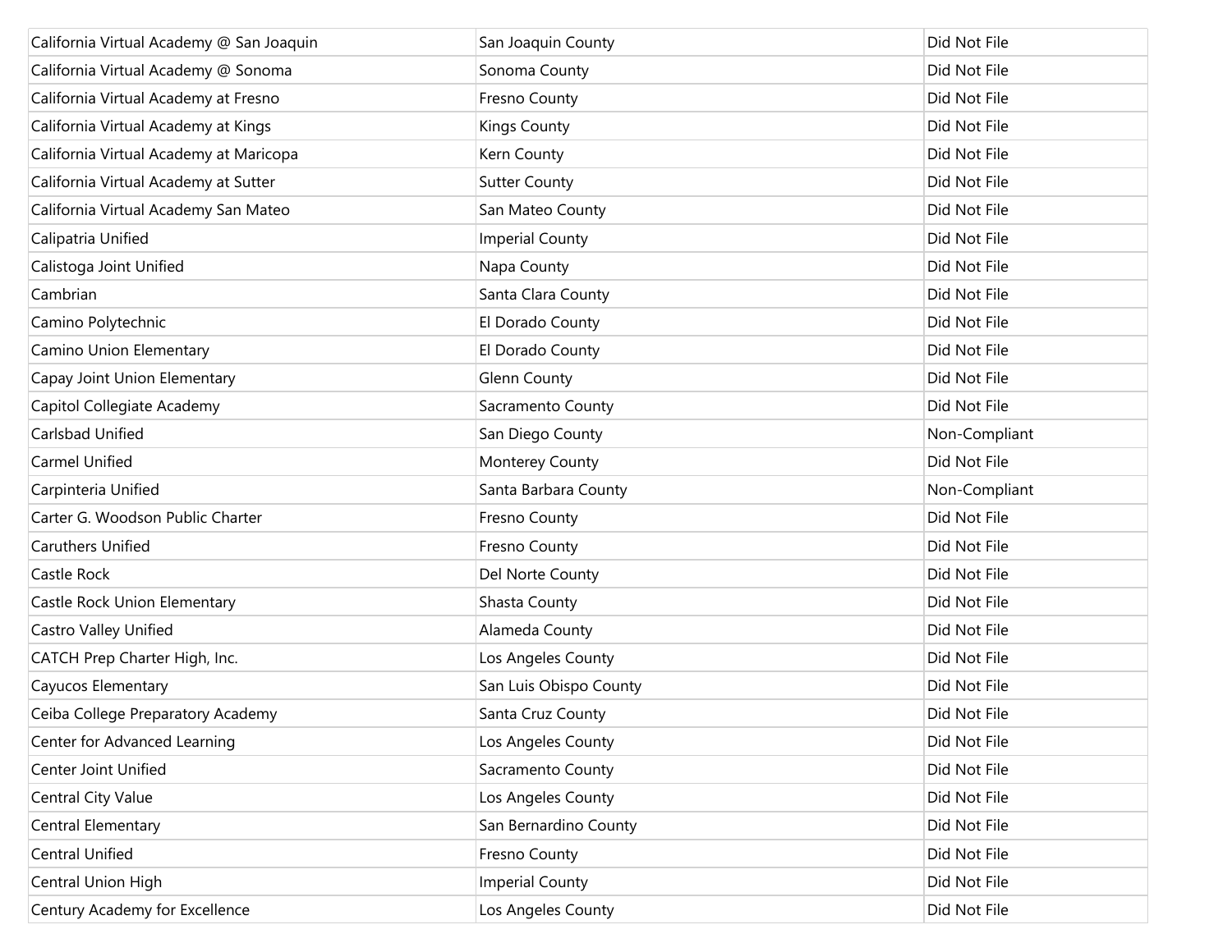| | | |
|---|---|---|
| California Virtual Academy @ San Joaquin | San Joaquin County | Did Not File |
| California Virtual Academy @ Sonoma | Sonoma County | Did Not File |
| California Virtual Academy at Fresno | Fresno County | Did Not File |
| California Virtual Academy at Kings | Kings County | Did Not File |
| California Virtual Academy at Maricopa | Kern County | Did Not File |
| California Virtual Academy at Sutter | Sutter County | Did Not File |
| California Virtual Academy San Mateo | San Mateo County | Did Not File |
| Calipatria Unified | Imperial County | Did Not File |
| Calistoga Joint Unified | Napa County | Did Not File |
| Cambrian | Santa Clara County | Did Not File |
| Camino Polytechnic | El Dorado County | Did Not File |
| Camino Union Elementary | El Dorado County | Did Not File |
| Capay Joint Union Elementary | Glenn County | Did Not File |
| Capitol Collegiate Academy | Sacramento County | Did Not File |
| Carlsbad Unified | San Diego County | Non-Compliant |
| Carmel Unified | Monterey County | Did Not File |
| Carpinteria Unified | Santa Barbara County | Non-Compliant |
| Carter G. Woodson Public Charter | Fresno County | Did Not File |
| Caruthers Unified | Fresno County | Did Not File |
| Castle Rock | Del Norte County | Did Not File |
| Castle Rock Union Elementary | Shasta County | Did Not File |
| Castro Valley Unified | Alameda County | Did Not File |
| CATCH Prep Charter High, Inc. | Los Angeles County | Did Not File |
| Cayucos Elementary | San Luis Obispo County | Did Not File |
| Ceiba College Preparatory Academy | Santa Cruz County | Did Not File |
| Center for Advanced Learning | Los Angeles County | Did Not File |
| Center Joint Unified | Sacramento County | Did Not File |
| Central City Value | Los Angeles County | Did Not File |
| Central Elementary | San Bernardino County | Did Not File |
| Central Unified | Fresno County | Did Not File |
| Central Union High | Imperial County | Did Not File |
| Century Academy for Excellence | Los Angeles County | Did Not File |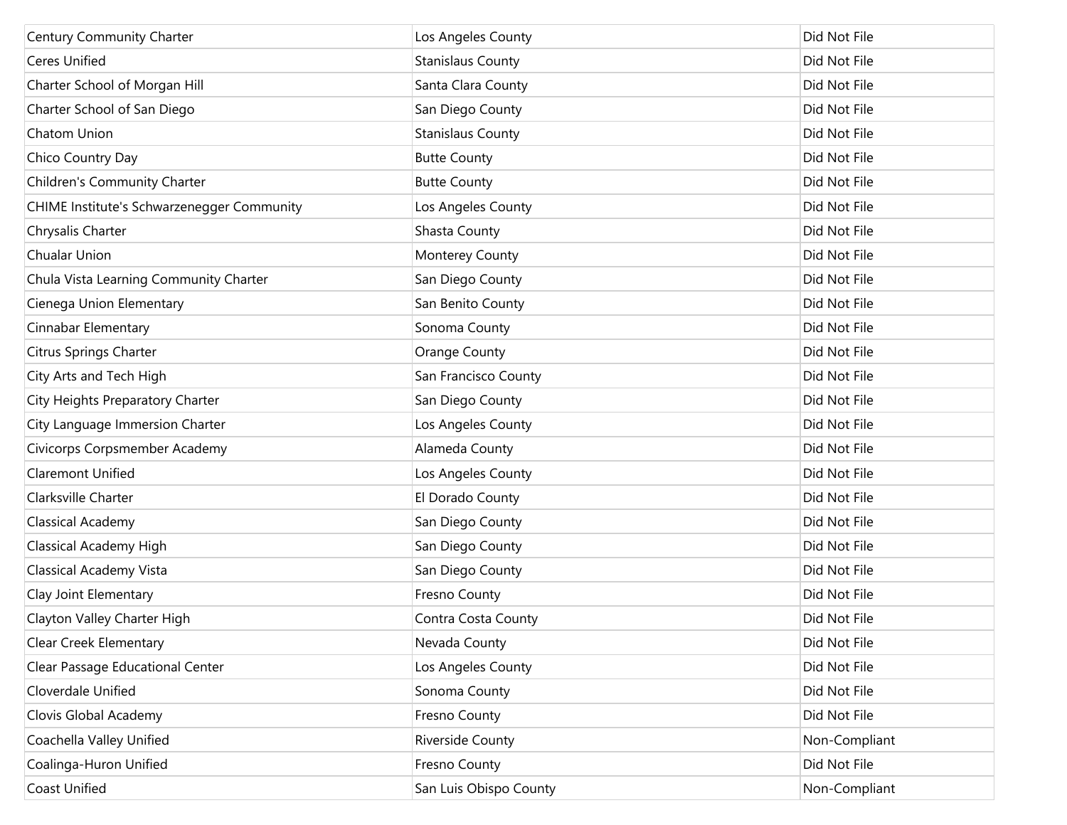| | | |
|---|---|---|
| Century Community Charter | Los Angeles County | Did Not File |
| Ceres Unified | Stanislaus County | Did Not File |
| Charter School of Morgan Hill | Santa Clara County | Did Not File |
| Charter School of San Diego | San Diego County | Did Not File |
| Chatom Union | Stanislaus County | Did Not File |
| Chico Country Day | Butte County | Did Not File |
| Children's Community Charter | Butte County | Did Not File |
| CHIME Institute's Schwarzenegger Community | Los Angeles County | Did Not File |
| Chrysalis Charter | Shasta County | Did Not File |
| Chualar Union | Monterey County | Did Not File |
| Chula Vista Learning Community Charter | San Diego County | Did Not File |
| Cienega Union Elementary | San Benito County | Did Not File |
| Cinnabar Elementary | Sonoma County | Did Not File |
| Citrus Springs Charter | Orange County | Did Not File |
| City Arts and Tech High | San Francisco County | Did Not File |
| City Heights Preparatory Charter | San Diego County | Did Not File |
| City Language Immersion Charter | Los Angeles County | Did Not File |
| Civicorps Corpsmember Academy | Alameda County | Did Not File |
| Claremont Unified | Los Angeles County | Did Not File |
| Clarksville Charter | El Dorado County | Did Not File |
| Classical Academy | San Diego County | Did Not File |
| Classical Academy High | San Diego County | Did Not File |
| Classical Academy Vista | San Diego County | Did Not File |
| Clay Joint Elementary | Fresno County | Did Not File |
| Clayton Valley Charter High | Contra Costa County | Did Not File |
| Clear Creek Elementary | Nevada County | Did Not File |
| Clear Passage Educational Center | Los Angeles County | Did Not File |
| Cloverdale Unified | Sonoma County | Did Not File |
| Clovis Global Academy | Fresno County | Did Not File |
| Coachella Valley Unified | Riverside County | Non-Compliant |
| Coalinga-Huron Unified | Fresno County | Did Not File |
| Coast Unified | San Luis Obispo County | Non-Compliant |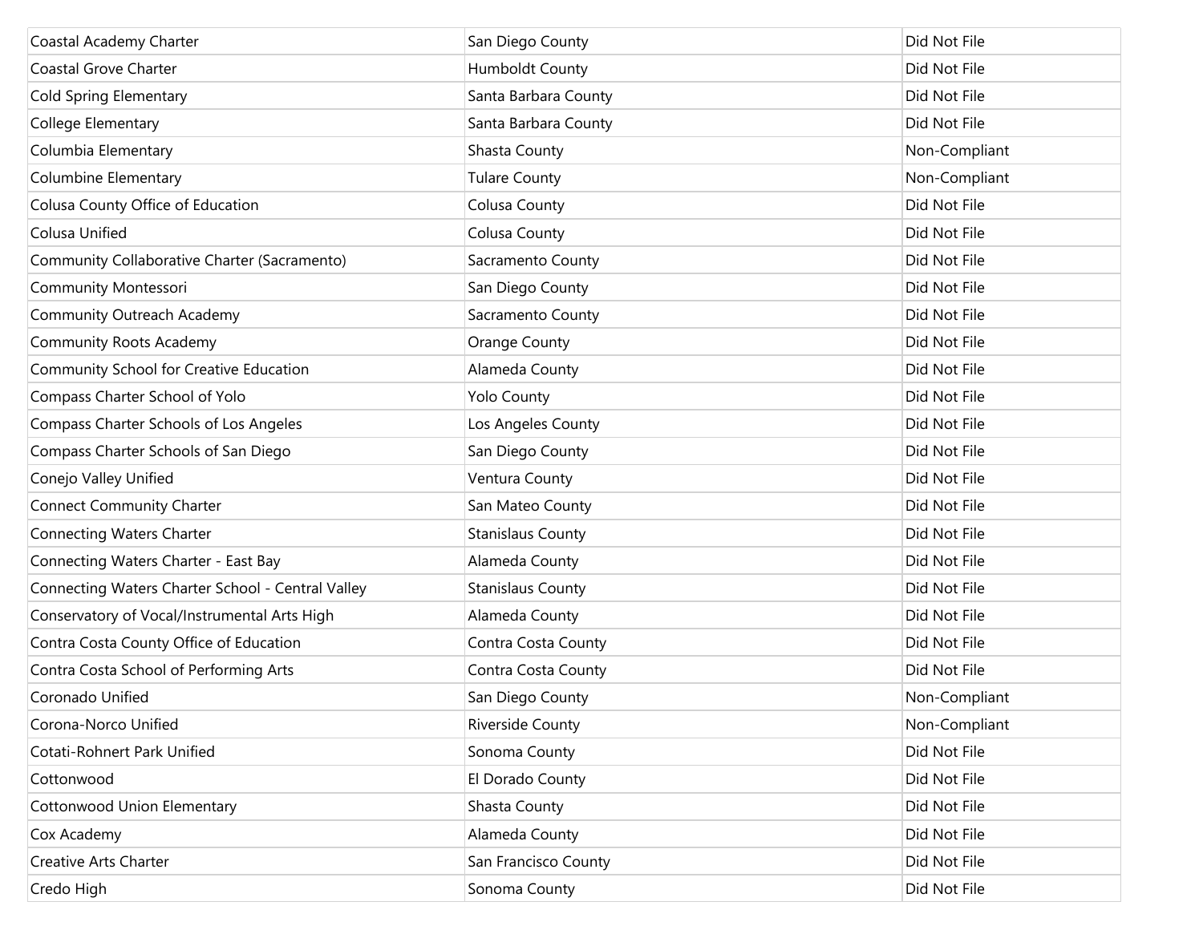| | | |
|---|---|---|
| Coastal Academy Charter | San Diego County | Did Not File |
| Coastal Grove Charter | Humboldt County | Did Not File |
| Cold Spring Elementary | Santa Barbara County | Did Not File |
| College Elementary | Santa Barbara County | Did Not File |
| Columbia Elementary | Shasta County | Non-Compliant |
| Columbine Elementary | Tulare County | Non-Compliant |
| Colusa County Office of Education | Colusa County | Did Not File |
| Colusa Unified | Colusa County | Did Not File |
| Community Collaborative Charter (Sacramento) | Sacramento County | Did Not File |
| Community Montessori | San Diego County | Did Not File |
| Community Outreach Academy | Sacramento County | Did Not File |
| Community Roots Academy | Orange County | Did Not File |
| Community School for Creative Education | Alameda County | Did Not File |
| Compass Charter School of Yolo | Yolo County | Did Not File |
| Compass Charter Schools of Los Angeles | Los Angeles County | Did Not File |
| Compass Charter Schools of San Diego | San Diego County | Did Not File |
| Conejo Valley Unified | Ventura County | Did Not File |
| Connect Community Charter | San Mateo County | Did Not File |
| Connecting Waters Charter | Stanislaus County | Did Not File |
| Connecting Waters Charter - East Bay | Alameda County | Did Not File |
| Connecting Waters Charter School - Central Valley | Stanislaus County | Did Not File |
| Conservatory of Vocal/Instrumental Arts High | Alameda County | Did Not File |
| Contra Costa County Office of Education | Contra Costa County | Did Not File |
| Contra Costa School of Performing Arts | Contra Costa County | Did Not File |
| Coronado Unified | San Diego County | Non-Compliant |
| Corona-Norco Unified | Riverside County | Non-Compliant |
| Cotati-Rohnert Park Unified | Sonoma County | Did Not File |
| Cottonwood | El Dorado County | Did Not File |
| Cottonwood Union Elementary | Shasta County | Did Not File |
| Cox Academy | Alameda County | Did Not File |
| Creative Arts Charter | San Francisco County | Did Not File |
| Credo High | Sonoma County | Did Not File |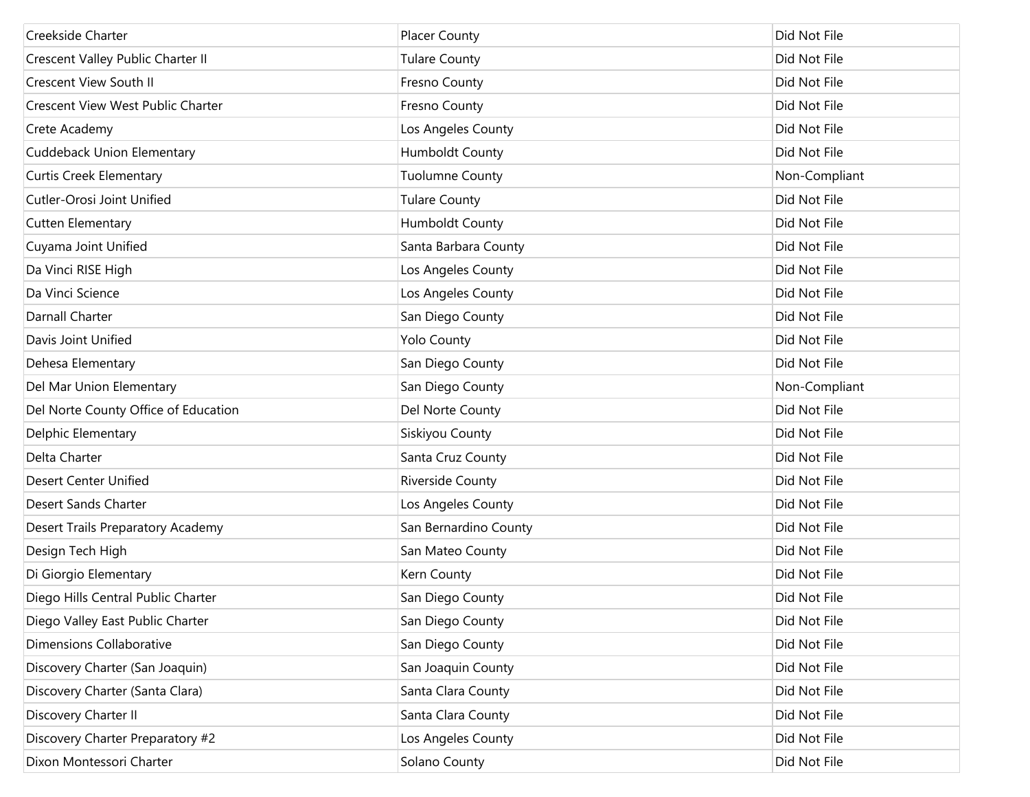| | | |
|---|---|---|
| Creekside Charter | Placer County | Did Not File |
| Crescent Valley Public Charter II | Tulare County | Did Not File |
| Crescent View South II | Fresno County | Did Not File |
| Crescent View West Public Charter | Fresno County | Did Not File |
| Crete Academy | Los Angeles County | Did Not File |
| Cuddeback Union Elementary | Humboldt County | Did Not File |
| Curtis Creek Elementary | Tuolumne County | Non-Compliant |
| Cutler-Orosi Joint Unified | Tulare County | Did Not File |
| Cutten Elementary | Humboldt County | Did Not File |
| Cuyama Joint Unified | Santa Barbara County | Did Not File |
| Da Vinci RISE High | Los Angeles County | Did Not File |
| Da Vinci Science | Los Angeles County | Did Not File |
| Darnall Charter | San Diego County | Did Not File |
| Davis Joint Unified | Yolo County | Did Not File |
| Dehesa Elementary | San Diego County | Did Not File |
| Del Mar Union Elementary | San Diego County | Non-Compliant |
| Del Norte County Office of Education | Del Norte County | Did Not File |
| Delphic Elementary | Siskiyou County | Did Not File |
| Delta Charter | Santa Cruz County | Did Not File |
| Desert Center Unified | Riverside County | Did Not File |
| Desert Sands Charter | Los Angeles County | Did Not File |
| Desert Trails Preparatory Academy | San Bernardino County | Did Not File |
| Design Tech High | San Mateo County | Did Not File |
| Di Giorgio Elementary | Kern County | Did Not File |
| Diego Hills Central Public Charter | San Diego County | Did Not File |
| Diego Valley East Public Charter | San Diego County | Did Not File |
| Dimensions Collaborative | San Diego County | Did Not File |
| Discovery Charter (San Joaquin) | San Joaquin County | Did Not File |
| Discovery Charter (Santa Clara) | Santa Clara County | Did Not File |
| Discovery Charter II | Santa Clara County | Did Not File |
| Discovery Charter Preparatory #2 | Los Angeles County | Did Not File |
| Dixon Montessori Charter | Solano County | Did Not File |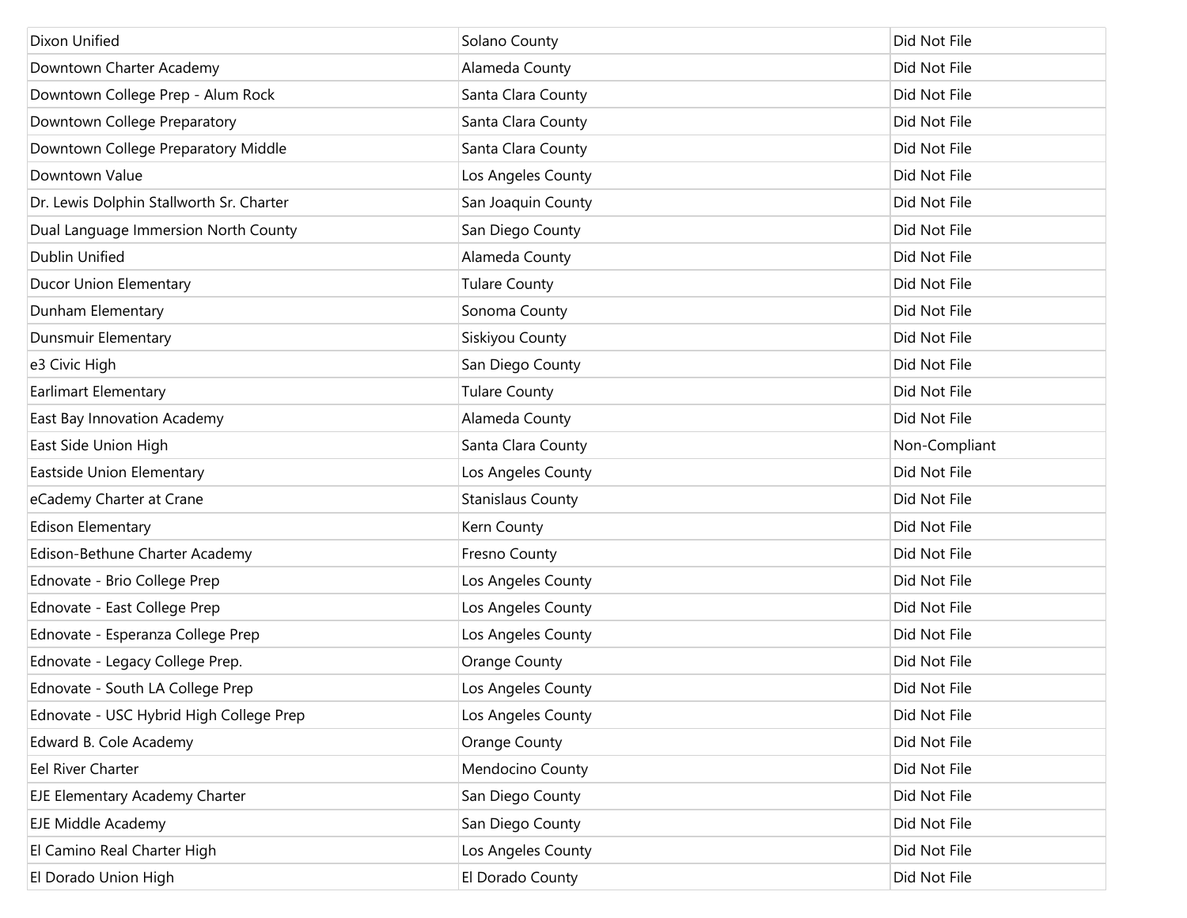| | | |
|---|---|---|
| Dixon Unified | Solano County | Did Not File |
| Downtown Charter Academy | Alameda County | Did Not File |
| Downtown College Prep - Alum Rock | Santa Clara County | Did Not File |
| Downtown College Preparatory | Santa Clara County | Did Not File |
| Downtown College Preparatory Middle | Santa Clara County | Did Not File |
| Downtown Value | Los Angeles County | Did Not File |
| Dr. Lewis Dolphin Stallworth Sr. Charter | San Joaquin County | Did Not File |
| Dual Language Immersion North County | San Diego County | Did Not File |
| Dublin Unified | Alameda County | Did Not File |
| Ducor Union Elementary | Tulare County | Did Not File |
| Dunham Elementary | Sonoma County | Did Not File |
| Dunsmuir Elementary | Siskiyou County | Did Not File |
| e3 Civic High | San Diego County | Did Not File |
| Earlimart Elementary | Tulare County | Did Not File |
| East Bay Innovation Academy | Alameda County | Did Not File |
| East Side Union High | Santa Clara County | Non-Compliant |
| Eastside Union Elementary | Los Angeles County | Did Not File |
| eCademy Charter at Crane | Stanislaus County | Did Not File |
| Edison Elementary | Kern County | Did Not File |
| Edison-Bethune Charter Academy | Fresno County | Did Not File |
| Ednovate - Brio College Prep | Los Angeles County | Did Not File |
| Ednovate - East College Prep | Los Angeles County | Did Not File |
| Ednovate - Esperanza College Prep | Los Angeles County | Did Not File |
| Ednovate - Legacy College Prep. | Orange County | Did Not File |
| Ednovate - South LA College Prep | Los Angeles County | Did Not File |
| Ednovate - USC Hybrid High College Prep | Los Angeles County | Did Not File |
| Edward B. Cole Academy | Orange County | Did Not File |
| Eel River Charter | Mendocino County | Did Not File |
| EJE Elementary Academy Charter | San Diego County | Did Not File |
| EJE Middle Academy | San Diego County | Did Not File |
| El Camino Real Charter High | Los Angeles County | Did Not File |
| El Dorado Union High | El Dorado County | Did Not File |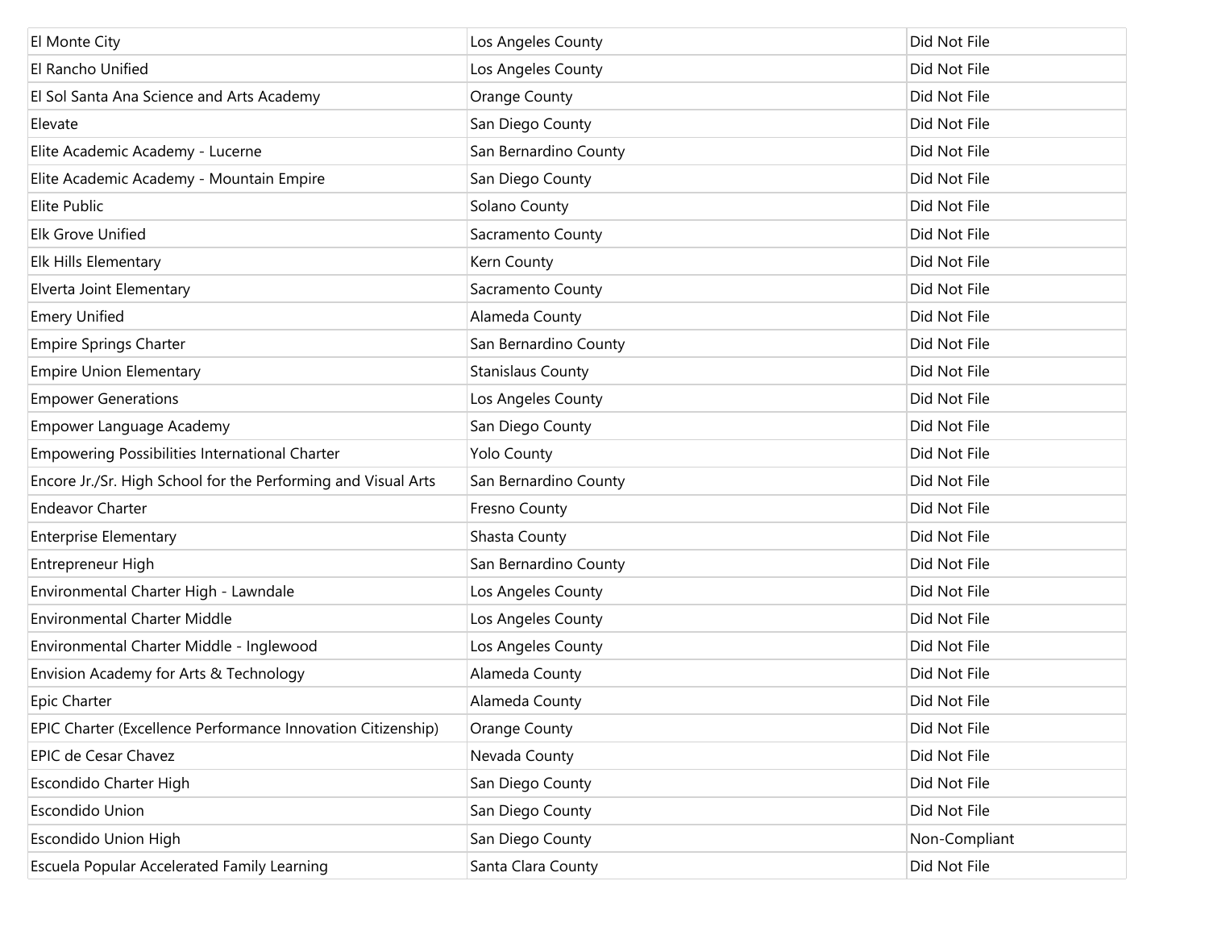| | | |
|---|---|---|
| El Monte City | Los Angeles County | Did Not File |
| El Rancho Unified | Los Angeles County | Did Not File |
| El Sol Santa Ana Science and Arts Academy | Orange County | Did Not File |
| Elevate | San Diego County | Did Not File |
| Elite Academic Academy - Lucerne | San Bernardino County | Did Not File |
| Elite Academic Academy - Mountain Empire | San Diego County | Did Not File |
| Elite Public | Solano County | Did Not File |
| Elk Grove Unified | Sacramento County | Did Not File |
| Elk Hills Elementary | Kern County | Did Not File |
| Elverta Joint Elementary | Sacramento County | Did Not File |
| Emery Unified | Alameda County | Did Not File |
| Empire Springs Charter | San Bernardino County | Did Not File |
| Empire Union Elementary | Stanislaus County | Did Not File |
| Empower Generations | Los Angeles County | Did Not File |
| Empower Language Academy | San Diego County | Did Not File |
| Empowering Possibilities International Charter | Yolo County | Did Not File |
| Encore Jr./Sr. High School for the Performing and Visual Arts | San Bernardino County | Did Not File |
| Endeavor Charter | Fresno County | Did Not File |
| Enterprise Elementary | Shasta County | Did Not File |
| Entrepreneur High | San Bernardino County | Did Not File |
| Environmental Charter High - Lawndale | Los Angeles County | Did Not File |
| Environmental Charter Middle | Los Angeles County | Did Not File |
| Environmental Charter Middle - Inglewood | Los Angeles County | Did Not File |
| Envision Academy for Arts & Technology | Alameda County | Did Not File |
| Epic Charter | Alameda County | Did Not File |
| EPIC Charter (Excellence Performance Innovation Citizenship) | Orange County | Did Not File |
| EPIC de Cesar Chavez | Nevada County | Did Not File |
| Escondido Charter High | San Diego County | Did Not File |
| Escondido Union | San Diego County | Did Not File |
| Escondido Union High | San Diego County | Non-Compliant |
| Escuela Popular Accelerated Family Learning | Santa Clara County | Did Not File |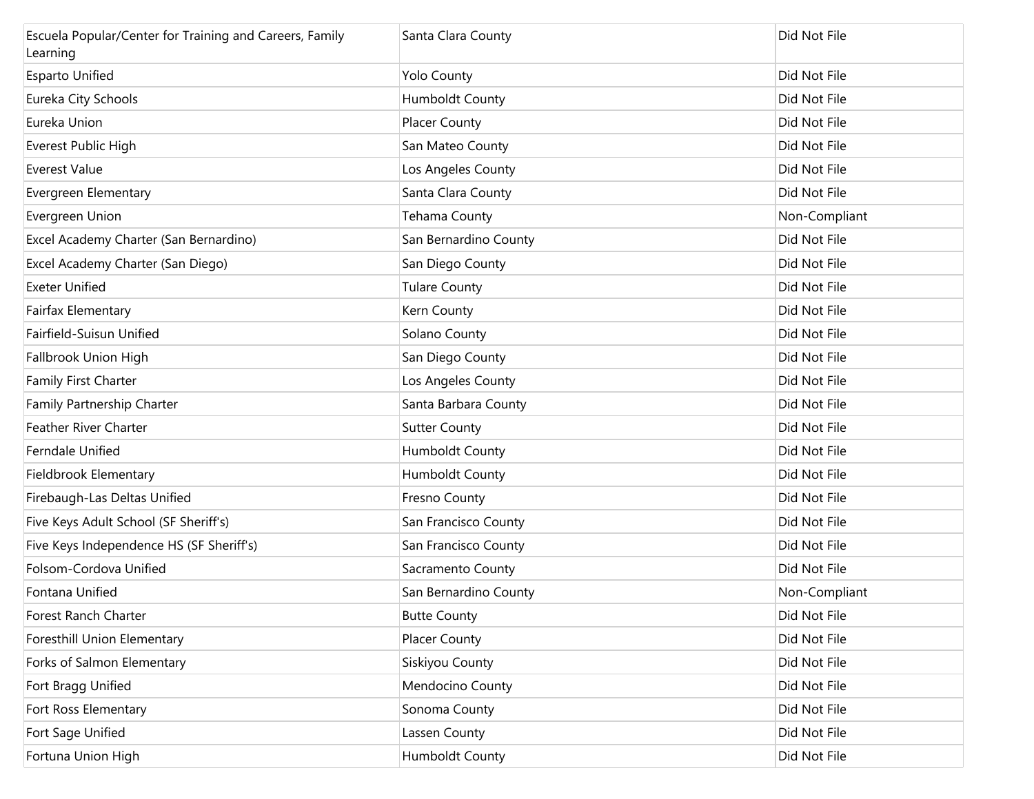| | | |
|---|---|---|
| Escuela Popular/Center for Training and Careers, Family Learning | Santa Clara County | Did Not File |
| Esparto Unified | Yolo County | Did Not File |
| Eureka City Schools | Humboldt County | Did Not File |
| Eureka Union | Placer County | Did Not File |
| Everest Public High | San Mateo County | Did Not File |
| Everest Value | Los Angeles County | Did Not File |
| Evergreen Elementary | Santa Clara County | Did Not File |
| Evergreen Union | Tehama County | Non-Compliant |
| Excel Academy Charter (San Bernardino) | San Bernardino County | Did Not File |
| Excel Academy Charter (San Diego) | San Diego County | Did Not File |
| Exeter Unified | Tulare County | Did Not File |
| Fairfax Elementary | Kern County | Did Not File |
| Fairfield-Suisun Unified | Solano County | Did Not File |
| Fallbrook Union High | San Diego County | Did Not File |
| Family First Charter | Los Angeles County | Did Not File |
| Family Partnership Charter | Santa Barbara County | Did Not File |
| Feather River Charter | Sutter County | Did Not File |
| Ferndale Unified | Humboldt County | Did Not File |
| Fieldbrook Elementary | Humboldt County | Did Not File |
| Firebaugh-Las Deltas Unified | Fresno County | Did Not File |
| Five Keys Adult School (SF Sheriff's) | San Francisco County | Did Not File |
| Five Keys Independence HS (SF Sheriff's) | San Francisco County | Did Not File |
| Folsom-Cordova Unified | Sacramento County | Did Not File |
| Fontana Unified | San Bernardino County | Non-Compliant |
| Forest Ranch Charter | Butte County | Did Not File |
| Foresthill Union Elementary | Placer County | Did Not File |
| Forks of Salmon Elementary | Siskiyou County | Did Not File |
| Fort Bragg Unified | Mendocino County | Did Not File |
| Fort Ross Elementary | Sonoma County | Did Not File |
| Fort Sage Unified | Lassen County | Did Not File |
| Fortuna Union High | Humboldt County | Did Not File |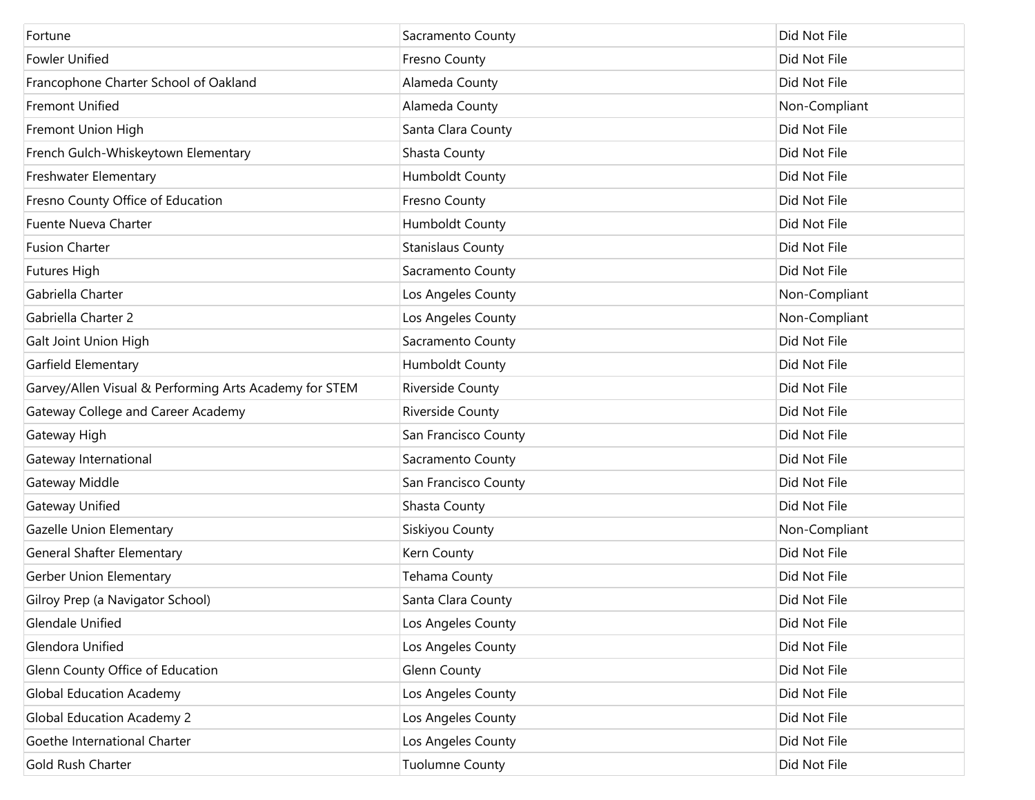| Fortune | Sacramento County | Did Not File |
|---|---|---|
| Fowler Unified | Fresno County | Did Not File |
| Francophone Charter School of Oakland | Alameda County | Did Not File |
| Fremont Unified | Alameda County | Non-Compliant |
| Fremont Union High | Santa Clara County | Did Not File |
| French Gulch-Whiskeytown Elementary | Shasta County | Did Not File |
| Freshwater Elementary | Humboldt County | Did Not File |
| Fresno County Office of Education | Fresno County | Did Not File |
| Fuente Nueva Charter | Humboldt County | Did Not File |
| Fusion Charter | Stanislaus County | Did Not File |
| Futures High | Sacramento County | Did Not File |
| Gabriella Charter | Los Angeles County | Non-Compliant |
| Gabriella Charter 2 | Los Angeles County | Non-Compliant |
| Galt Joint Union High | Sacramento County | Did Not File |
| Garfield Elementary | Humboldt County | Did Not File |
| Garvey/Allen Visual & Performing Arts Academy for STEM | Riverside County | Did Not File |
| Gateway College and Career Academy | Riverside County | Did Not File |
| Gateway High | San Francisco County | Did Not File |
| Gateway International | Sacramento County | Did Not File |
| Gateway Middle | San Francisco County | Did Not File |
| Gateway Unified | Shasta County | Did Not File |
| Gazelle Union Elementary | Siskiyou County | Non-Compliant |
| General Shafter Elementary | Kern County | Did Not File |
| Gerber Union Elementary | Tehama County | Did Not File |
| Gilroy Prep (a Navigator School) | Santa Clara County | Did Not File |
| Glendale Unified | Los Angeles County | Did Not File |
| Glendora Unified | Los Angeles County | Did Not File |
| Glenn County Office of Education | Glenn County | Did Not File |
| Global Education Academy | Los Angeles County | Did Not File |
| Global Education Academy 2 | Los Angeles County | Did Not File |
| Goethe International Charter | Los Angeles County | Did Not File |
| Gold Rush Charter | Tuolumne County | Did Not File |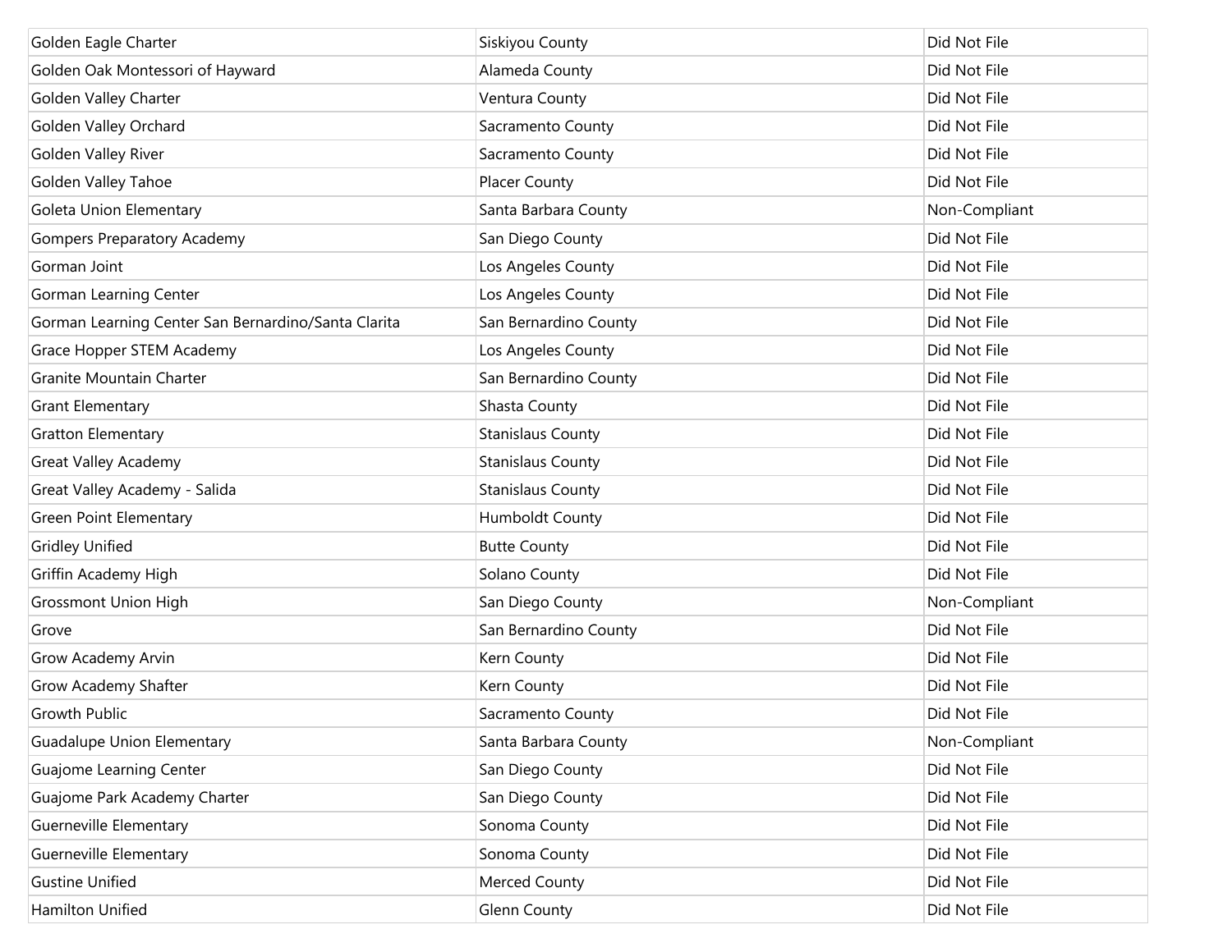| | | |
|---|---|---|
| Golden Eagle Charter | Siskiyou County | Did Not File |
| Golden Oak Montessori of Hayward | Alameda County | Did Not File |
| Golden Valley Charter | Ventura County | Did Not File |
| Golden Valley Orchard | Sacramento County | Did Not File |
| Golden Valley River | Sacramento County | Did Not File |
| Golden Valley Tahoe | Placer County | Did Not File |
| Goleta Union Elementary | Santa Barbara County | Non-Compliant |
| Gompers Preparatory Academy | San Diego County | Did Not File |
| Gorman Joint | Los Angeles County | Did Not File |
| Gorman Learning Center | Los Angeles County | Did Not File |
| Gorman Learning Center San Bernardino/Santa Clarita | San Bernardino County | Did Not File |
| Grace Hopper STEM Academy | Los Angeles County | Did Not File |
| Granite Mountain Charter | San Bernardino County | Did Not File |
| Grant Elementary | Shasta County | Did Not File |
| Gratton Elementary | Stanislaus County | Did Not File |
| Great Valley Academy | Stanislaus County | Did Not File |
| Great Valley Academy - Salida | Stanislaus County | Did Not File |
| Green Point Elementary | Humboldt County | Did Not File |
| Gridley Unified | Butte County | Did Not File |
| Griffin Academy High | Solano County | Did Not File |
| Grossmont Union High | San Diego County | Non-Compliant |
| Grove | San Bernardino County | Did Not File |
| Grow Academy Arvin | Kern County | Did Not File |
| Grow Academy Shafter | Kern County | Did Not File |
| Growth Public | Sacramento County | Did Not File |
| Guadalupe Union Elementary | Santa Barbara County | Non-Compliant |
| Guajome Learning Center | San Diego County | Did Not File |
| Guajome Park Academy Charter | San Diego County | Did Not File |
| Guerneville Elementary | Sonoma County | Did Not File |
| Guerneville Elementary | Sonoma County | Did Not File |
| Gustine Unified | Merced County | Did Not File |
| Hamilton Unified | Glenn County | Did Not File |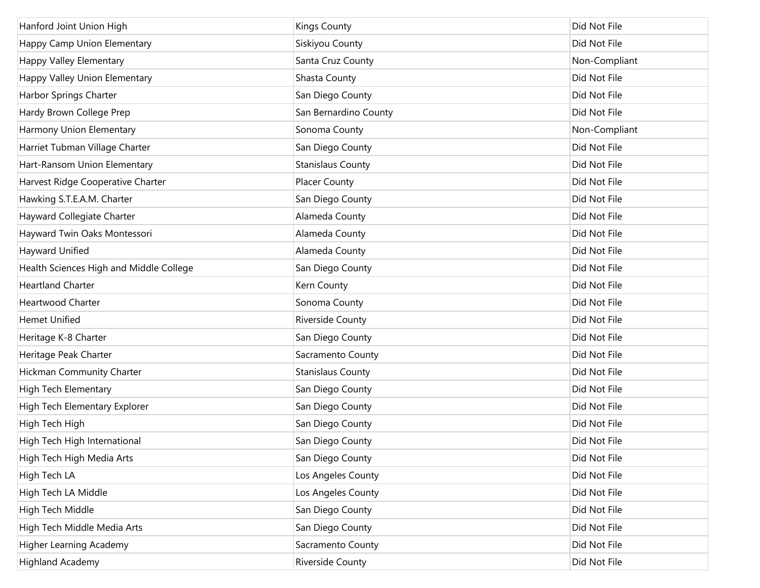| | | |
|---|---|---|
| Hanford Joint Union High | Kings County | Did Not File |
| Happy Camp Union Elementary | Siskiyou County | Did Not File |
| Happy Valley Elementary | Santa Cruz County | Non-Compliant |
| Happy Valley Union Elementary | Shasta County | Did Not File |
| Harbor Springs Charter | San Diego County | Did Not File |
| Hardy Brown College Prep | San Bernardino County | Did Not File |
| Harmony Union Elementary | Sonoma County | Non-Compliant |
| Harriet Tubman Village Charter | San Diego County | Did Not File |
| Hart-Ransom Union Elementary | Stanislaus County | Did Not File |
| Harvest Ridge Cooperative Charter | Placer County | Did Not File |
| Hawking S.T.E.A.M. Charter | San Diego County | Did Not File |
| Hayward Collegiate Charter | Alameda County | Did Not File |
| Hayward Twin Oaks Montessori | Alameda County | Did Not File |
| Hayward Unified | Alameda County | Did Not File |
| Health Sciences High and Middle College | San Diego County | Did Not File |
| Heartland Charter | Kern County | Did Not File |
| Heartwood Charter | Sonoma County | Did Not File |
| Hemet Unified | Riverside County | Did Not File |
| Heritage K-8 Charter | San Diego County | Did Not File |
| Heritage Peak Charter | Sacramento County | Did Not File |
| Hickman Community Charter | Stanislaus County | Did Not File |
| High Tech Elementary | San Diego County | Did Not File |
| High Tech Elementary Explorer | San Diego County | Did Not File |
| High Tech High | San Diego County | Did Not File |
| High Tech High International | San Diego County | Did Not File |
| High Tech High Media Arts | San Diego County | Did Not File |
| High Tech LA | Los Angeles County | Did Not File |
| High Tech LA Middle | Los Angeles County | Did Not File |
| High Tech Middle | San Diego County | Did Not File |
| High Tech Middle Media Arts | San Diego County | Did Not File |
| Higher Learning Academy | Sacramento County | Did Not File |
| Highland Academy | Riverside County | Did Not File |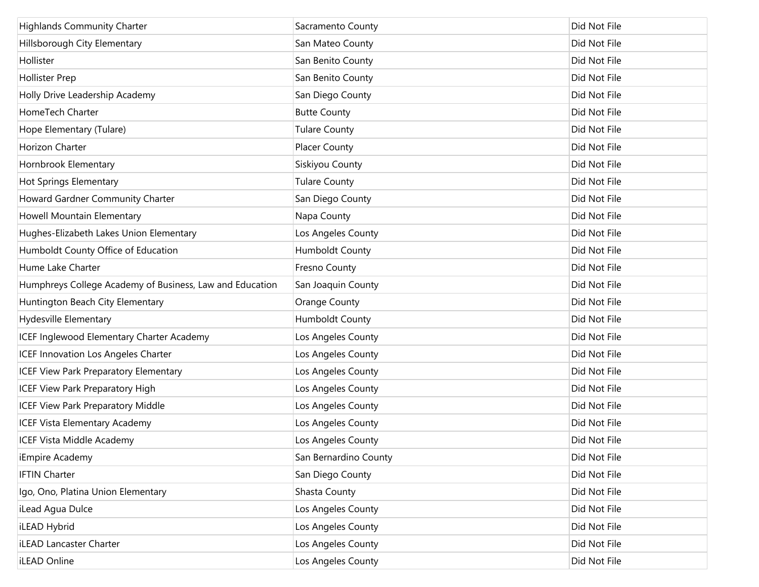| | | |
|---|---|---|
| Highlands Community Charter | Sacramento County | Did Not File |
| Hillsborough City Elementary | San Mateo County | Did Not File |
| Hollister | San Benito County | Did Not File |
| Hollister Prep | San Benito County | Did Not File |
| Holly Drive Leadership Academy | San Diego County | Did Not File |
| HomeTech Charter | Butte County | Did Not File |
| Hope Elementary (Tulare) | Tulare County | Did Not File |
| Horizon Charter | Placer County | Did Not File |
| Hornbrook Elementary | Siskiyou County | Did Not File |
| Hot Springs Elementary | Tulare County | Did Not File |
| Howard Gardner Community Charter | San Diego County | Did Not File |
| Howell Mountain Elementary | Napa County | Did Not File |
| Hughes-Elizabeth Lakes Union Elementary | Los Angeles County | Did Not File |
| Humboldt County Office of Education | Humboldt County | Did Not File |
| Hume Lake Charter | Fresno County | Did Not File |
| Humphreys College Academy of Business, Law and Education | San Joaquin County | Did Not File |
| Huntington Beach City Elementary | Orange County | Did Not File |
| Hydesville Elementary | Humboldt County | Did Not File |
| ICEF Inglewood Elementary Charter Academy | Los Angeles County | Did Not File |
| ICEF Innovation Los Angeles Charter | Los Angeles County | Did Not File |
| ICEF View Park Preparatory Elementary | Los Angeles County | Did Not File |
| ICEF View Park Preparatory High | Los Angeles County | Did Not File |
| ICEF View Park Preparatory Middle | Los Angeles County | Did Not File |
| ICEF Vista Elementary Academy | Los Angeles County | Did Not File |
| ICEF Vista Middle Academy | Los Angeles County | Did Not File |
| iEmpire Academy | San Bernardino County | Did Not File |
| IFTIN Charter | San Diego County | Did Not File |
| Igo, Ono, Platina Union Elementary | Shasta County | Did Not File |
| iLead Agua Dulce | Los Angeles County | Did Not File |
| iLEAD Hybrid | Los Angeles County | Did Not File |
| iLEAD Lancaster Charter | Los Angeles County | Did Not File |
| iLEAD Online | Los Angeles County | Did Not File |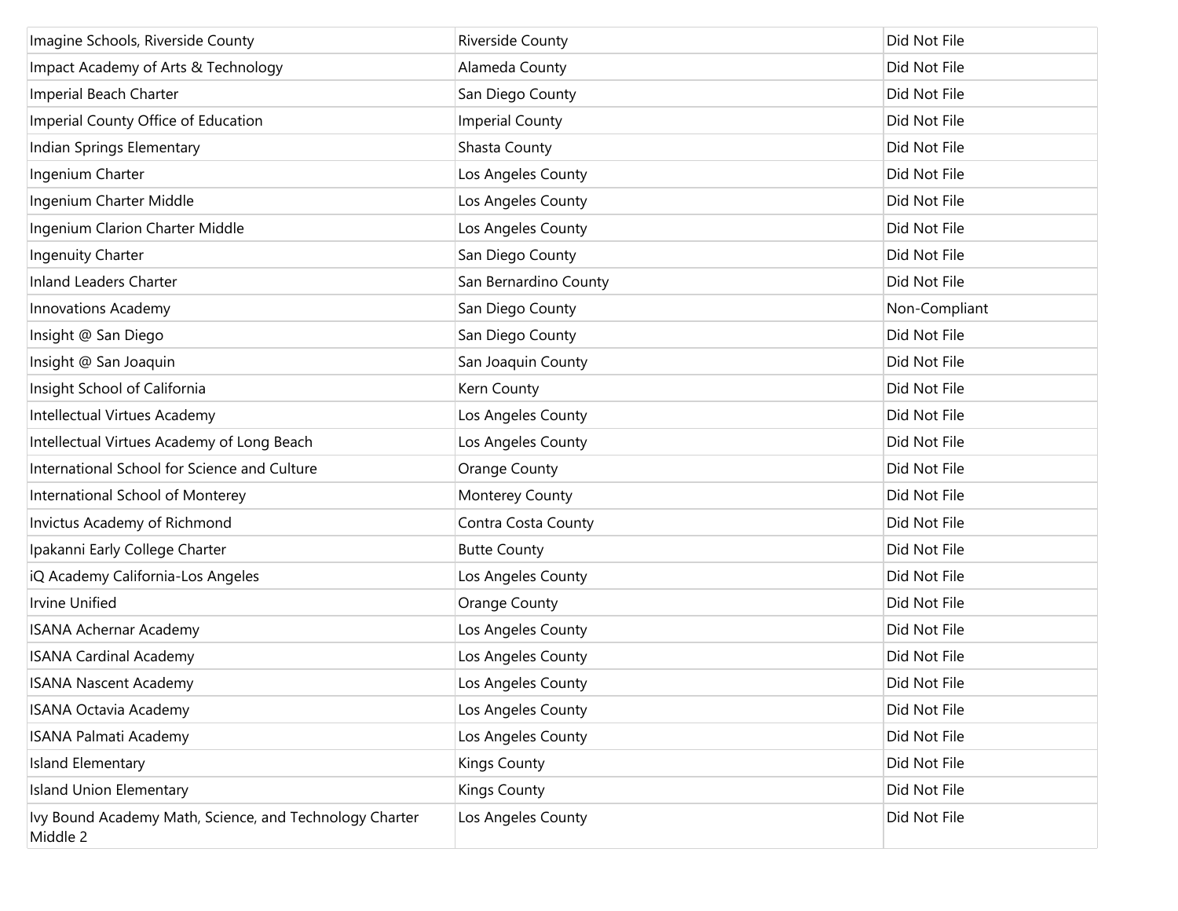| | | |
|---|---|---|
| Imagine Schools, Riverside County | Riverside County | Did Not File |
| Impact Academy of Arts & Technology | Alameda County | Did Not File |
| Imperial Beach Charter | San Diego County | Did Not File |
| Imperial County Office of Education | Imperial County | Did Not File |
| Indian Springs Elementary | Shasta County | Did Not File |
| Ingenium Charter | Los Angeles County | Did Not File |
| Ingenium Charter Middle | Los Angeles County | Did Not File |
| Ingenium Clarion Charter Middle | Los Angeles County | Did Not File |
| Ingenuity Charter | San Diego County | Did Not File |
| Inland Leaders Charter | San Bernardino County | Did Not File |
| Innovations Academy | San Diego County | Non-Compliant |
| Insight @ San Diego | San Diego County | Did Not File |
| Insight @ San Joaquin | San Joaquin County | Did Not File |
| Insight School of California | Kern County | Did Not File |
| Intellectual Virtues Academy | Los Angeles County | Did Not File |
| Intellectual Virtues Academy of Long Beach | Los Angeles County | Did Not File |
| International School for Science and Culture | Orange County | Did Not File |
| International School of Monterey | Monterey County | Did Not File |
| Invictus Academy of Richmond | Contra Costa County | Did Not File |
| Ipakanni Early College Charter | Butte County | Did Not File |
| iQ Academy California-Los Angeles | Los Angeles County | Did Not File |
| Irvine Unified | Orange County | Did Not File |
| ISANA Achernar Academy | Los Angeles County | Did Not File |
| ISANA Cardinal Academy | Los Angeles County | Did Not File |
| ISANA Nascent Academy | Los Angeles County | Did Not File |
| ISANA Octavia Academy | Los Angeles County | Did Not File |
| ISANA Palmati Academy | Los Angeles County | Did Not File |
| Island Elementary | Kings County | Did Not File |
| Island Union Elementary | Kings County | Did Not File |
| Ivy Bound Academy Math, Science, and Technology Charter Middle 2 | Los Angeles County | Did Not File |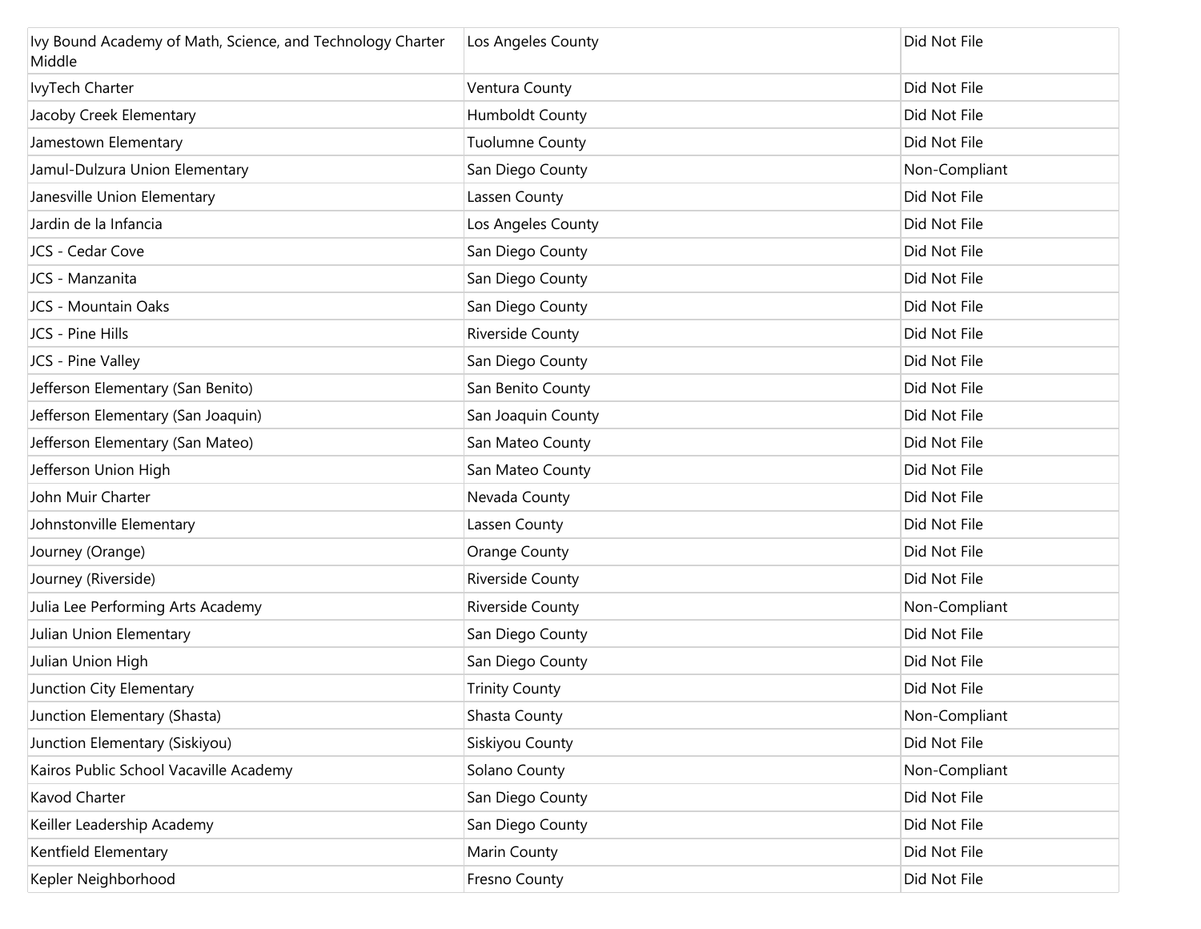| | | |
|---|---|---|
| Ivy Bound Academy of Math, Science, and Technology Charter Middle | Los Angeles County | Did Not File |
| IvyTech Charter | Ventura County | Did Not File |
| Jacoby Creek Elementary | Humboldt County | Did Not File |
| Jamestown Elementary | Tuolumne County | Did Not File |
| Jamul-Dulzura Union Elementary | San Diego County | Non-Compliant |
| Janesville Union Elementary | Lassen County | Did Not File |
| Jardin de la Infancia | Los Angeles County | Did Not File |
| JCS - Cedar Cove | San Diego County | Did Not File |
| JCS - Manzanita | San Diego County | Did Not File |
| JCS - Mountain Oaks | San Diego County | Did Not File |
| JCS - Pine Hills | Riverside County | Did Not File |
| JCS - Pine Valley | San Diego County | Did Not File |
| Jefferson Elementary (San Benito) | San Benito County | Did Not File |
| Jefferson Elementary (San Joaquin) | San Joaquin County | Did Not File |
| Jefferson Elementary (San Mateo) | San Mateo County | Did Not File |
| Jefferson Union High | San Mateo County | Did Not File |
| John Muir Charter | Nevada County | Did Not File |
| Johnstonville Elementary | Lassen County | Did Not File |
| Journey (Orange) | Orange County | Did Not File |
| Journey (Riverside) | Riverside County | Did Not File |
| Julia Lee Performing Arts Academy | Riverside County | Non-Compliant |
| Julian Union Elementary | San Diego County | Did Not File |
| Julian Union High | San Diego County | Did Not File |
| Junction City Elementary | Trinity County | Did Not File |
| Junction Elementary (Shasta) | Shasta County | Non-Compliant |
| Junction Elementary (Siskiyou) | Siskiyou County | Did Not File |
| Kairos Public School Vacaville Academy | Solano County | Non-Compliant |
| Kavod Charter | San Diego County | Did Not File |
| Keiller Leadership Academy | San Diego County | Did Not File |
| Kentfield Elementary | Marin County | Did Not File |
| Kepler Neighborhood | Fresno County | Did Not File |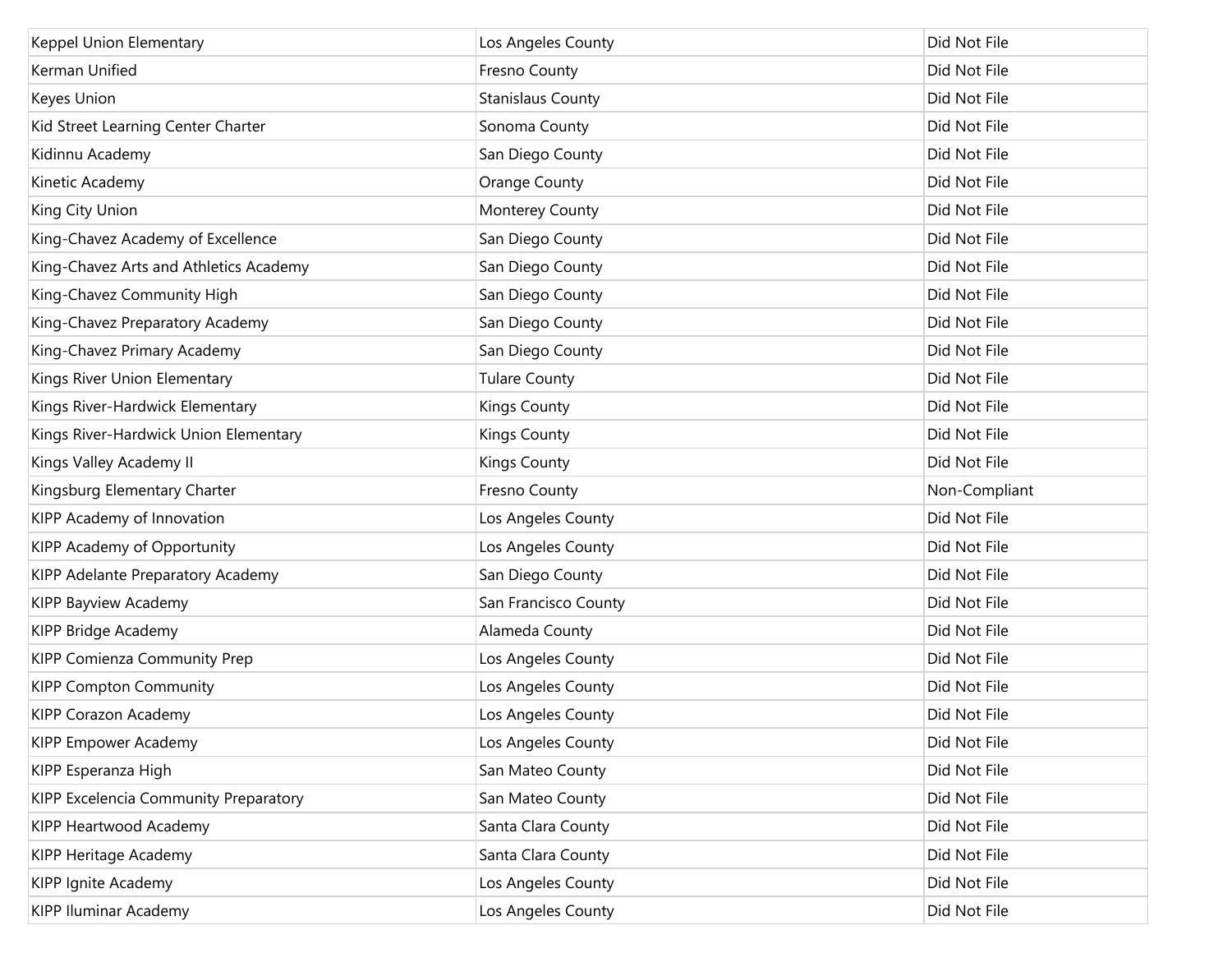| | | |
|---|---|---|
| Keppel Union Elementary | Los Angeles County | Did Not File |
| Kerman Unified | Fresno County | Did Not File |
| Keyes Union | Stanislaus County | Did Not File |
| Kid Street Learning Center Charter | Sonoma County | Did Not File |
| Kidinnu Academy | San Diego County | Did Not File |
| Kinetic Academy | Orange County | Did Not File |
| King City Union | Monterey County | Did Not File |
| King-Chavez Academy of Excellence | San Diego County | Did Not File |
| King-Chavez Arts and Athletics Academy | San Diego County | Did Not File |
| King-Chavez Community High | San Diego County | Did Not File |
| King-Chavez Preparatory Academy | San Diego County | Did Not File |
| King-Chavez Primary Academy | San Diego County | Did Not File |
| Kings River Union Elementary | Tulare County | Did Not File |
| Kings River-Hardwick Elementary | Kings County | Did Not File |
| Kings River-Hardwick Union Elementary | Kings County | Did Not File |
| Kings Valley Academy II | Kings County | Did Not File |
| Kingsburg Elementary Charter | Fresno County | Non-Compliant |
| KIPP Academy of Innovation | Los Angeles County | Did Not File |
| KIPP Academy of Opportunity | Los Angeles County | Did Not File |
| KIPP Adelante Preparatory Academy | San Diego County | Did Not File |
| KIPP Bayview Academy | San Francisco County | Did Not File |
| KIPP Bridge Academy | Alameda County | Did Not File |
| KIPP Comienza Community Prep | Los Angeles County | Did Not File |
| KIPP Compton Community | Los Angeles County | Did Not File |
| KIPP Corazon Academy | Los Angeles County | Did Not File |
| KIPP Empower Academy | Los Angeles County | Did Not File |
| KIPP Esperanza High | San Mateo County | Did Not File |
| KIPP Excelencia Community Preparatory | San Mateo County | Did Not File |
| KIPP Heartwood Academy | Santa Clara County | Did Not File |
| KIPP Heritage Academy | Santa Clara County | Did Not File |
| KIPP Ignite Academy | Los Angeles County | Did Not File |
| KIPP Iluminar Academy | Los Angeles County | Did Not File |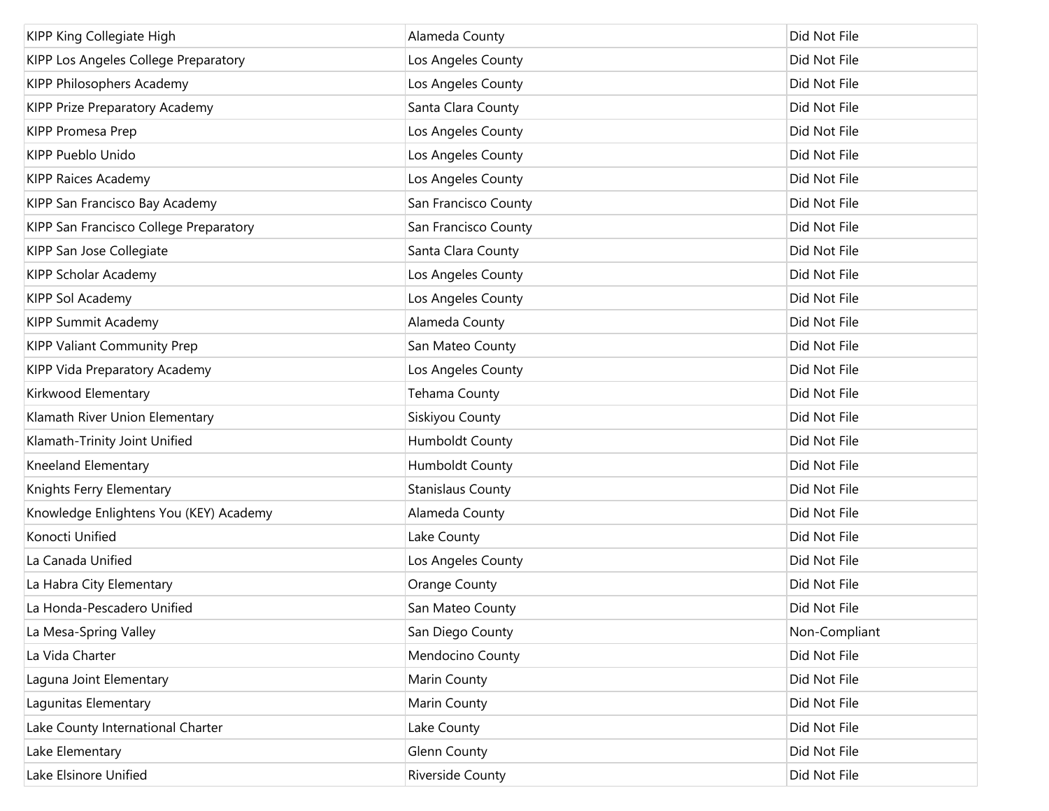| | | |
|---|---|---|
| KIPP King Collegiate High | Alameda County | Did Not File |
| KIPP Los Angeles College Preparatory | Los Angeles County | Did Not File |
| KIPP Philosophers Academy | Los Angeles County | Did Not File |
| KIPP Prize Preparatory Academy | Santa Clara County | Did Not File |
| KIPP Promesa Prep | Los Angeles County | Did Not File |
| KIPP Pueblo Unido | Los Angeles County | Did Not File |
| KIPP Raices Academy | Los Angeles County | Did Not File |
| KIPP San Francisco Bay Academy | San Francisco County | Did Not File |
| KIPP San Francisco College Preparatory | San Francisco County | Did Not File |
| KIPP San Jose Collegiate | Santa Clara County | Did Not File |
| KIPP Scholar Academy | Los Angeles County | Did Not File |
| KIPP Sol Academy | Los Angeles County | Did Not File |
| KIPP Summit Academy | Alameda County | Did Not File |
| KIPP Valiant Community Prep | San Mateo County | Did Not File |
| KIPP Vida Preparatory Academy | Los Angeles County | Did Not File |
| Kirkwood Elementary | Tehama County | Did Not File |
| Klamath River Union Elementary | Siskiyou County | Did Not File |
| Klamath-Trinity Joint Unified | Humboldt County | Did Not File |
| Kneeland Elementary | Humboldt County | Did Not File |
| Knights Ferry Elementary | Stanislaus County | Did Not File |
| Knowledge Enlightens You (KEY) Academy | Alameda County | Did Not File |
| Konocti Unified | Lake County | Did Not File |
| La Canada Unified | Los Angeles County | Did Not File |
| La Habra City Elementary | Orange County | Did Not File |
| La Honda-Pescadero Unified | San Mateo County | Did Not File |
| La Mesa-Spring Valley | San Diego County | Non-Compliant |
| La Vida Charter | Mendocino County | Did Not File |
| Laguna Joint Elementary | Marin County | Did Not File |
| Lagunitas Elementary | Marin County | Did Not File |
| Lake County International Charter | Lake County | Did Not File |
| Lake Elementary | Glenn County | Did Not File |
| Lake Elsinore Unified | Riverside County | Did Not File |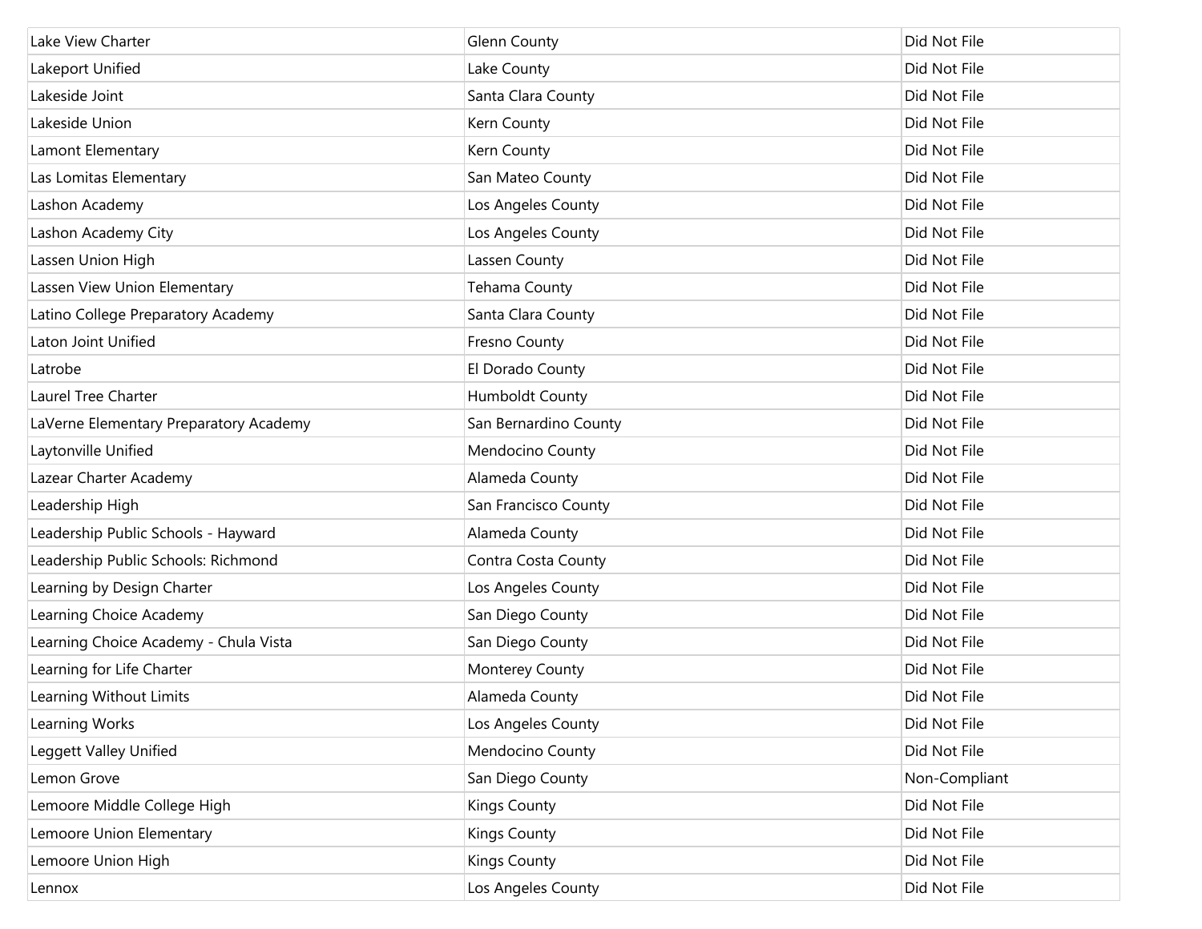| Lake View Charter | Glenn County | Did Not File |
|---|---|---|
| Lakeport Unified | Lake County | Did Not File |
| Lakeside Joint | Santa Clara County | Did Not File |
| Lakeside Union | Kern County | Did Not File |
| Lamont Elementary | Kern County | Did Not File |
| Las Lomitas Elementary | San Mateo County | Did Not File |
| Lashon Academy | Los Angeles County | Did Not File |
| Lashon Academy City | Los Angeles County | Did Not File |
| Lassen Union High | Lassen County | Did Not File |
| Lassen View Union Elementary | Tehama County | Did Not File |
| Latino College Preparatory Academy | Santa Clara County | Did Not File |
| Laton Joint Unified | Fresno County | Did Not File |
| Latrobe | El Dorado County | Did Not File |
| Laurel Tree Charter | Humboldt County | Did Not File |
| LaVerne Elementary Preparatory Academy | San Bernardino County | Did Not File |
| Laytonville Unified | Mendocino County | Did Not File |
| Lazear Charter Academy | Alameda County | Did Not File |
| Leadership High | San Francisco County | Did Not File |
| Leadership Public Schools - Hayward | Alameda County | Did Not File |
| Leadership Public Schools: Richmond | Contra Costa County | Did Not File |
| Learning by Design Charter | Los Angeles County | Did Not File |
| Learning Choice Academy | San Diego County | Did Not File |
| Learning Choice Academy - Chula Vista | San Diego County | Did Not File |
| Learning for Life Charter | Monterey County | Did Not File |
| Learning Without Limits | Alameda County | Did Not File |
| Learning Works | Los Angeles County | Did Not File |
| Leggett Valley Unified | Mendocino County | Did Not File |
| Lemon Grove | San Diego County | Non-Compliant |
| Lemoore Middle College High | Kings County | Did Not File |
| Lemoore Union Elementary | Kings County | Did Not File |
| Lemoore Union High | Kings County | Did Not File |
| Lennox | Los Angeles County | Did Not File |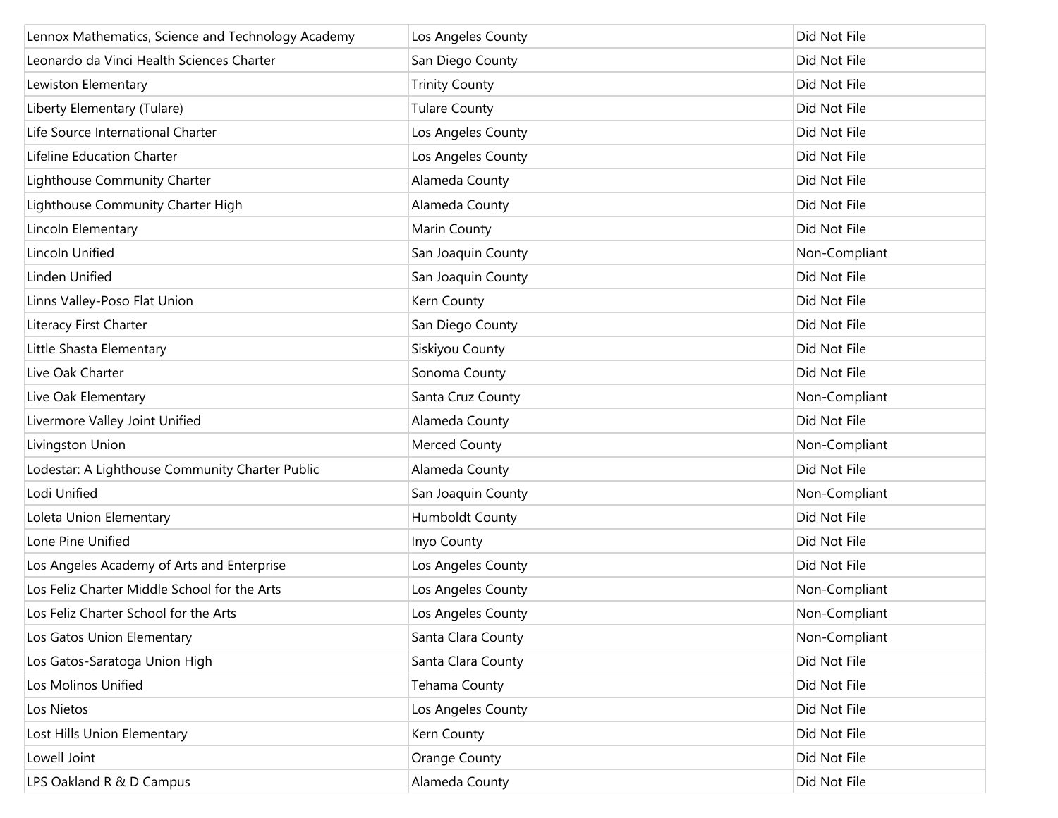| | | |
|---|---|---|
| Lennox Mathematics, Science and Technology Academy | Los Angeles County | Did Not File |
| Leonardo da Vinci Health Sciences Charter | San Diego County | Did Not File |
| Lewiston Elementary | Trinity County | Did Not File |
| Liberty Elementary (Tulare) | Tulare County | Did Not File |
| Life Source International Charter | Los Angeles County | Did Not File |
| Lifeline Education Charter | Los Angeles County | Did Not File |
| Lighthouse Community Charter | Alameda County | Did Not File |
| Lighthouse Community Charter High | Alameda County | Did Not File |
| Lincoln Elementary | Marin County | Did Not File |
| Lincoln Unified | San Joaquin County | Non-Compliant |
| Linden Unified | San Joaquin County | Did Not File |
| Linns Valley-Poso Flat Union | Kern County | Did Not File |
| Literacy First Charter | San Diego County | Did Not File |
| Little Shasta Elementary | Siskiyou County | Did Not File |
| Live Oak Charter | Sonoma County | Did Not File |
| Live Oak Elementary | Santa Cruz County | Non-Compliant |
| Livermore Valley Joint Unified | Alameda County | Did Not File |
| Livingston Union | Merced County | Non-Compliant |
| Lodestar: A Lighthouse Community Charter Public | Alameda County | Did Not File |
| Lodi Unified | San Joaquin County | Non-Compliant |
| Loleta Union Elementary | Humboldt County | Did Not File |
| Lone Pine Unified | Inyo County | Did Not File |
| Los Angeles Academy of Arts and Enterprise | Los Angeles County | Did Not File |
| Los Feliz Charter Middle School for the Arts | Los Angeles County | Non-Compliant |
| Los Feliz Charter School for the Arts | Los Angeles County | Non-Compliant |
| Los Gatos Union Elementary | Santa Clara County | Non-Compliant |
| Los Gatos-Saratoga Union High | Santa Clara County | Did Not File |
| Los Molinos Unified | Tehama County | Did Not File |
| Los Nietos | Los Angeles County | Did Not File |
| Lost Hills Union Elementary | Kern County | Did Not File |
| Lowell Joint | Orange County | Did Not File |
| LPS Oakland R & D Campus | Alameda County | Did Not File |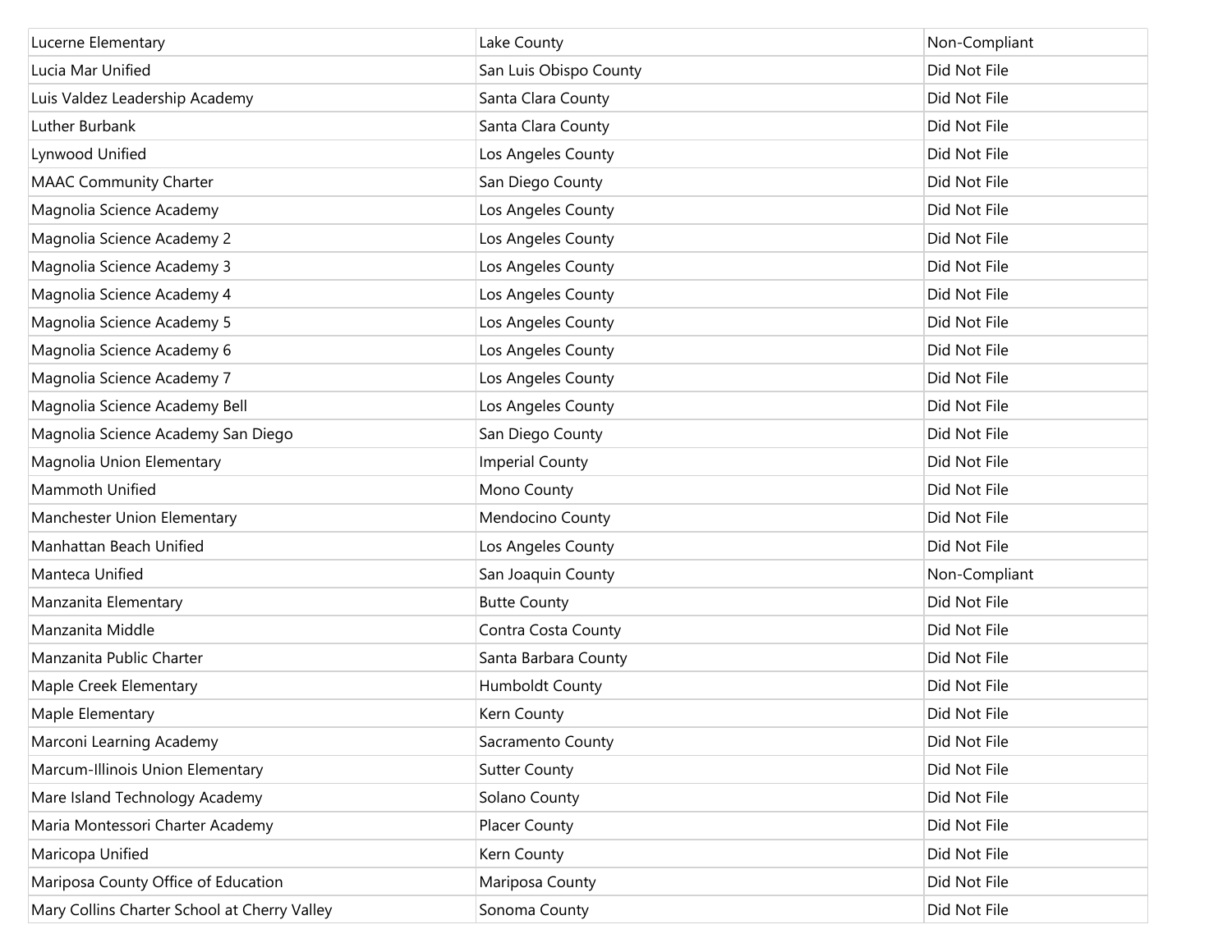| | | |
|---|---|---|
| Lucerne Elementary | Lake County | Non-Compliant |
| Lucia Mar Unified | San Luis Obispo County | Did Not File |
| Luis Valdez Leadership Academy | Santa Clara County | Did Not File |
| Luther Burbank | Santa Clara County | Did Not File |
| Lynwood Unified | Los Angeles County | Did Not File |
| MAAC Community Charter | San Diego County | Did Not File |
| Magnolia Science Academy | Los Angeles County | Did Not File |
| Magnolia Science Academy 2 | Los Angeles County | Did Not File |
| Magnolia Science Academy 3 | Los Angeles County | Did Not File |
| Magnolia Science Academy 4 | Los Angeles County | Did Not File |
| Magnolia Science Academy 5 | Los Angeles County | Did Not File |
| Magnolia Science Academy 6 | Los Angeles County | Did Not File |
| Magnolia Science Academy 7 | Los Angeles County | Did Not File |
| Magnolia Science Academy Bell | Los Angeles County | Did Not File |
| Magnolia Science Academy San Diego | San Diego County | Did Not File |
| Magnolia Union Elementary | Imperial County | Did Not File |
| Mammoth Unified | Mono County | Did Not File |
| Manchester Union Elementary | Mendocino County | Did Not File |
| Manhattan Beach Unified | Los Angeles County | Did Not File |
| Manteca Unified | San Joaquin County | Non-Compliant |
| Manzanita Elementary | Butte County | Did Not File |
| Manzanita Middle | Contra Costa County | Did Not File |
| Manzanita Public Charter | Santa Barbara County | Did Not File |
| Maple Creek Elementary | Humboldt County | Did Not File |
| Maple Elementary | Kern County | Did Not File |
| Marconi Learning Academy | Sacramento County | Did Not File |
| Marcum-Illinois Union Elementary | Sutter County | Did Not File |
| Mare Island Technology Academy | Solano County | Did Not File |
| Maria Montessori Charter Academy | Placer County | Did Not File |
| Maricopa Unified | Kern County | Did Not File |
| Mariposa County Office of Education | Mariposa County | Did Not File |
| Mary Collins Charter School at Cherry Valley | Sonoma County | Did Not File |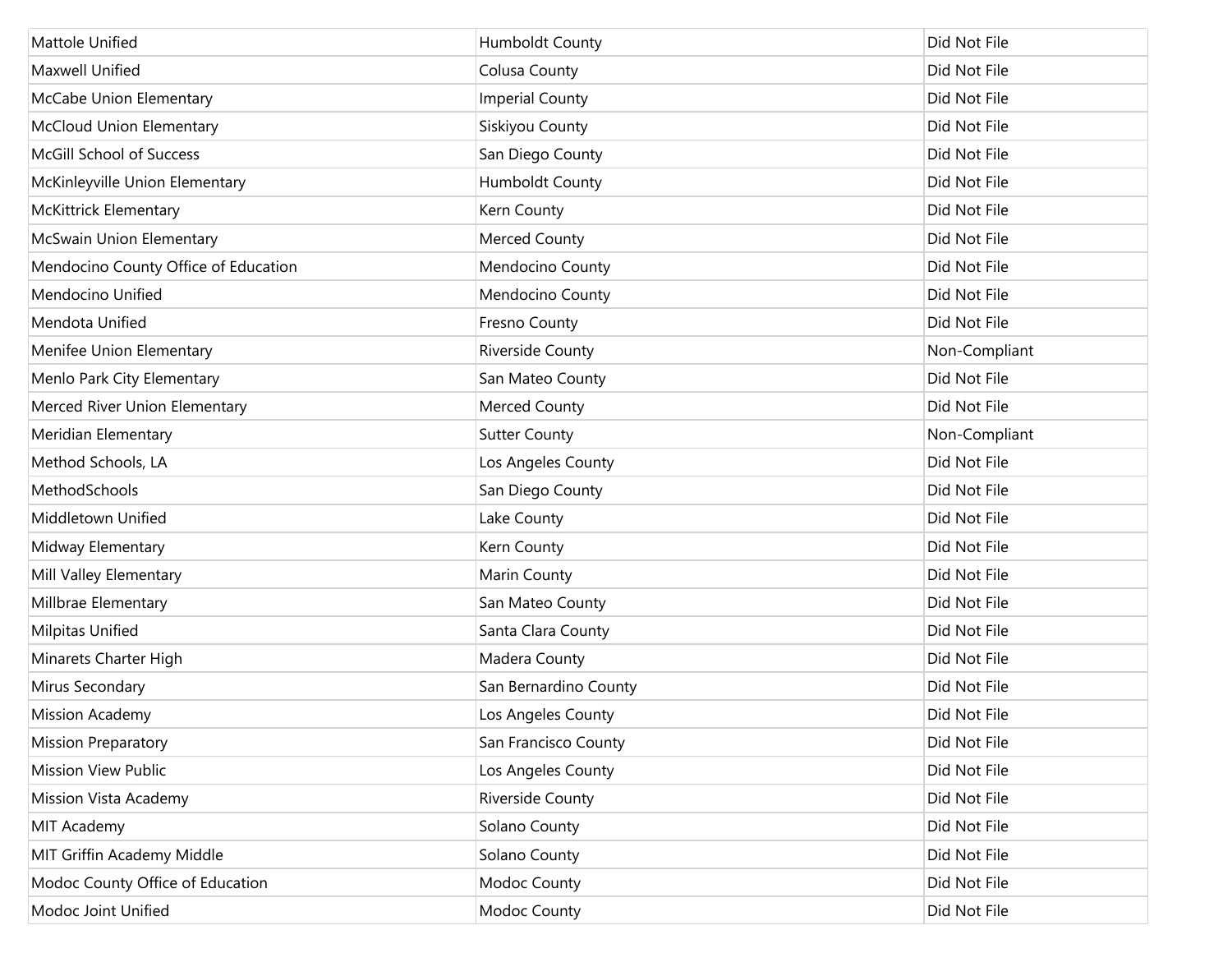| Mattole Unified | Humboldt County | Did Not File |
|---|---|---|
| Maxwell Unified | Colusa County | Did Not File |
| McCabe Union Elementary | Imperial County | Did Not File |
| McCloud Union Elementary | Siskiyou County | Did Not File |
| McGill School of Success | San Diego County | Did Not File |
| McKinleyville Union Elementary | Humboldt County | Did Not File |
| McKittrick Elementary | Kern County | Did Not File |
| McSwain Union Elementary | Merced County | Did Not File |
| Mendocino County Office of Education | Mendocino County | Did Not File |
| Mendocino Unified | Mendocino County | Did Not File |
| Mendota Unified | Fresno County | Did Not File |
| Menifee Union Elementary | Riverside County | Non-Compliant |
| Menlo Park City Elementary | San Mateo County | Did Not File |
| Merced River Union Elementary | Merced County | Did Not File |
| Meridian Elementary | Sutter County | Non-Compliant |
| Method Schools, LA | Los Angeles County | Did Not File |
| MethodSchools | San Diego County | Did Not File |
| Middletown Unified | Lake County | Did Not File |
| Midway Elementary | Kern County | Did Not File |
| Mill Valley Elementary | Marin County | Did Not File |
| Millbrae Elementary | San Mateo County | Did Not File |
| Milpitas Unified | Santa Clara County | Did Not File |
| Minarets Charter High | Madera County | Did Not File |
| Mirus Secondary | San Bernardino County | Did Not File |
| Mission Academy | Los Angeles County | Did Not File |
| Mission Preparatory | San Francisco County | Did Not File |
| Mission View Public | Los Angeles County | Did Not File |
| Mission Vista Academy | Riverside County | Did Not File |
| MIT Academy | Solano County | Did Not File |
| MIT Griffin Academy Middle | Solano County | Did Not File |
| Modoc County Office of Education | Modoc County | Did Not File |
| Modoc Joint Unified | Modoc County | Did Not File |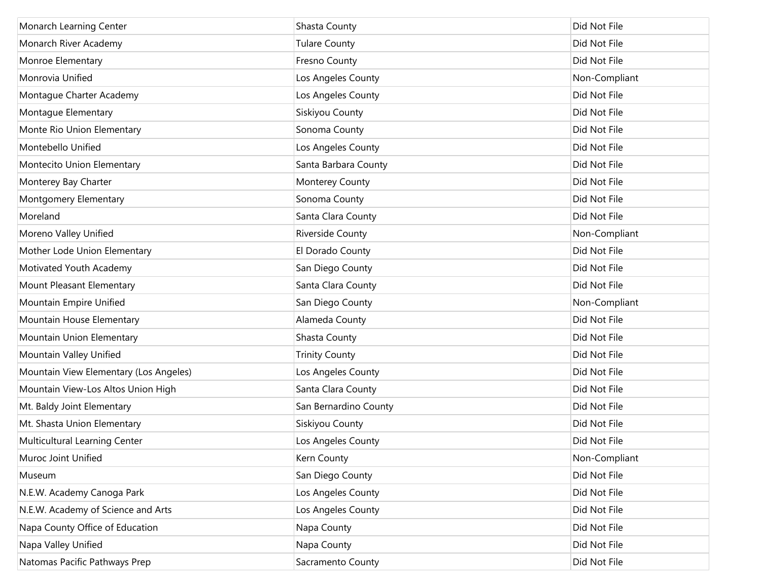| Monarch Learning Center | Shasta County | Did Not File |
|---|---|---|
| Monarch River Academy | Tulare County | Did Not File |
| Monroe Elementary | Fresno County | Did Not File |
| Monrovia Unified | Los Angeles County | Non-Compliant |
| Montague Charter Academy | Los Angeles County | Did Not File |
| Montague Elementary | Siskiyou County | Did Not File |
| Monte Rio Union Elementary | Sonoma County | Did Not File |
| Montebello Unified | Los Angeles County | Did Not File |
| Montecito Union Elementary | Santa Barbara County | Did Not File |
| Monterey Bay Charter | Monterey County | Did Not File |
| Montgomery Elementary | Sonoma County | Did Not File |
| Moreland | Santa Clara County | Did Not File |
| Moreno Valley Unified | Riverside County | Non-Compliant |
| Mother Lode Union Elementary | El Dorado County | Did Not File |
| Motivated Youth Academy | San Diego County | Did Not File |
| Mount Pleasant Elementary | Santa Clara County | Did Not File |
| Mountain Empire Unified | San Diego County | Non-Compliant |
| Mountain House Elementary | Alameda County | Did Not File |
| Mountain Union Elementary | Shasta County | Did Not File |
| Mountain Valley Unified | Trinity County | Did Not File |
| Mountain View Elementary (Los Angeles) | Los Angeles County | Did Not File |
| Mountain View-Los Altos Union High | Santa Clara County | Did Not File |
| Mt. Baldy Joint Elementary | San Bernardino County | Did Not File |
| Mt. Shasta Union Elementary | Siskiyou County | Did Not File |
| Multicultural Learning Center | Los Angeles County | Did Not File |
| Muroc Joint Unified | Kern County | Non-Compliant |
| Museum | San Diego County | Did Not File |
| N.E.W. Academy Canoga Park | Los Angeles County | Did Not File |
| N.E.W. Academy of Science and Arts | Los Angeles County | Did Not File |
| Napa County Office of Education | Napa County | Did Not File |
| Napa Valley Unified | Napa County | Did Not File |
| Natomas Pacific Pathways Prep | Sacramento County | Did Not File |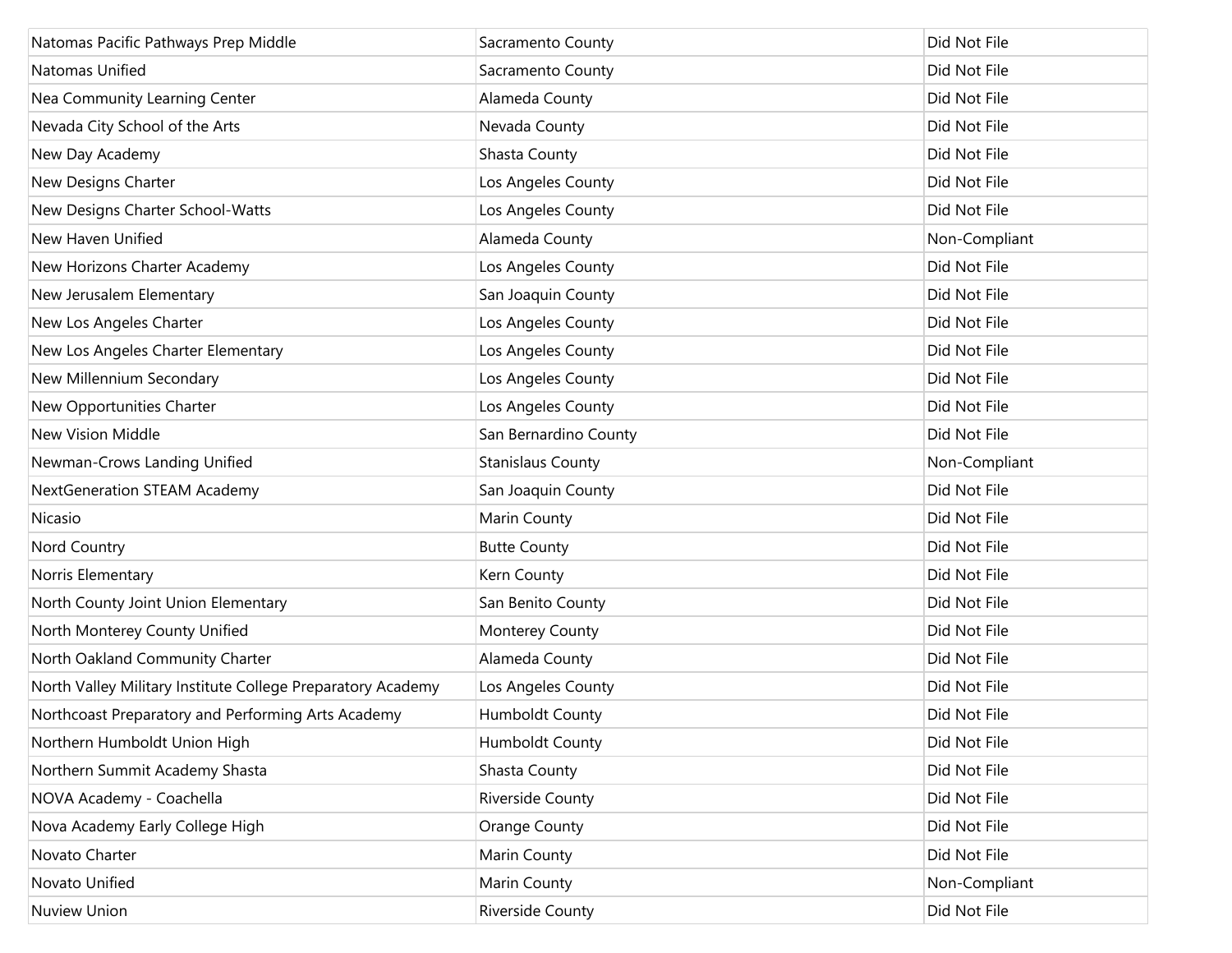| | | |
|---|---|---|
| Natomas Pacific Pathways Prep Middle | Sacramento County | Did Not File |
| Natomas Unified | Sacramento County | Did Not File |
| Nea Community Learning Center | Alameda County | Did Not File |
| Nevada City School of the Arts | Nevada County | Did Not File |
| New Day Academy | Shasta County | Did Not File |
| New Designs Charter | Los Angeles County | Did Not File |
| New Designs Charter School-Watts | Los Angeles County | Did Not File |
| New Haven Unified | Alameda County | Non-Compliant |
| New Horizons Charter Academy | Los Angeles County | Did Not File |
| New Jerusalem Elementary | San Joaquin County | Did Not File |
| New Los Angeles Charter | Los Angeles County | Did Not File |
| New Los Angeles Charter Elementary | Los Angeles County | Did Not File |
| New Millennium Secondary | Los Angeles County | Did Not File |
| New Opportunities Charter | Los Angeles County | Did Not File |
| New Vision Middle | San Bernardino County | Did Not File |
| Newman-Crows Landing Unified | Stanislaus County | Non-Compliant |
| NextGeneration STEAM Academy | San Joaquin County | Did Not File |
| Nicasio | Marin County | Did Not File |
| Nord Country | Butte County | Did Not File |
| Norris Elementary | Kern County | Did Not File |
| North County Joint Union Elementary | San Benito County | Did Not File |
| North Monterey County Unified | Monterey County | Did Not File |
| North Oakland Community Charter | Alameda County | Did Not File |
| North Valley Military Institute College Preparatory Academy | Los Angeles County | Did Not File |
| Northcoast Preparatory and Performing Arts Academy | Humboldt County | Did Not File |
| Northern Humboldt Union High | Humboldt County | Did Not File |
| Northern Summit Academy Shasta | Shasta County | Did Not File |
| NOVA Academy - Coachella | Riverside County | Did Not File |
| Nova Academy Early College High | Orange County | Did Not File |
| Novato Charter | Marin County | Did Not File |
| Novato Unified | Marin County | Non-Compliant |
| Nuview Union | Riverside County | Did Not File |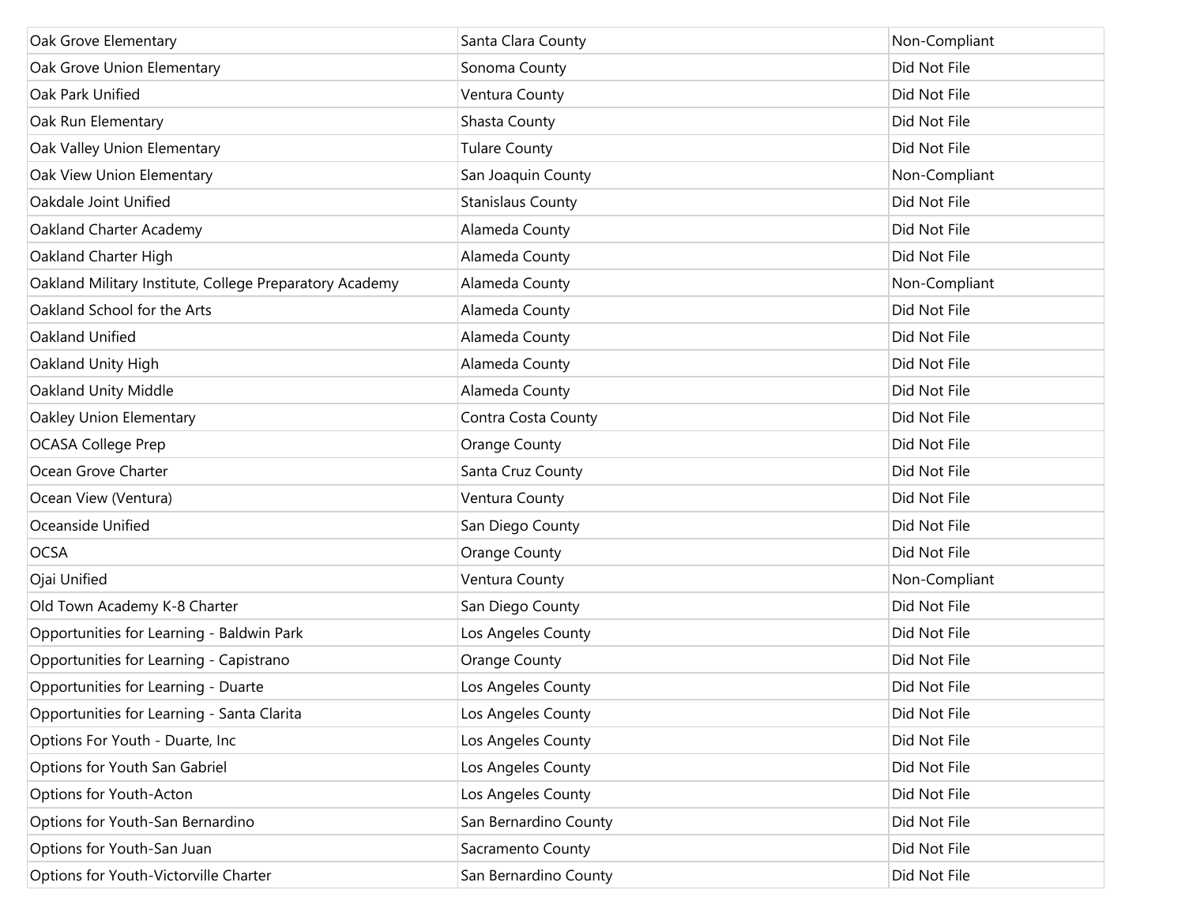| | | |
|---|---|---|
| Oak Grove Elementary | Santa Clara County | Non-Compliant |
| Oak Grove Union Elementary | Sonoma County | Did Not File |
| Oak Park Unified | Ventura County | Did Not File |
| Oak Run Elementary | Shasta County | Did Not File |
| Oak Valley Union Elementary | Tulare County | Did Not File |
| Oak View Union Elementary | San Joaquin County | Non-Compliant |
| Oakdale Joint Unified | Stanislaus County | Did Not File |
| Oakland Charter Academy | Alameda County | Did Not File |
| Oakland Charter High | Alameda County | Did Not File |
| Oakland Military Institute, College Preparatory Academy | Alameda County | Non-Compliant |
| Oakland School for the Arts | Alameda County | Did Not File |
| Oakland Unified | Alameda County | Did Not File |
| Oakland Unity High | Alameda County | Did Not File |
| Oakland Unity Middle | Alameda County | Did Not File |
| Oakley Union Elementary | Contra Costa County | Did Not File |
| OCASA College Prep | Orange County | Did Not File |
| Ocean Grove Charter | Santa Cruz County | Did Not File |
| Ocean View (Ventura) | Ventura County | Did Not File |
| Oceanside Unified | San Diego County | Did Not File |
| OCSA | Orange County | Did Not File |
| Ojai Unified | Ventura County | Non-Compliant |
| Old Town Academy K-8 Charter | San Diego County | Did Not File |
| Opportunities for Learning - Baldwin Park | Los Angeles County | Did Not File |
| Opportunities for Learning - Capistrano | Orange County | Did Not File |
| Opportunities for Learning - Duarte | Los Angeles County | Did Not File |
| Opportunities for Learning - Santa Clarita | Los Angeles County | Did Not File |
| Options For Youth - Duarte, Inc | Los Angeles County | Did Not File |
| Options for Youth San Gabriel | Los Angeles County | Did Not File |
| Options for Youth-Acton | Los Angeles County | Did Not File |
| Options for Youth-San Bernardino | San Bernardino County | Did Not File |
| Options for Youth-San Juan | Sacramento County | Did Not File |
| Options for Youth-Victorville Charter | San Bernardino County | Did Not File |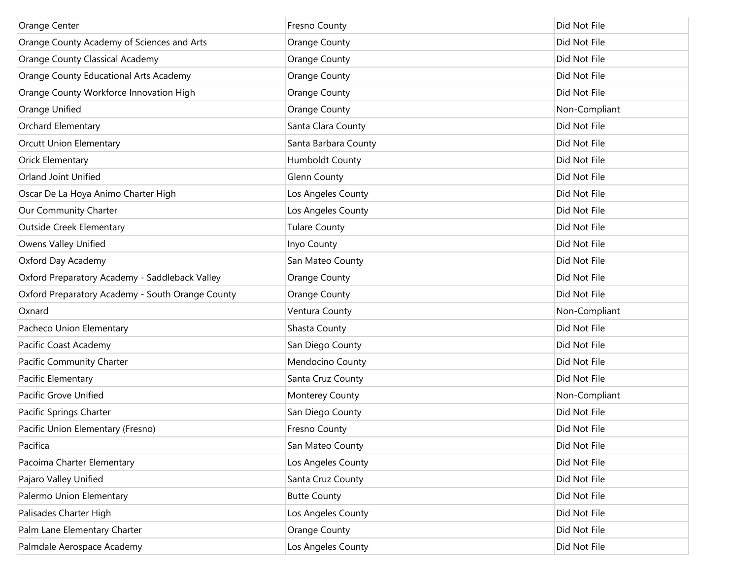| | | |
|---|---|---|
| Orange Center | Fresno County | Did Not File |
| Orange County Academy of Sciences and Arts | Orange County | Did Not File |
| Orange County Classical Academy | Orange County | Did Not File |
| Orange County Educational Arts Academy | Orange County | Did Not File |
| Orange County Workforce Innovation High | Orange County | Did Not File |
| Orange Unified | Orange County | Non-Compliant |
| Orchard Elementary | Santa Clara County | Did Not File |
| Orcutt Union Elementary | Santa Barbara County | Did Not File |
| Orick Elementary | Humboldt County | Did Not File |
| Orland Joint Unified | Glenn County | Did Not File |
| Oscar De La Hoya Animo Charter High | Los Angeles County | Did Not File |
| Our Community Charter | Los Angeles County | Did Not File |
| Outside Creek Elementary | Tulare County | Did Not File |
| Owens Valley Unified | Inyo County | Did Not File |
| Oxford Day Academy | San Mateo County | Did Not File |
| Oxford Preparatory Academy - Saddleback Valley | Orange County | Did Not File |
| Oxford Preparatory Academy - South Orange County | Orange County | Did Not File |
| Oxnard | Ventura County | Non-Compliant |
| Pacheco Union Elementary | Shasta County | Did Not File |
| Pacific Coast Academy | San Diego County | Did Not File |
| Pacific Community Charter | Mendocino County | Did Not File |
| Pacific Elementary | Santa Cruz County | Did Not File |
| Pacific Grove Unified | Monterey County | Non-Compliant |
| Pacific Springs Charter | San Diego County | Did Not File |
| Pacific Union Elementary (Fresno) | Fresno County | Did Not File |
| Pacifica | San Mateo County | Did Not File |
| Pacoima Charter Elementary | Los Angeles County | Did Not File |
| Pajaro Valley Unified | Santa Cruz County | Did Not File |
| Palermo Union Elementary | Butte County | Did Not File |
| Palisades Charter High | Los Angeles County | Did Not File |
| Palm Lane Elementary Charter | Orange County | Did Not File |
| Palmdale Aerospace Academy | Los Angeles County | Did Not File |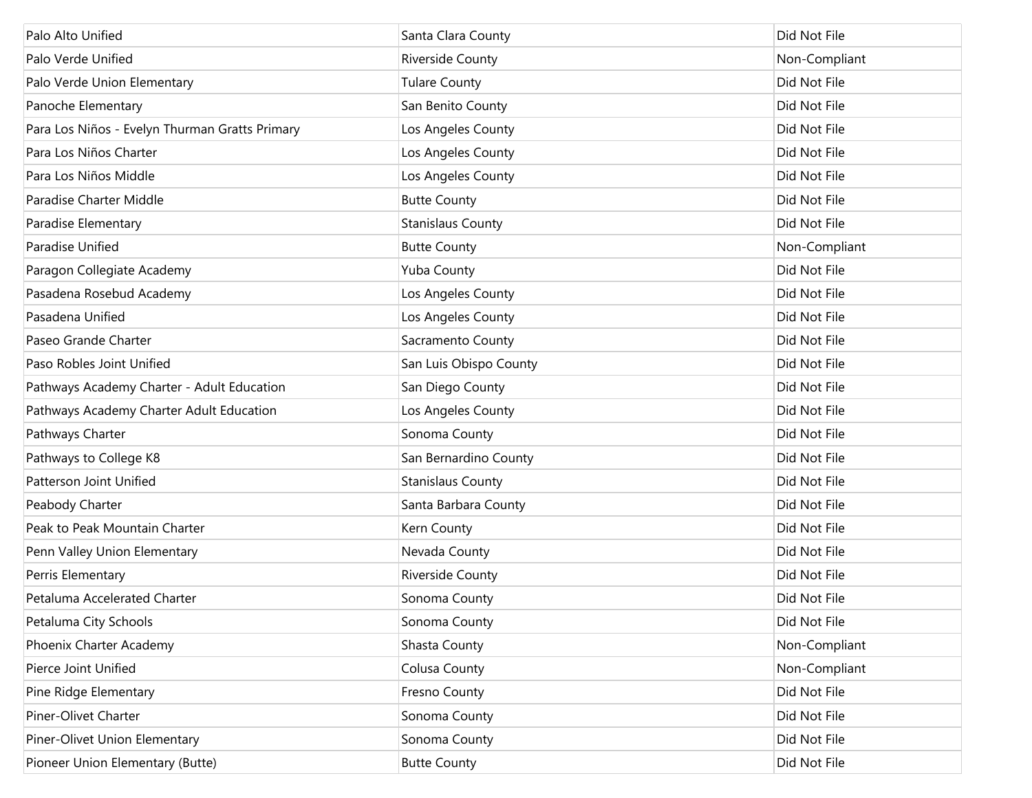| | | |
|---|---|---|
| Palo Alto Unified | Santa Clara County | Did Not File |
| Palo Verde Unified | Riverside County | Non-Compliant |
| Palo Verde Union Elementary | Tulare County | Did Not File |
| Panoche Elementary | San Benito County | Did Not File |
| Para Los Niños - Evelyn Thurman Gratts Primary | Los Angeles County | Did Not File |
| Para Los Niños Charter | Los Angeles County | Did Not File |
| Para Los Niños Middle | Los Angeles County | Did Not File |
| Paradise Charter Middle | Butte County | Did Not File |
| Paradise Elementary | Stanislaus County | Did Not File |
| Paradise Unified | Butte County | Non-Compliant |
| Paragon Collegiate Academy | Yuba County | Did Not File |
| Pasadena Rosebud Academy | Los Angeles County | Did Not File |
| Pasadena Unified | Los Angeles County | Did Not File |
| Paseo Grande Charter | Sacramento County | Did Not File |
| Paso Robles Joint Unified | San Luis Obispo County | Did Not File |
| Pathways Academy Charter - Adult Education | San Diego County | Did Not File |
| Pathways Academy Charter Adult Education | Los Angeles County | Did Not File |
| Pathways Charter | Sonoma County | Did Not File |
| Pathways to College K8 | San Bernardino County | Did Not File |
| Patterson Joint Unified | Stanislaus County | Did Not File |
| Peabody Charter | Santa Barbara County | Did Not File |
| Peak to Peak Mountain Charter | Kern County | Did Not File |
| Penn Valley Union Elementary | Nevada County | Did Not File |
| Perris Elementary | Riverside County | Did Not File |
| Petaluma Accelerated Charter | Sonoma County | Did Not File |
| Petaluma City Schools | Sonoma County | Did Not File |
| Phoenix Charter Academy | Shasta County | Non-Compliant |
| Pierce Joint Unified | Colusa County | Non-Compliant |
| Pine Ridge Elementary | Fresno County | Did Not File |
| Piner-Olivet Charter | Sonoma County | Did Not File |
| Piner-Olivet Union Elementary | Sonoma County | Did Not File |
| Pioneer Union Elementary (Butte) | Butte County | Did Not File |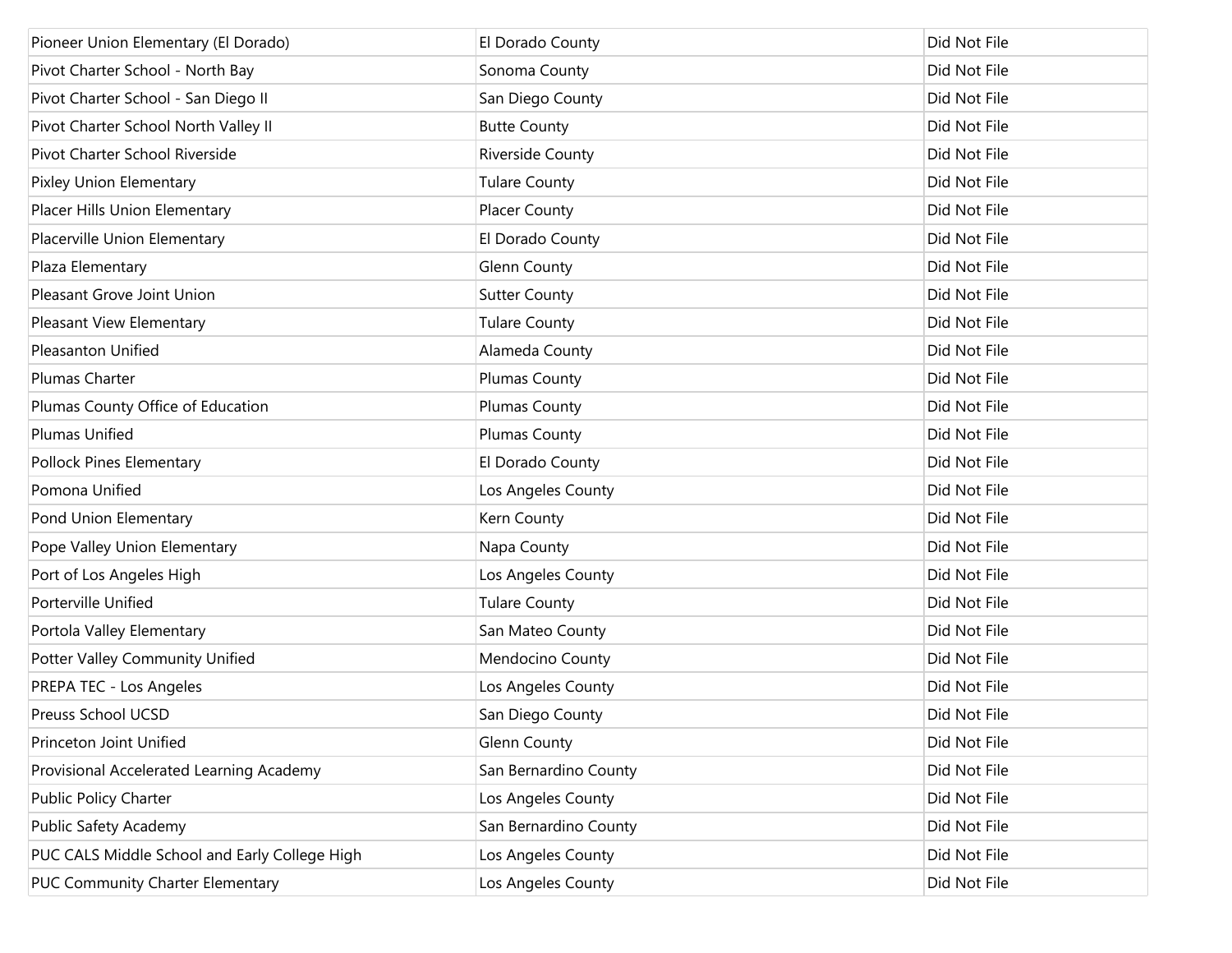| | | |
|---|---|---|
| Pioneer Union Elementary (El Dorado) | El Dorado County | Did Not File |
| Pivot Charter School - North Bay | Sonoma County | Did Not File |
| Pivot Charter School - San Diego II | San Diego County | Did Not File |
| Pivot Charter School North Valley II | Butte County | Did Not File |
| Pivot Charter School Riverside | Riverside County | Did Not File |
| Pixley Union Elementary | Tulare County | Did Not File |
| Placer Hills Union Elementary | Placer County | Did Not File |
| Placerville Union Elementary | El Dorado County | Did Not File |
| Plaza Elementary | Glenn County | Did Not File |
| Pleasant Grove Joint Union | Sutter County | Did Not File |
| Pleasant View Elementary | Tulare County | Did Not File |
| Pleasanton Unified | Alameda County | Did Not File |
| Plumas Charter | Plumas County | Did Not File |
| Plumas County Office of Education | Plumas County | Did Not File |
| Plumas Unified | Plumas County | Did Not File |
| Pollock Pines Elementary | El Dorado County | Did Not File |
| Pomona Unified | Los Angeles County | Did Not File |
| Pond Union Elementary | Kern County | Did Not File |
| Pope Valley Union Elementary | Napa County | Did Not File |
| Port of Los Angeles High | Los Angeles County | Did Not File |
| Porterville Unified | Tulare County | Did Not File |
| Portola Valley Elementary | San Mateo County | Did Not File |
| Potter Valley Community Unified | Mendocino County | Did Not File |
| PREPA TEC - Los Angeles | Los Angeles County | Did Not File |
| Preuss School UCSD | San Diego County | Did Not File |
| Princeton Joint Unified | Glenn County | Did Not File |
| Provisional Accelerated Learning Academy | San Bernardino County | Did Not File |
| Public Policy Charter | Los Angeles County | Did Not File |
| Public Safety Academy | San Bernardino County | Did Not File |
| PUC CALS Middle School and Early College High | Los Angeles County | Did Not File |
| PUC Community Charter Elementary | Los Angeles County | Did Not File |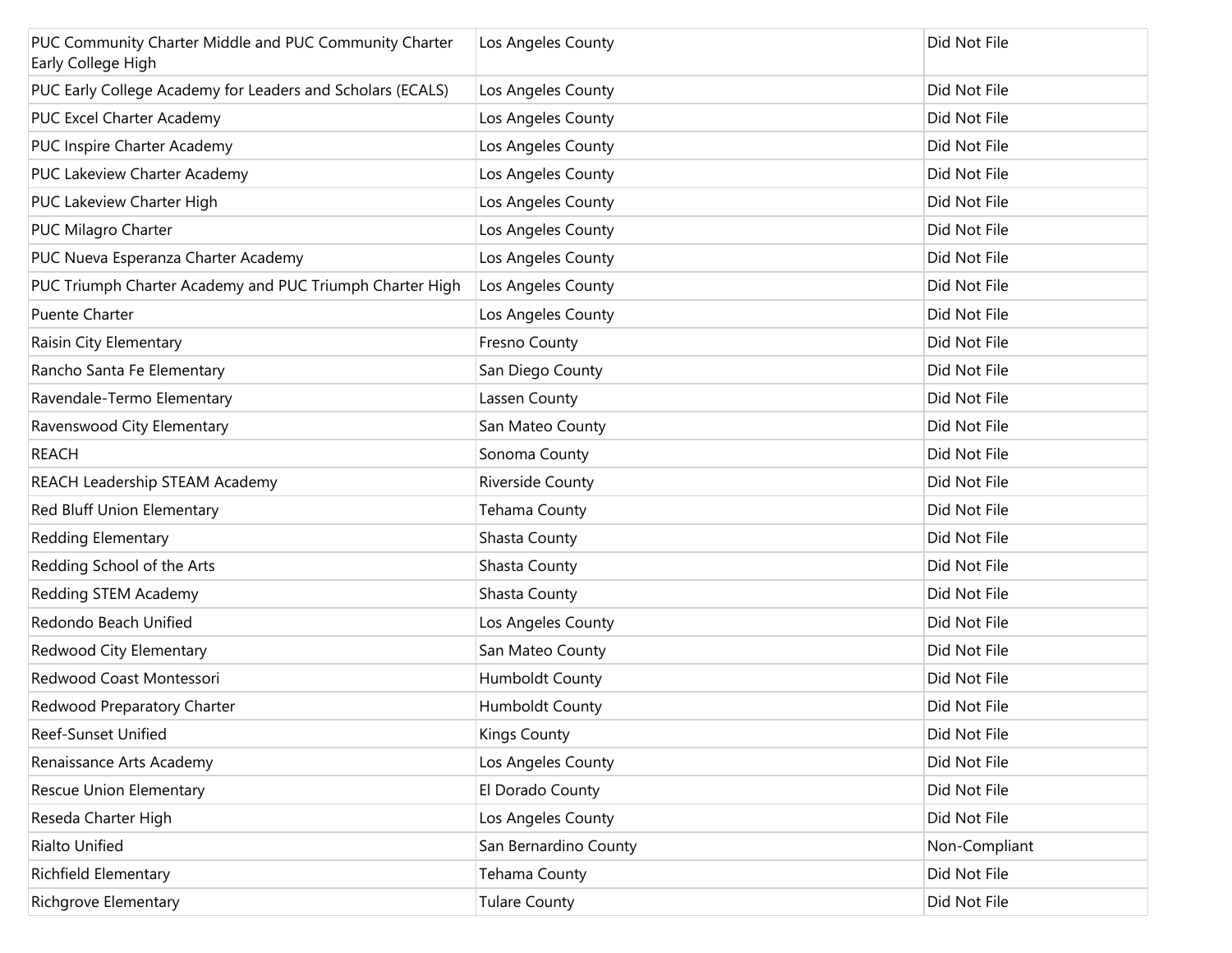| | | |
|---|---|---|
| PUC Community Charter Middle and PUC Community Charter Early College High | Los Angeles County | Did Not File |
| PUC Early College Academy for Leaders and Scholars (ECALS) | Los Angeles County | Did Not File |
| PUC Excel Charter Academy | Los Angeles County | Did Not File |
| PUC Inspire Charter Academy | Los Angeles County | Did Not File |
| PUC Lakeview Charter Academy | Los Angeles County | Did Not File |
| PUC Lakeview Charter High | Los Angeles County | Did Not File |
| PUC Milagro Charter | Los Angeles County | Did Not File |
| PUC Nueva Esperanza Charter Academy | Los Angeles County | Did Not File |
| PUC Triumph Charter Academy and PUC Triumph Charter High | Los Angeles County | Did Not File |
| Puente Charter | Los Angeles County | Did Not File |
| Raisin City Elementary | Fresno County | Did Not File |
| Rancho Santa Fe Elementary | San Diego County | Did Not File |
| Ravendale-Termo Elementary | Lassen County | Did Not File |
| Ravenswood City Elementary | San Mateo County | Did Not File |
| REACH | Sonoma County | Did Not File |
| REACH Leadership STEAM Academy | Riverside County | Did Not File |
| Red Bluff Union Elementary | Tehama County | Did Not File |
| Redding Elementary | Shasta County | Did Not File |
| Redding School of the Arts | Shasta County | Did Not File |
| Redding STEM Academy | Shasta County | Did Not File |
| Redondo Beach Unified | Los Angeles County | Did Not File |
| Redwood City Elementary | San Mateo County | Did Not File |
| Redwood Coast Montessori | Humboldt County | Did Not File |
| Redwood Preparatory Charter | Humboldt County | Did Not File |
| Reef-Sunset Unified | Kings County | Did Not File |
| Renaissance Arts Academy | Los Angeles County | Did Not File |
| Rescue Union Elementary | El Dorado County | Did Not File |
| Reseda Charter High | Los Angeles County | Did Not File |
| Rialto Unified | San Bernardino County | Non-Compliant |
| Richfield Elementary | Tehama County | Did Not File |
| Richgrove Elementary | Tulare County | Did Not File |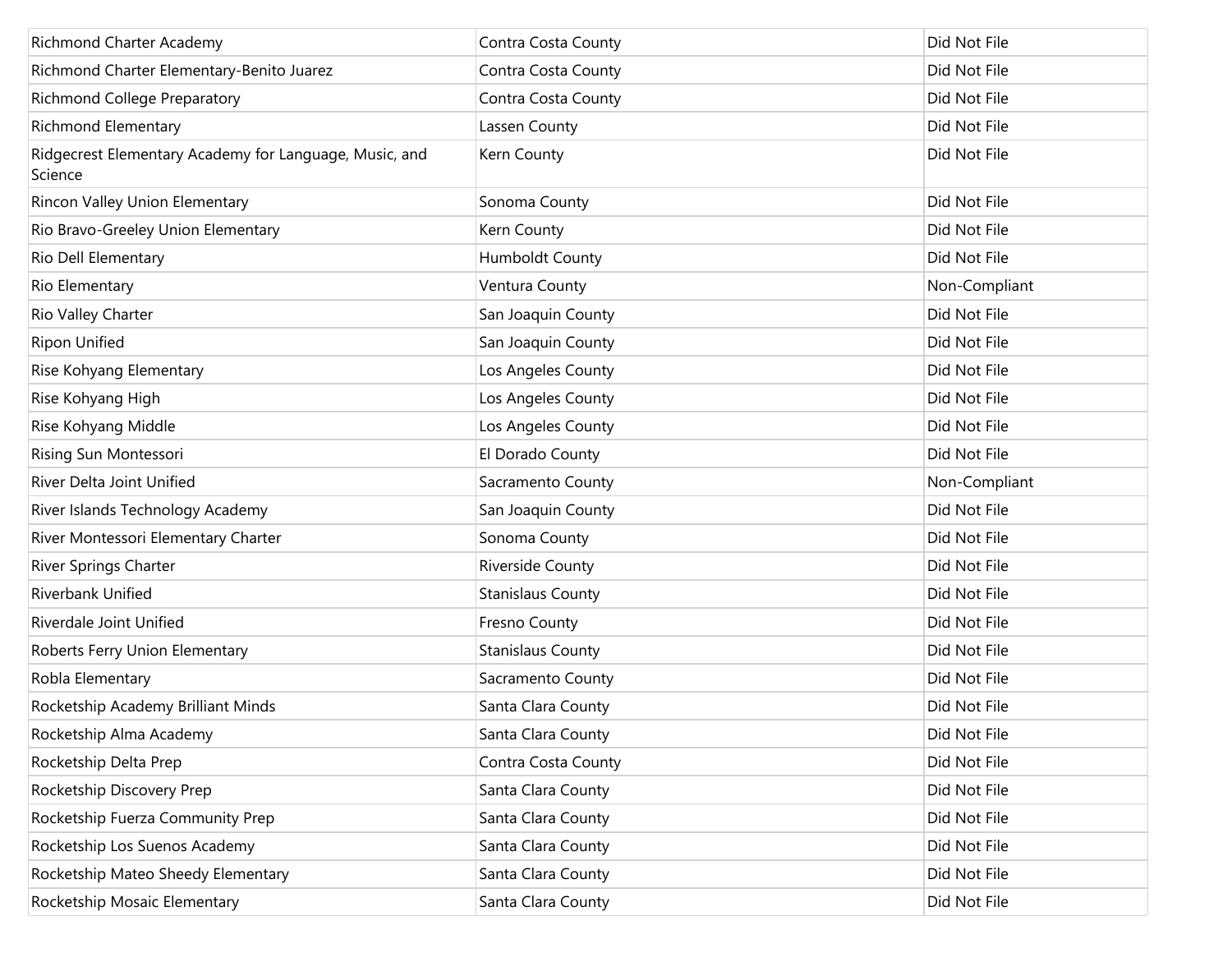| | | |
|---|---|---|
| Richmond Charter Academy | Contra Costa County | Did Not File |
| Richmond Charter Elementary-Benito Juarez | Contra Costa County | Did Not File |
| Richmond College Preparatory | Contra Costa County | Did Not File |
| Richmond Elementary | Lassen County | Did Not File |
| Ridgecrest Elementary Academy for Language, Music, and Science | Kern County | Did Not File |
| Rincon Valley Union Elementary | Sonoma County | Did Not File |
| Rio Bravo-Greeley Union Elementary | Kern County | Did Not File |
| Rio Dell Elementary | Humboldt County | Did Not File |
| Rio Elementary | Ventura County | Non-Compliant |
| Rio Valley Charter | San Joaquin County | Did Not File |
| Ripon Unified | San Joaquin County | Did Not File |
| Rise Kohyang Elementary | Los Angeles County | Did Not File |
| Rise Kohyang High | Los Angeles County | Did Not File |
| Rise Kohyang Middle | Los Angeles County | Did Not File |
| Rising Sun Montessori | El Dorado County | Did Not File |
| River Delta Joint Unified | Sacramento County | Non-Compliant |
| River Islands Technology Academy | San Joaquin County | Did Not File |
| River Montessori Elementary Charter | Sonoma County | Did Not File |
| River Springs Charter | Riverside County | Did Not File |
| Riverbank Unified | Stanislaus County | Did Not File |
| Riverdale Joint Unified | Fresno County | Did Not File |
| Roberts Ferry Union Elementary | Stanislaus County | Did Not File |
| Robla Elementary | Sacramento County | Did Not File |
| Rocketship Academy Brilliant Minds | Santa Clara County | Did Not File |
| Rocketship Alma Academy | Santa Clara County | Did Not File |
| Rocketship Delta Prep | Contra Costa County | Did Not File |
| Rocketship Discovery Prep | Santa Clara County | Did Not File |
| Rocketship Fuerza Community Prep | Santa Clara County | Did Not File |
| Rocketship Los Suenos Academy | Santa Clara County | Did Not File |
| Rocketship Mateo Sheedy Elementary | Santa Clara County | Did Not File |
| Rocketship Mosaic Elementary | Santa Clara County | Did Not File |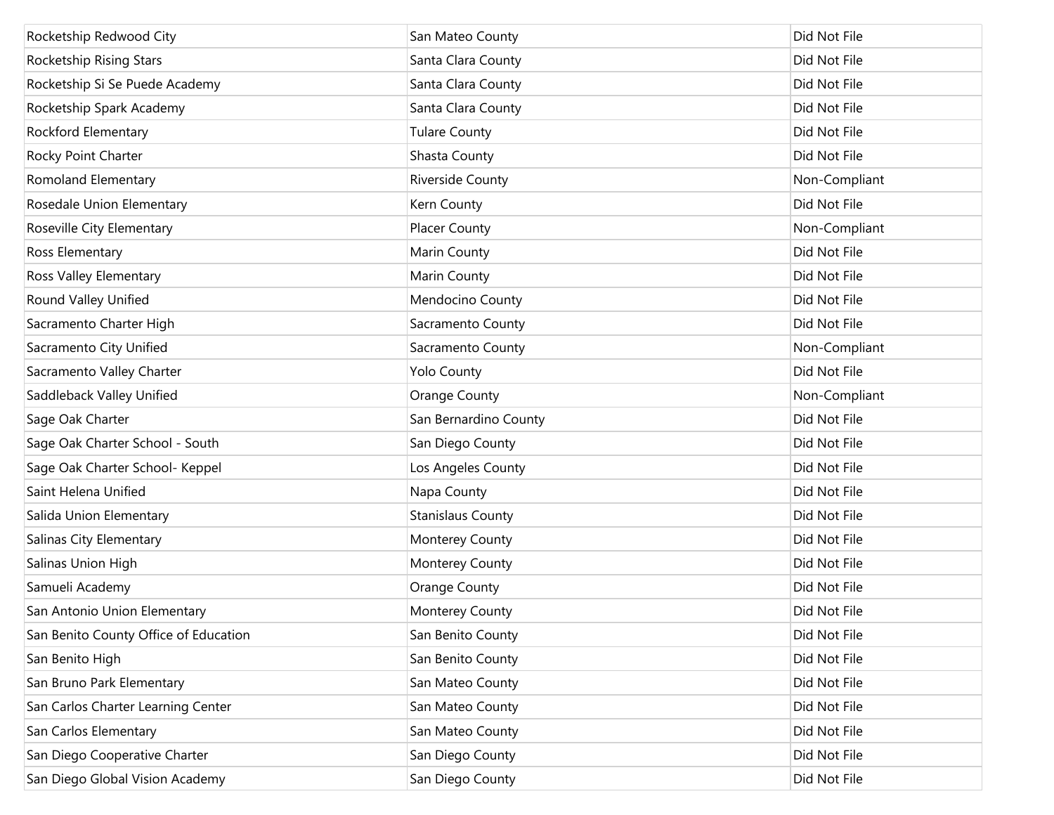| | | |
|---|---|---|
| Rocketship Redwood City | San Mateo County | Did Not File |
| Rocketship Rising Stars | Santa Clara County | Did Not File |
| Rocketship Si Se Puede Academy | Santa Clara County | Did Not File |
| Rocketship Spark Academy | Santa Clara County | Did Not File |
| Rockford Elementary | Tulare County | Did Not File |
| Rocky Point Charter | Shasta County | Did Not File |
| Romoland Elementary | Riverside County | Non-Compliant |
| Rosedale Union Elementary | Kern County | Did Not File |
| Roseville City Elementary | Placer County | Non-Compliant |
| Ross Elementary | Marin County | Did Not File |
| Ross Valley Elementary | Marin County | Did Not File |
| Round Valley Unified | Mendocino County | Did Not File |
| Sacramento Charter High | Sacramento County | Did Not File |
| Sacramento City Unified | Sacramento County | Non-Compliant |
| Sacramento Valley Charter | Yolo County | Did Not File |
| Saddleback Valley Unified | Orange County | Non-Compliant |
| Sage Oak Charter | San Bernardino County | Did Not File |
| Sage Oak Charter School - South | San Diego County | Did Not File |
| Sage Oak Charter School- Keppel | Los Angeles County | Did Not File |
| Saint Helena Unified | Napa County | Did Not File |
| Salida Union Elementary | Stanislaus County | Did Not File |
| Salinas City Elementary | Monterey County | Did Not File |
| Salinas Union High | Monterey County | Did Not File |
| Samueli Academy | Orange County | Did Not File |
| San Antonio Union Elementary | Monterey County | Did Not File |
| San Benito County Office of Education | San Benito County | Did Not File |
| San Benito High | San Benito County | Did Not File |
| San Bruno Park Elementary | San Mateo County | Did Not File |
| San Carlos Charter Learning Center | San Mateo County | Did Not File |
| San Carlos Elementary | San Mateo County | Did Not File |
| San Diego Cooperative Charter | San Diego County | Did Not File |
| San Diego Global Vision Academy | San Diego County | Did Not File |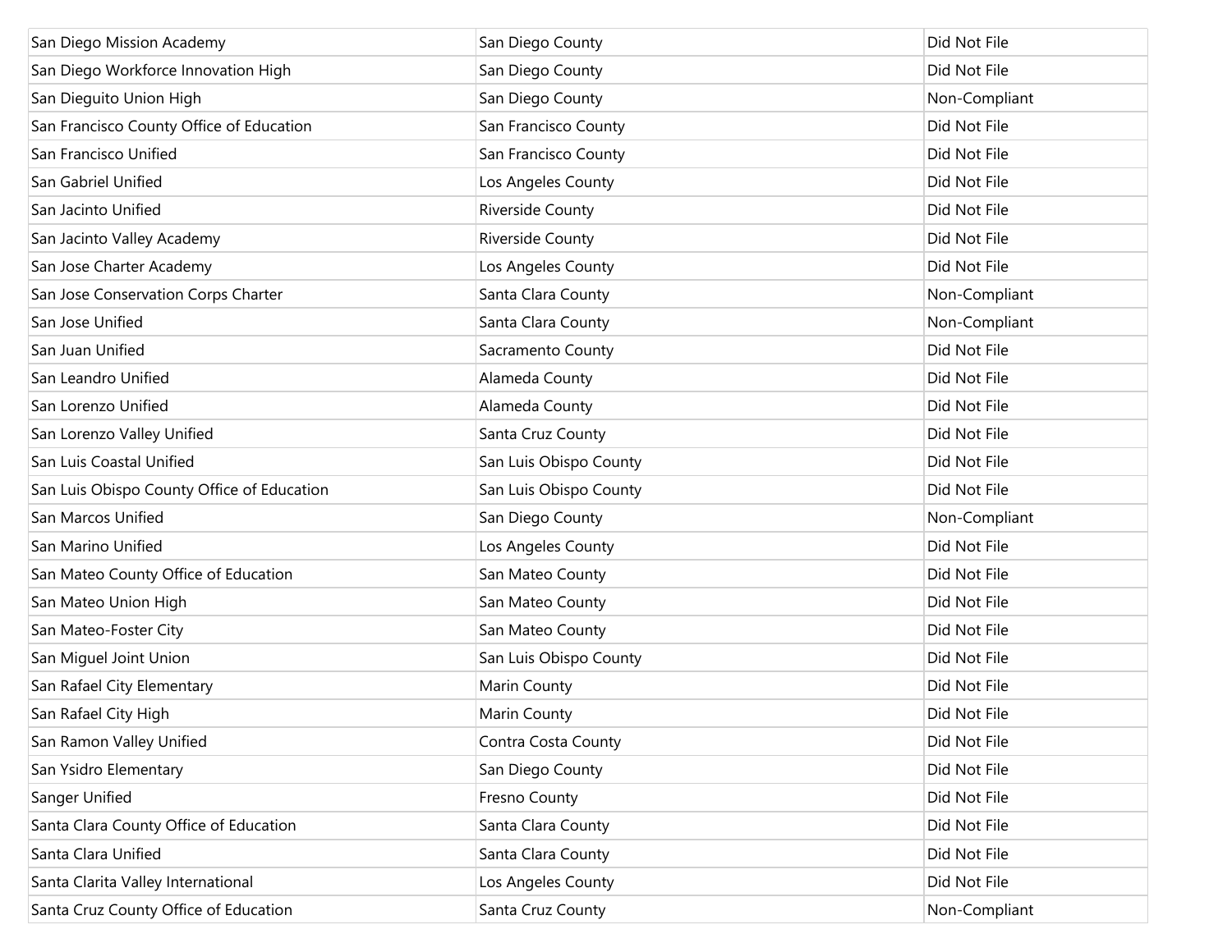| | | |
|---|---|---|
| San Diego Mission Academy | San Diego County | Did Not File |
| San Diego Workforce Innovation High | San Diego County | Did Not File |
| San Dieguito Union High | San Diego County | Non-Compliant |
| San Francisco County Office of Education | San Francisco County | Did Not File |
| San Francisco Unified | San Francisco County | Did Not File |
| San Gabriel Unified | Los Angeles County | Did Not File |
| San Jacinto Unified | Riverside County | Did Not File |
| San Jacinto Valley Academy | Riverside County | Did Not File |
| San Jose Charter Academy | Los Angeles County | Did Not File |
| San Jose Conservation Corps Charter | Santa Clara County | Non-Compliant |
| San Jose Unified | Santa Clara County | Non-Compliant |
| San Juan Unified | Sacramento County | Did Not File |
| San Leandro Unified | Alameda County | Did Not File |
| San Lorenzo Unified | Alameda County | Did Not File |
| San Lorenzo Valley Unified | Santa Cruz County | Did Not File |
| San Luis Coastal Unified | San Luis Obispo County | Did Not File |
| San Luis Obispo County Office of Education | San Luis Obispo County | Did Not File |
| San Marcos Unified | San Diego County | Non-Compliant |
| San Marino Unified | Los Angeles County | Did Not File |
| San Mateo County Office of Education | San Mateo County | Did Not File |
| San Mateo Union High | San Mateo County | Did Not File |
| San Mateo-Foster City | San Mateo County | Did Not File |
| San Miguel Joint Union | San Luis Obispo County | Did Not File |
| San Rafael City Elementary | Marin County | Did Not File |
| San Rafael City High | Marin County | Did Not File |
| San Ramon Valley Unified | Contra Costa County | Did Not File |
| San Ysidro Elementary | San Diego County | Did Not File |
| Sanger Unified | Fresno County | Did Not File |
| Santa Clara County Office of Education | Santa Clara County | Did Not File |
| Santa Clara Unified | Santa Clara County | Did Not File |
| Santa Clarita Valley International | Los Angeles County | Did Not File |
| Santa Cruz County Office of Education | Santa Cruz County | Non-Compliant |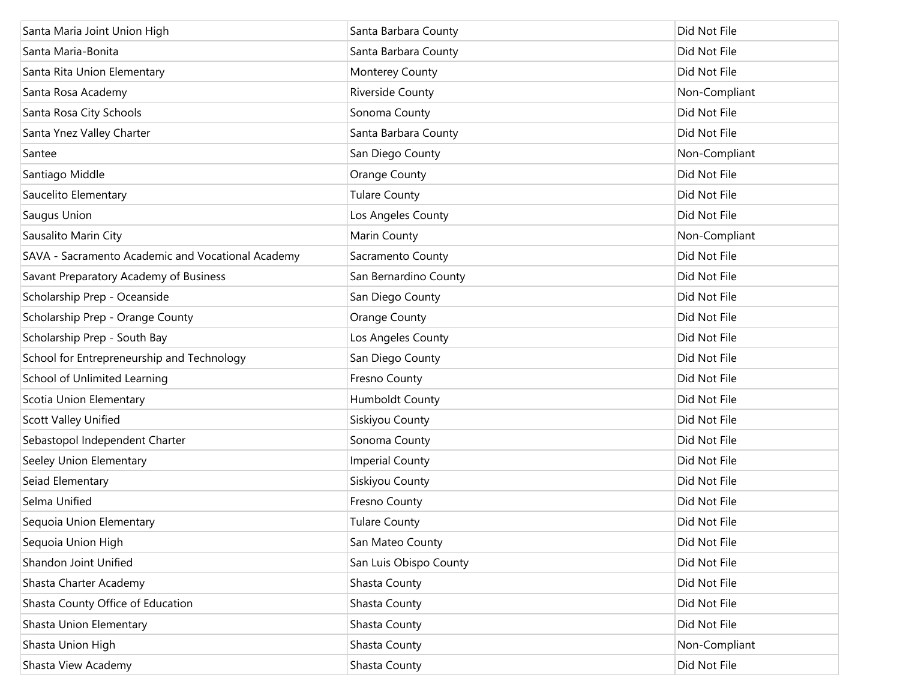| Santa Maria Joint Union High | Santa Barbara County | Did Not File |
|---|---|---|
| Santa Maria-Bonita | Santa Barbara County | Did Not File |
| Santa Rita Union Elementary | Monterey County | Did Not File |
| Santa Rosa Academy | Riverside County | Non-Compliant |
| Santa Rosa City Schools | Sonoma County | Did Not File |
| Santa Ynez Valley Charter | Santa Barbara County | Did Not File |
| Santee | San Diego County | Non-Compliant |
| Santiago Middle | Orange County | Did Not File |
| Saucelito Elementary | Tulare County | Did Not File |
| Saugus Union | Los Angeles County | Did Not File |
| Sausalito Marin City | Marin County | Non-Compliant |
| SAVA - Sacramento Academic and Vocational Academy | Sacramento County | Did Not File |
| Savant Preparatory Academy of Business | San Bernardino County | Did Not File |
| Scholarship Prep - Oceanside | San Diego County | Did Not File |
| Scholarship Prep - Orange County | Orange County | Did Not File |
| Scholarship Prep - South Bay | Los Angeles County | Did Not File |
| School for Entrepreneurship and Technology | San Diego County | Did Not File |
| School of Unlimited Learning | Fresno County | Did Not File |
| Scotia Union Elementary | Humboldt County | Did Not File |
| Scott Valley Unified | Siskiyou County | Did Not File |
| Sebastopol Independent Charter | Sonoma County | Did Not File |
| Seeley Union Elementary | Imperial County | Did Not File |
| Seiad Elementary | Siskiyou County | Did Not File |
| Selma Unified | Fresno County | Did Not File |
| Sequoia Union Elementary | Tulare County | Did Not File |
| Sequoia Union High | San Mateo County | Did Not File |
| Shandon Joint Unified | San Luis Obispo County | Did Not File |
| Shasta Charter Academy | Shasta County | Did Not File |
| Shasta County Office of Education | Shasta County | Did Not File |
| Shasta Union Elementary | Shasta County | Did Not File |
| Shasta Union High | Shasta County | Non-Compliant |
| Shasta View Academy | Shasta County | Did Not File |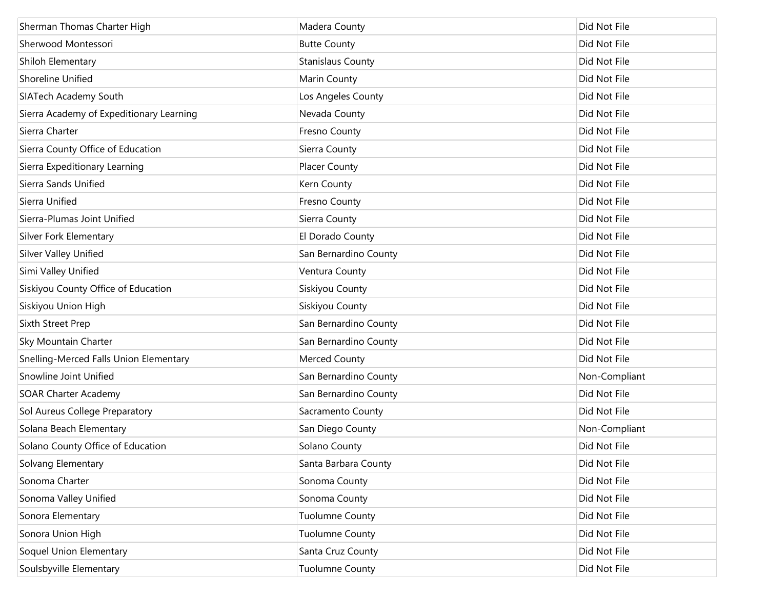| | | |
|---|---|---|
| Sherman Thomas Charter High | Madera County | Did Not File |
| Sherwood Montessori | Butte County | Did Not File |
| Shiloh Elementary | Stanislaus County | Did Not File |
| Shoreline Unified | Marin County | Did Not File |
| SIATech Academy South | Los Angeles County | Did Not File |
| Sierra Academy of Expeditionary Learning | Nevada County | Did Not File |
| Sierra Charter | Fresno County | Did Not File |
| Sierra County Office of Education | Sierra County | Did Not File |
| Sierra Expeditionary Learning | Placer County | Did Not File |
| Sierra Sands Unified | Kern County | Did Not File |
| Sierra Unified | Fresno County | Did Not File |
| Sierra-Plumas Joint Unified | Sierra County | Did Not File |
| Silver Fork Elementary | El Dorado County | Did Not File |
| Silver Valley Unified | San Bernardino County | Did Not File |
| Simi Valley Unified | Ventura County | Did Not File |
| Siskiyou County Office of Education | Siskiyou County | Did Not File |
| Siskiyou Union High | Siskiyou County | Did Not File |
| Sixth Street Prep | San Bernardino County | Did Not File |
| Sky Mountain Charter | San Bernardino County | Did Not File |
| Snelling-Merced Falls Union Elementary | Merced County | Did Not File |
| Snowline Joint Unified | San Bernardino County | Non-Compliant |
| SOAR Charter Academy | San Bernardino County | Did Not File |
| Sol Aureus College Preparatory | Sacramento County | Did Not File |
| Solana Beach Elementary | San Diego County | Non-Compliant |
| Solano County Office of Education | Solano County | Did Not File |
| Solvang Elementary | Santa Barbara County | Did Not File |
| Sonoma Charter | Sonoma County | Did Not File |
| Sonoma Valley Unified | Sonoma County | Did Not File |
| Sonora Elementary | Tuolumne County | Did Not File |
| Sonora Union High | Tuolumne County | Did Not File |
| Soquel Union Elementary | Santa Cruz County | Did Not File |
| Soulsbyville Elementary | Tuolumne County | Did Not File |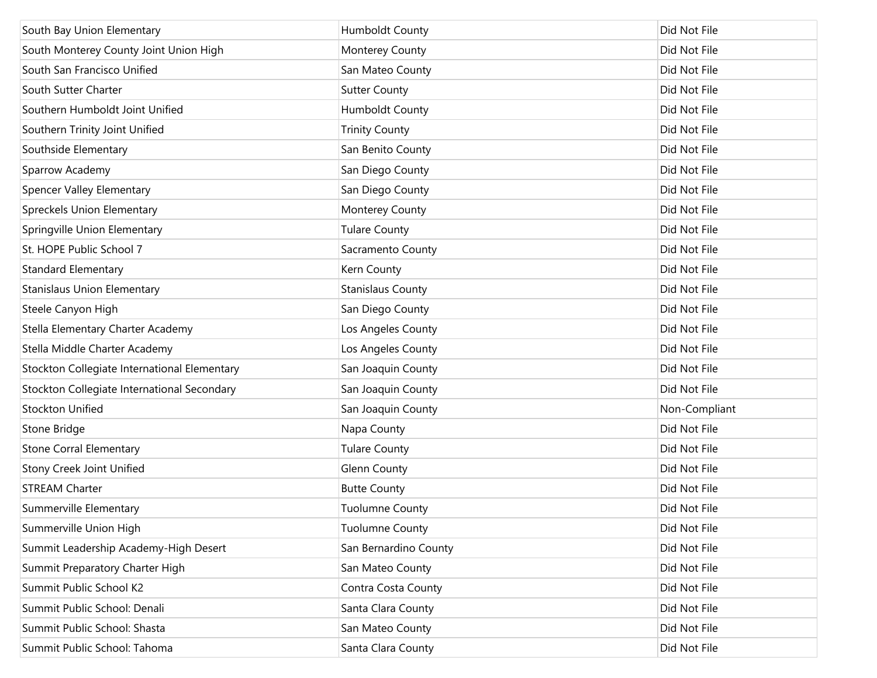| South Bay Union Elementary | Humboldt County | Did Not File |
|---|---|---|
| South Monterey County Joint Union High | Monterey County | Did Not File |
| South San Francisco Unified | San Mateo County | Did Not File |
| South Sutter Charter | Sutter County | Did Not File |
| Southern Humboldt Joint Unified | Humboldt County | Did Not File |
| Southern Trinity Joint Unified | Trinity County | Did Not File |
| Southside Elementary | San Benito County | Did Not File |
| Sparrow Academy | San Diego County | Did Not File |
| Spencer Valley Elementary | San Diego County | Did Not File |
| Spreckels Union Elementary | Monterey County | Did Not File |
| Springville Union Elementary | Tulare County | Did Not File |
| St. HOPE Public School 7 | Sacramento County | Did Not File |
| Standard Elementary | Kern County | Did Not File |
| Stanislaus Union Elementary | Stanislaus County | Did Not File |
| Steele Canyon High | San Diego County | Did Not File |
| Stella Elementary Charter Academy | Los Angeles County | Did Not File |
| Stella Middle Charter Academy | Los Angeles County | Did Not File |
| Stockton Collegiate International Elementary | San Joaquin County | Did Not File |
| Stockton Collegiate International Secondary | San Joaquin County | Did Not File |
| Stockton Unified | San Joaquin County | Non-Compliant |
| Stone Bridge | Napa County | Did Not File |
| Stone Corral Elementary | Tulare County | Did Not File |
| Stony Creek Joint Unified | Glenn County | Did Not File |
| STREAM Charter | Butte County | Did Not File |
| Summerville Elementary | Tuolumne County | Did Not File |
| Summerville Union High | Tuolumne County | Did Not File |
| Summit Leadership Academy-High Desert | San Bernardino County | Did Not File |
| Summit Preparatory Charter High | San Mateo County | Did Not File |
| Summit Public School K2 | Contra Costa County | Did Not File |
| Summit Public School: Denali | Santa Clara County | Did Not File |
| Summit Public School: Shasta | San Mateo County | Did Not File |
| Summit Public School: Tahoma | Santa Clara County | Did Not File |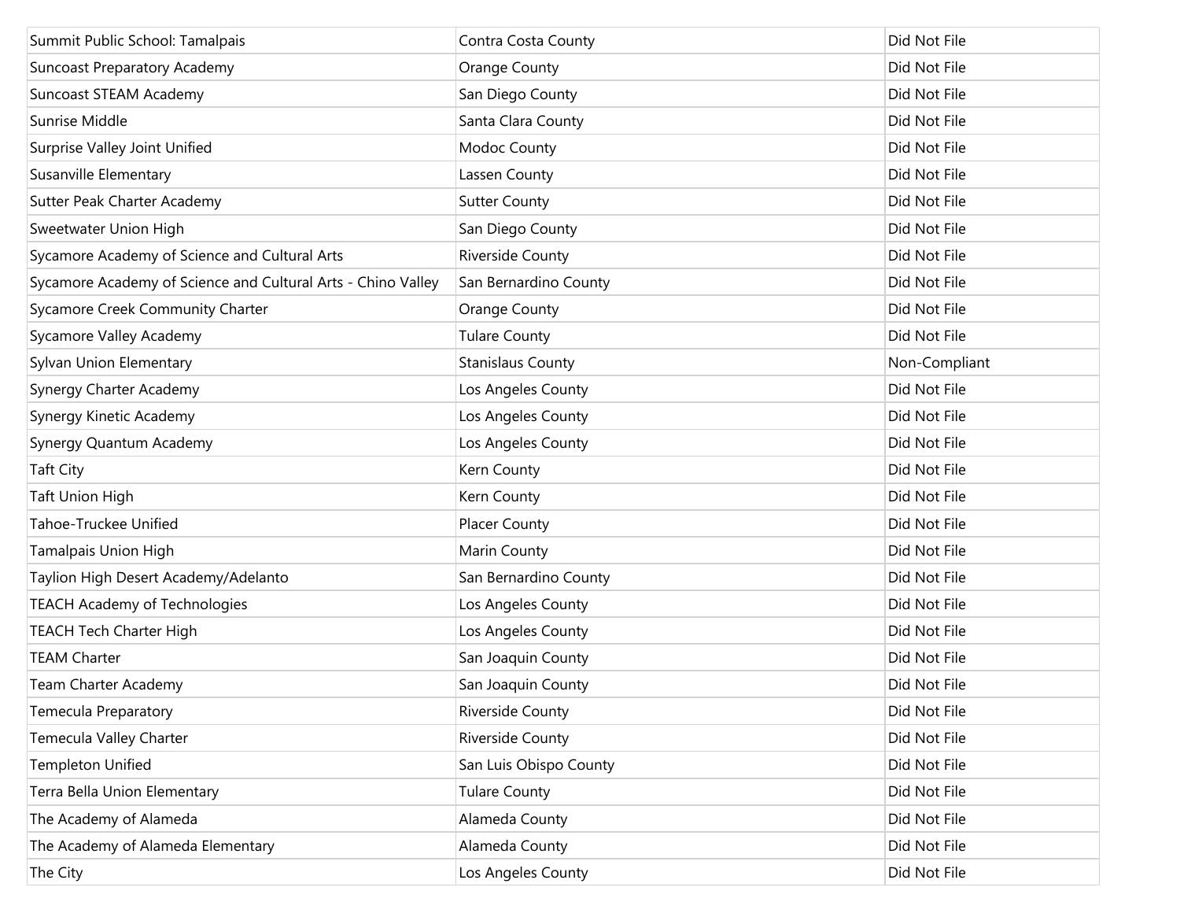| | | |
|---|---|---|
| Summit Public School: Tamalpais | Contra Costa County | Did Not File |
| Suncoast Preparatory Academy | Orange County | Did Not File |
| Suncoast STEAM Academy | San Diego County | Did Not File |
| Sunrise Middle | Santa Clara County | Did Not File |
| Surprise Valley Joint Unified | Modoc County | Did Not File |
| Susanville Elementary | Lassen County | Did Not File |
| Sutter Peak Charter Academy | Sutter County | Did Not File |
| Sweetwater Union High | San Diego County | Did Not File |
| Sycamore Academy of Science and Cultural Arts | Riverside County | Did Not File |
| Sycamore Academy of Science and Cultural Arts - Chino Valley | San Bernardino County | Did Not File |
| Sycamore Creek Community Charter | Orange County | Did Not File |
| Sycamore Valley Academy | Tulare County | Did Not File |
| Sylvan Union Elementary | Stanislaus County | Non-Compliant |
| Synergy Charter Academy | Los Angeles County | Did Not File |
| Synergy Kinetic Academy | Los Angeles County | Did Not File |
| Synergy Quantum Academy | Los Angeles County | Did Not File |
| Taft City | Kern County | Did Not File |
| Taft Union High | Kern County | Did Not File |
| Tahoe-Truckee Unified | Placer County | Did Not File |
| Tamalpais Union High | Marin County | Did Not File |
| Taylion High Desert Academy/Adelanto | San Bernardino County | Did Not File |
| TEACH Academy of Technologies | Los Angeles County | Did Not File |
| TEACH Tech Charter High | Los Angeles County | Did Not File |
| TEAM Charter | San Joaquin County | Did Not File |
| Team Charter Academy | San Joaquin County | Did Not File |
| Temecula Preparatory | Riverside County | Did Not File |
| Temecula Valley Charter | Riverside County | Did Not File |
| Templeton Unified | San Luis Obispo County | Did Not File |
| Terra Bella Union Elementary | Tulare County | Did Not File |
| The Academy of Alameda | Alameda County | Did Not File |
| The Academy of Alameda Elementary | Alameda County | Did Not File |
| The City | Los Angeles County | Did Not File |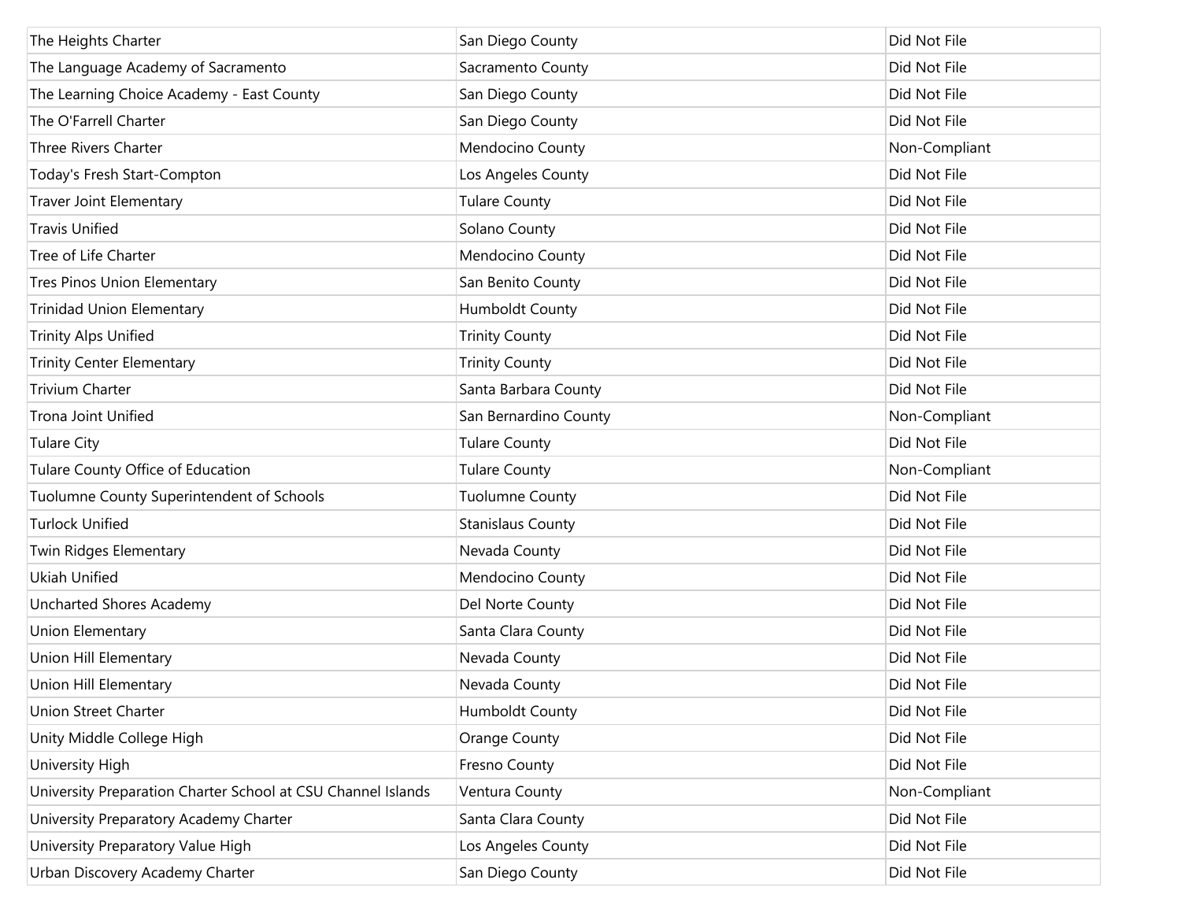| The Heights Charter | San Diego County | Did Not File |
|---|---|---|
| The Language Academy of Sacramento | Sacramento County | Did Not File |
| The Learning Choice Academy - East County | San Diego County | Did Not File |
| The O'Farrell Charter | San Diego County | Did Not File |
| Three Rivers Charter | Mendocino County | Non-Compliant |
| Today's Fresh Start-Compton | Los Angeles County | Did Not File |
| Traver Joint Elementary | Tulare County | Did Not File |
| Travis Unified | Solano County | Did Not File |
| Tree of Life Charter | Mendocino County | Did Not File |
| Tres Pinos Union Elementary | San Benito County | Did Not File |
| Trinidad Union Elementary | Humboldt County | Did Not File |
| Trinity Alps Unified | Trinity County | Did Not File |
| Trinity Center Elementary | Trinity County | Did Not File |
| Trivium Charter | Santa Barbara County | Did Not File |
| Trona Joint Unified | San Bernardino County | Non-Compliant |
| Tulare City | Tulare County | Did Not File |
| Tulare County Office of Education | Tulare County | Non-Compliant |
| Tuolumne County Superintendent of Schools | Tuolumne County | Did Not File |
| Turlock Unified | Stanislaus County | Did Not File |
| Twin Ridges Elementary | Nevada County | Did Not File |
| Ukiah Unified | Mendocino County | Did Not File |
| Uncharted Shores Academy | Del Norte County | Did Not File |
| Union Elementary | Santa Clara County | Did Not File |
| Union Hill Elementary | Nevada County | Did Not File |
| Union Hill Elementary | Nevada County | Did Not File |
| Union Street Charter | Humboldt County | Did Not File |
| Unity Middle College High | Orange County | Did Not File |
| University High | Fresno County | Did Not File |
| University Preparation Charter School at CSU Channel Islands | Ventura County | Non-Compliant |
| University Preparatory Academy Charter | Santa Clara County | Did Not File |
| University Preparatory Value High | Los Angeles County | Did Not File |
| Urban Discovery Academy Charter | San Diego County | Did Not File |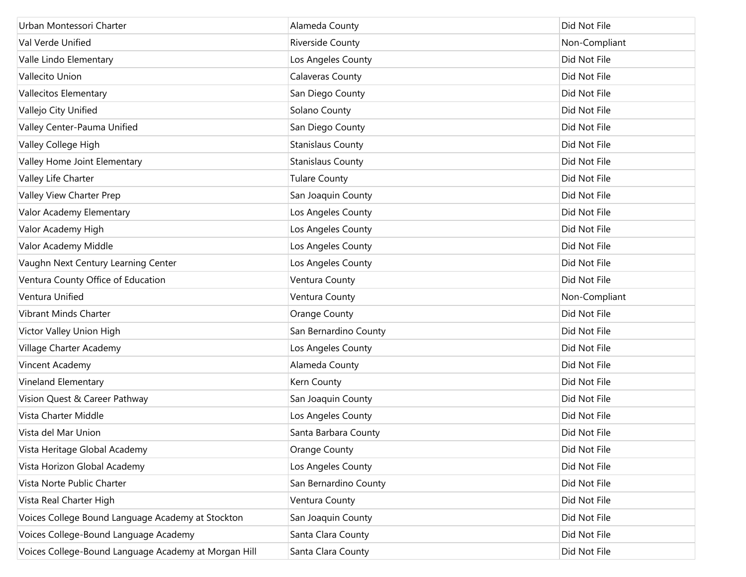| | | |
|---|---|---|
| Urban Montessori Charter | Alameda County | Did Not File |
| Val Verde Unified | Riverside County | Non-Compliant |
| Valle Lindo Elementary | Los Angeles County | Did Not File |
| Vallecito Union | Calaveras County | Did Not File |
| Vallecitos Elementary | San Diego County | Did Not File |
| Vallejo City Unified | Solano County | Did Not File |
| Valley Center-Pauma Unified | San Diego County | Did Not File |
| Valley College High | Stanislaus County | Did Not File |
| Valley Home Joint Elementary | Stanislaus County | Did Not File |
| Valley Life Charter | Tulare County | Did Not File |
| Valley View Charter Prep | San Joaquin County | Did Not File |
| Valor Academy Elementary | Los Angeles County | Did Not File |
| Valor Academy High | Los Angeles County | Did Not File |
| Valor Academy Middle | Los Angeles County | Did Not File |
| Vaughn Next Century Learning Center | Los Angeles County | Did Not File |
| Ventura County Office of Education | Ventura County | Did Not File |
| Ventura Unified | Ventura County | Non-Compliant |
| Vibrant Minds Charter | Orange County | Did Not File |
| Victor Valley Union High | San Bernardino County | Did Not File |
| Village Charter Academy | Los Angeles County | Did Not File |
| Vincent Academy | Alameda County | Did Not File |
| Vineland Elementary | Kern County | Did Not File |
| Vision Quest & Career Pathway | San Joaquin County | Did Not File |
| Vista Charter Middle | Los Angeles County | Did Not File |
| Vista del Mar Union | Santa Barbara County | Did Not File |
| Vista Heritage Global Academy | Orange County | Did Not File |
| Vista Horizon Global Academy | Los Angeles County | Did Not File |
| Vista Norte Public Charter | San Bernardino County | Did Not File |
| Vista Real Charter High | Ventura County | Did Not File |
| Voices College Bound Language Academy at Stockton | San Joaquin County | Did Not File |
| Voices College-Bound Language Academy | Santa Clara County | Did Not File |
| Voices College-Bound Language Academy at Morgan Hill | Santa Clara County | Did Not File |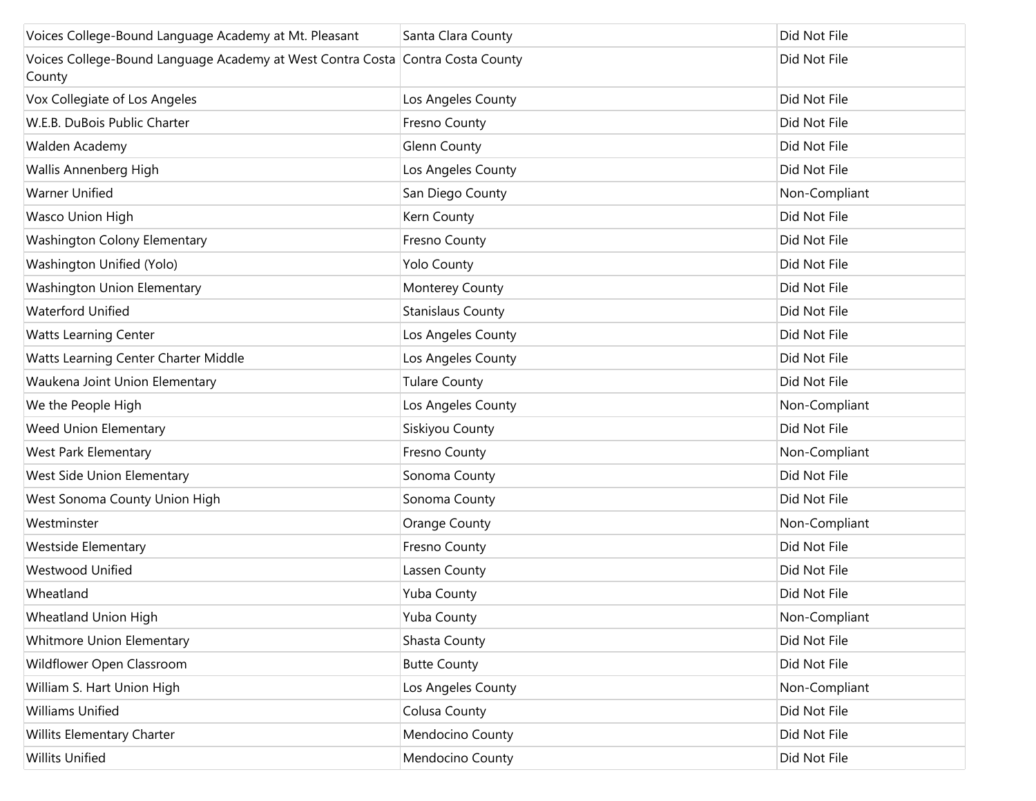| | | |
|---|---|---|
| Voices College-Bound Language Academy at Mt. Pleasant | Santa Clara County | Did Not File |
| Voices College-Bound Language Academy at West Contra Costa County | Contra Costa County | Did Not File |
| Vox Collegiate of Los Angeles | Los Angeles County | Did Not File |
| W.E.B. DuBois Public Charter | Fresno County | Did Not File |
| Walden Academy | Glenn County | Did Not File |
| Wallis Annenberg High | Los Angeles County | Did Not File |
| Warner Unified | San Diego County | Non-Compliant |
| Wasco Union High | Kern County | Did Not File |
| Washington Colony Elementary | Fresno County | Did Not File |
| Washington Unified (Yolo) | Yolo County | Did Not File |
| Washington Union Elementary | Monterey County | Did Not File |
| Waterford Unified | Stanislaus County | Did Not File |
| Watts Learning Center | Los Angeles County | Did Not File |
| Watts Learning Center Charter Middle | Los Angeles County | Did Not File |
| Waukena Joint Union Elementary | Tulare County | Did Not File |
| We the People High | Los Angeles County | Non-Compliant |
| Weed Union Elementary | Siskiyou County | Did Not File |
| West Park Elementary | Fresno County | Non-Compliant |
| West Side Union Elementary | Sonoma County | Did Not File |
| West Sonoma County Union High | Sonoma County | Did Not File |
| Westminster | Orange County | Non-Compliant |
| Westside Elementary | Fresno County | Did Not File |
| Westwood Unified | Lassen County | Did Not File |
| Wheatland | Yuba County | Did Not File |
| Wheatland Union High | Yuba County | Non-Compliant |
| Whitmore Union Elementary | Shasta County | Did Not File |
| Wildflower Open Classroom | Butte County | Did Not File |
| William S. Hart Union High | Los Angeles County | Non-Compliant |
| Williams Unified | Colusa County | Did Not File |
| Willits Elementary Charter | Mendocino County | Did Not File |
| Willits Unified | Mendocino County | Did Not File |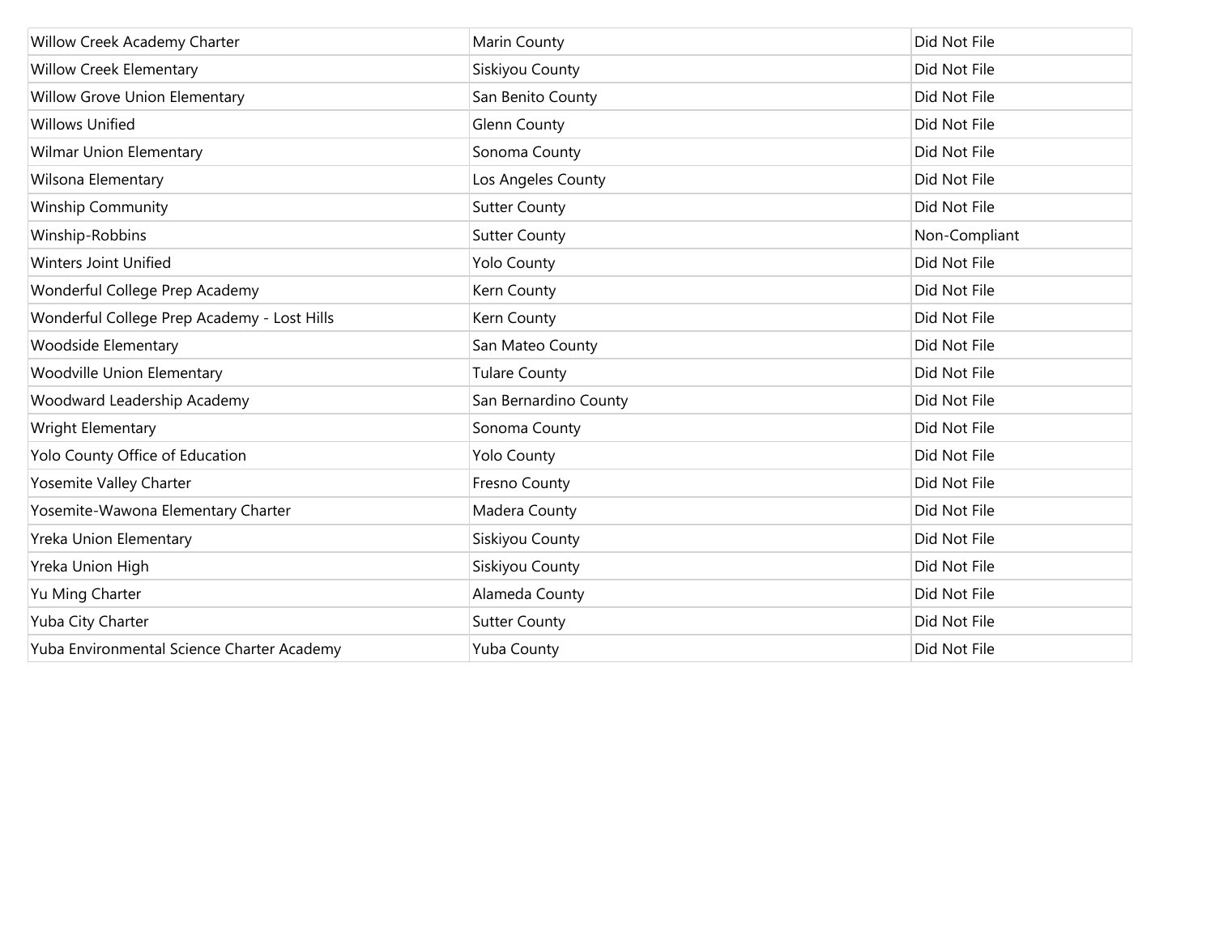| | | |
|---|---|---|
| Willow Creek Academy Charter | Marin County | Did Not File |
| Willow Creek Elementary | Siskiyou County | Did Not File |
| Willow Grove Union Elementary | San Benito County | Did Not File |
| Willows Unified | Glenn County | Did Not File |
| Wilmar Union Elementary | Sonoma County | Did Not File |
| Wilsona Elementary | Los Angeles County | Did Not File |
| Winship Community | Sutter County | Did Not File |
| Winship-Robbins | Sutter County | Non-Compliant |
| Winters Joint Unified | Yolo County | Did Not File |
| Wonderful College Prep Academy | Kern County | Did Not File |
| Wonderful College Prep Academy - Lost Hills | Kern County | Did Not File |
| Woodside Elementary | San Mateo County | Did Not File |
| Woodville Union Elementary | Tulare County | Did Not File |
| Woodward Leadership Academy | San Bernardino County | Did Not File |
| Wright Elementary | Sonoma County | Did Not File |
| Yolo County Office of Education | Yolo County | Did Not File |
| Yosemite Valley Charter | Fresno County | Did Not File |
| Yosemite-Wawona Elementary Charter | Madera County | Did Not File |
| Yreka Union Elementary | Siskiyou County | Did Not File |
| Yreka Union High | Siskiyou County | Did Not File |
| Yu Ming Charter | Alameda County | Did Not File |
| Yuba City Charter | Sutter County | Did Not File |
| Yuba Environmental Science Charter Academy | Yuba County | Did Not File |